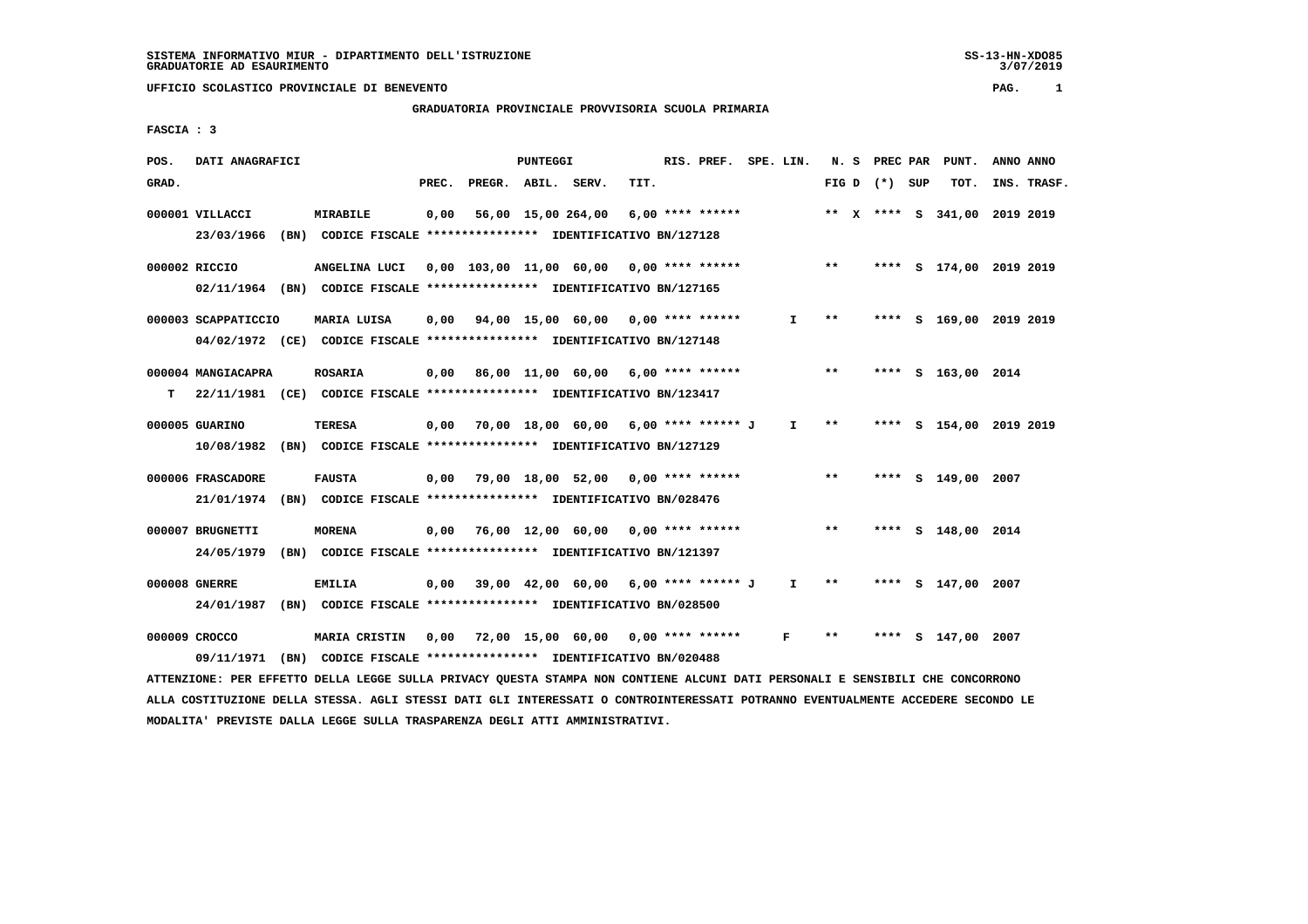SISTEMA INFORMATIVO MIUR - DIPARTIMENTO DELL'ISTRUZIONE
GRADUATORIE AD ESAURIMENTO

UFFICIO SCOLASTICO PROVINCIALE DI BENEVENTO

GRADUATORIA PROVINCIALE PROVVISORIA SCUOLA PRIMARIA

FASCIA : 3

| POS. GRAD. | DATI ANAGRAFICI | | PREC. | PREGR. | ABIL. | SERV. | TIT. | RIS. PREF. | SPE. LIN. | N. S FIG D | PREC PAR (*) | SUP | PUNT. TOT. | ANNO INS. | ANNO TRASF. |
|---|---|---|---|---|---|---|---|---|---|---|---|---|---|---|---|
| 000001 | VILLACCI | MIRABILE | 0,00 | 56,00 | 15,00 | 264,00 | 6,00 | **** ****** | | ** X | **** | S | 341,00 | 2019 | 2019 |
| | 23/03/1966 (BN) CODICE FISCALE **************** IDENTIFICATIVO BN/127128 | | | | | | | | | | | | | | |
| 000002 | RICCIO | ANGELINA LUCI | 0,00 | 103,00 | 11,00 | 60,00 | 0,00 | **** ****** | | ** | **** | S | 174,00 | 2019 | 2019 |
| | 02/11/1964 (BN) CODICE FISCALE **************** IDENTIFICATIVO BN/127165 | | | | | | | | | | | | | | |
| 000003 | SCAPPATICCIO | MARIA LUISA | 0,00 | 94,00 | 15,00 | 60,00 | 0,00 | **** ****** | I | ** | **** | S | 169,00 | 2019 | 2019 |
| | 04/02/1972 (CE) CODICE FISCALE **************** IDENTIFICATIVO BN/127148 | | | | | | | | | | | | | | |
| 000004 | MANGIACAPRA | ROSARIA | 0,00 | 86,00 | 11,00 | 60,00 | 6,00 | **** ****** | | ** | **** | S | 163,00 | 2014 | |
| T | 22/11/1981 (CE) CODICE FISCALE **************** IDENTIFICATIVO BN/123417 | | | | | | | | | | | | | | |
| 000005 | GUARINO | TERESA | 0,00 | 70,00 | 18,00 | 60,00 | 6,00 | **** ****** J | I | ** | **** | S | 154,00 | 2019 | 2019 |
| | 10/08/1982 (BN) CODICE FISCALE **************** IDENTIFICATIVO BN/127129 | | | | | | | | | | | | | | |
| 000006 | FRASCADORE | FAUSTA | 0,00 | 79,00 | 18,00 | 52,00 | 0,00 | **** ****** | | ** | **** | S | 149,00 | 2007 | |
| | 21/01/1974 (BN) CODICE FISCALE **************** IDENTIFICATIVO BN/028476 | | | | | | | | | | | | | | |
| 000007 | BRUGNETTI | MORENA | 0,00 | 76,00 | 12,00 | 60,00 | 0,00 | **** ****** | | ** | **** | S | 148,00 | 2014 | |
| | 24/05/1979 (BN) CODICE FISCALE **************** IDENTIFICATIVO BN/121397 | | | | | | | | | | | | | | |
| 000008 | GNERRE | EMILIA | 0,00 | 39,00 | 42,00 | 60,00 | 6,00 | **** ****** J | I | ** | **** | S | 147,00 | 2007 | |
| | 24/01/1987 (BN) CODICE FISCALE **************** IDENTIFICATIVO BN/028500 | | | | | | | | | | | | | | |
| 000009 | CROCCO | MARIA CRISTIN | 0,00 | 72,00 | 15,00 | 60,00 | 0,00 | **** ****** | F | ** | **** | S | 147,00 | 2007 | |
| | 09/11/1971 (BN) CODICE FISCALE **************** IDENTIFICATIVO BN/020488 | | | | | | | | | | | | | | |

ATTENZIONE: PER EFFETTO DELLA LEGGE SULLA PRIVACY QUESTA STAMPA NON CONTIENE ALCUNI DATI PERSONALI E SENSIBILI CHE CONCORRONO ALLA COSTITUZIONE DELLA STESSA. AGLI STESSI DATI GLI INTERESSATI O CONTROINTERESSATI POTRANNO EVENTUALMENTE ACCEDERE SECONDO LE MODALITA' PREVISTE DALLA LEGGE SULLA TRASPARENZA DEGLI ATTI AMMINISTRATIVI.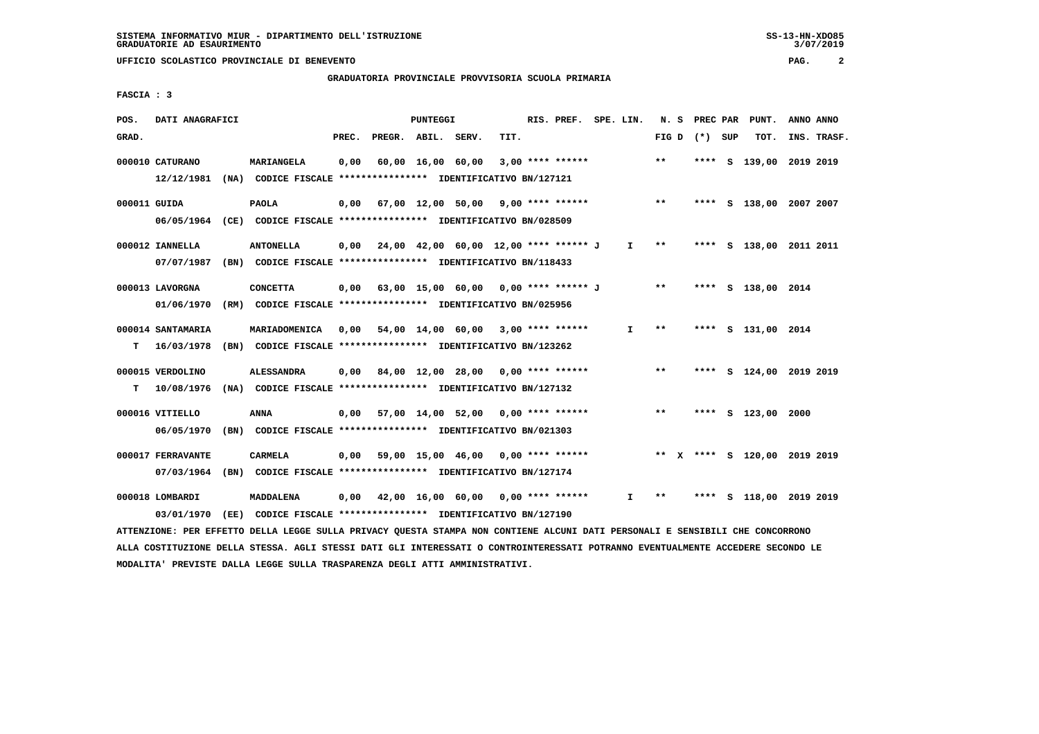GRADUATORIA PROVINCIALE PROVVISORIA SCUOLA PRIMARIA

FASCIA : 3

| POS. GRAD. | DATI ANAGRAFICI | | PREC. | PREGR. | ABIL. | SERV. | TIT. | RIS. PREF. | SPE. LIN. | N. S FIG D | PREC PAR (*) | SUP | PUNT. TOT. | ANNO INS. | ANNO TRASF. |
|---|---|---|---|---|---|---|---|---|---|---|---|---|---|---|---|
| 000010 | CATURANO 12/12/1981 (NA) CODICE FISCALE **************** IDENTIFICATIVO BN/127121 | MARIANGELA | 0,00 | 60,00 | 16,00 | 60,00 | 3,00 | **** ****** | | ** | **** | S | 139,00 | 2019 | 2019 |
| 000011 | GUIDA 06/05/1964 (CE) CODICE FISCALE **************** IDENTIFICATIVO BN/028509 | PAOLA | 0,00 | 67,00 | 12,00 | 50,00 | 9,00 | **** ****** | | ** | **** | S | 138,00 | 2007 | 2007 |
| 000012 | IANNELLA 07/07/1987 (BN) CODICE FISCALE **************** IDENTIFICATIVO BN/118433 | ANTONELLA | 0,00 | 24,00 | 42,00 | 60,00 | 12,00 | **** ****** J | I | ** | **** | S | 138,00 | 2011 | 2011 |
| 000013 | LAVORGNA 01/06/1970 (RM) CODICE FISCALE **************** IDENTIFICATIVO BN/025956 | CONCETTA | 0,00 | 63,00 | 15,00 | 60,00 | 0,00 | **** ****** J | | ** | **** | S | 138,00 | 2014 | |
| 000014 T | SANTAMARIA 16/03/1978 (BN) CODICE FISCALE **************** IDENTIFICATIVO BN/123262 | MARIADOMENICA | 0,00 | 54,00 | 14,00 | 60,00 | 3,00 | **** ****** | I | ** | **** | S | 131,00 | 2014 | |
| 000015 T | VERDOLINO 10/08/1976 (NA) CODICE FISCALE **************** IDENTIFICATIVO BN/127132 | ALESSANDRA | 0,00 | 84,00 | 12,00 | 28,00 | 0,00 | **** ****** | | ** | **** | S | 124,00 | 2019 | 2019 |
| 000016 | VITIELLO 06/05/1970 (BN) CODICE FISCALE **************** IDENTIFICATIVO BN/021303 | ANNA | 0,00 | 57,00 | 14,00 | 52,00 | 0,00 | **** ****** | | ** | **** | S | 123,00 | 2000 | |
| 000017 | FERRAVANTE 07/03/1964 (BN) CODICE FISCALE **************** IDENTIFICATIVO BN/127174 | CARMELA | 0,00 | 59,00 | 15,00 | 46,00 | 0,00 | **** ****** | | ** X | **** | S | 120,00 | 2019 | 2019 |
| 000018 | LOMBARDI 03/01/1970 (EE) CODICE FISCALE **************** IDENTIFICATIVO BN/127190 | MADDALENA | 0,00 | 42,00 | 16,00 | 60,00 | 0,00 | **** ****** | I | ** | **** | S | 118,00 | 2019 | 2019 |

ATTENZIONE: PER EFFETTO DELLA LEGGE SULLA PRIVACY QUESTA STAMPA NON CONTIENE ALCUNI DATI PERSONALI E SENSIBILI CHE CONCORRONO ALLA COSTITUZIONE DELLA STESSA. AGLI STESSI DATI GLI INTERESSATI O CONTROINTERESSATI POTRANNO EVENTUALMENTE ACCEDERE SECONDO LE MODALITA' PREVISTE DALLA LEGGE SULLA TRASPARENZA DEGLI ATTI AMMINISTRATIVI.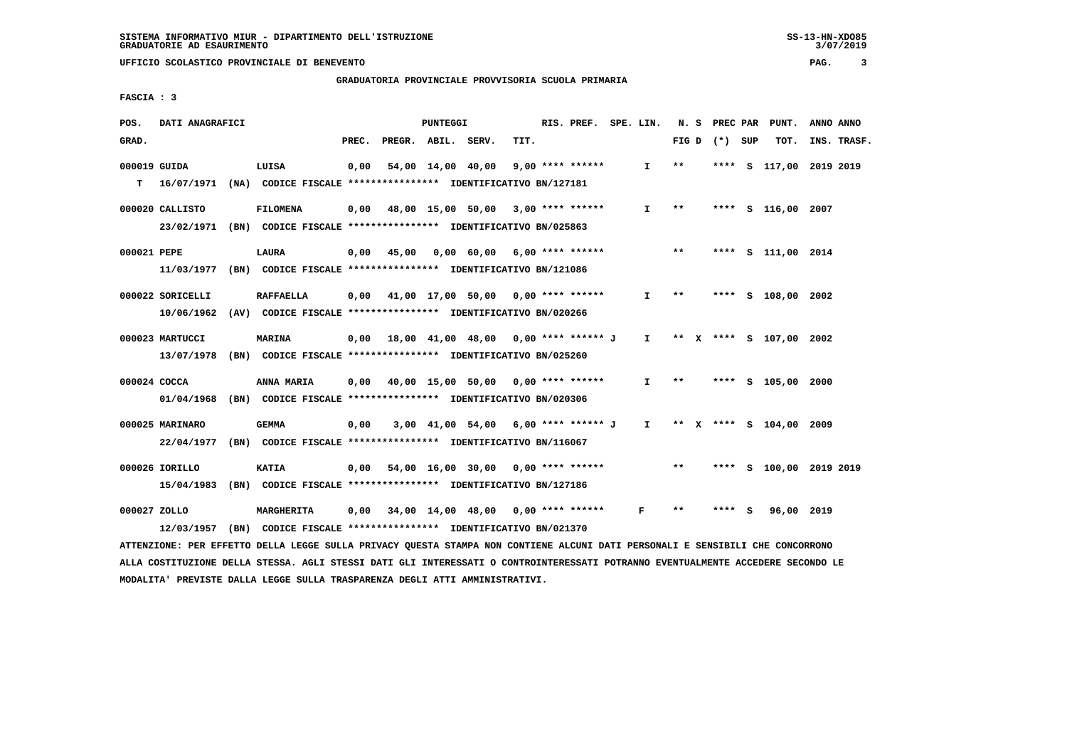SISTEMA INFORMATIVO MIUR - DIPARTIMENTO DELL'ISTRUZIONE
GRADUATORIE AD ESAURIMENTO

UFFICIO SCOLASTICO PROVINCIALE DI BENEVENTO

GRADUATORIA PROVINCIALE PROVVISORIA SCUOLA PRIMARIA

FASCIA : 3

| POS. GRAD. | DATI ANAGRAFICI | | PREC. | PREGR. | ABIL. | SERV. | TIT. | RIS. PREF. | SPE. LIN. | N. S FIG D | PREC PAR (*) SUP | PUNT. TOT. | ANNO INS. | ANNO TRASF. |
|---|---|---|---|---|---|---|---|---|---|---|---|---|---|---|
| 000019 | GUIDA | LUISA | 0,00 | 54,00 | 14,00 | 40,00 | 9,00 | **** ****** | I | ** | **** S | 117,00 | 2019 | 2019 |
| T | 16/07/1971 (NA) CODICE FISCALE **************** IDENTIFICATIVO BN/127181 | | | | | | | | | | | | | |
| 000020 | CALLISTO | FILOMENA | 0,00 | 48,00 | 15,00 | 50,00 | 3,00 | **** ****** | I | ** | **** S | 116,00 | 2007 | |
| | 23/02/1971 (BN) CODICE FISCALE **************** IDENTIFICATIVO BN/025863 | | | | | | | | | | | | | |
| 000021 | PEPE | LAURA | 0,00 | 45,00 | 0,00 | 60,00 | 6,00 | **** ****** | | ** | **** S | 111,00 | 2014 | |
| | 11/03/1977 (BN) CODICE FISCALE **************** IDENTIFICATIVO BN/121086 | | | | | | | | | | | | | |
| 000022 | SORICELLI | RAFFAELLA | 0,00 | 41,00 | 17,00 | 50,00 | 0,00 | **** ****** | I | ** | **** S | 108,00 | 2002 | |
| | 10/06/1962 (AV) CODICE FISCALE **************** IDENTIFICATIVO BN/020266 | | | | | | | | | | | | | |
| 000023 | MARTUCCI | MARINA | 0,00 | 18,00 | 41,00 | 48,00 | 0,00 | **** ****** J | I | ** X | **** S | 107,00 | 2002 | |
| | 13/07/1978 (BN) CODICE FISCALE **************** IDENTIFICATIVO BN/025260 | | | | | | | | | | | | | |
| 000024 | COCCA | ANNA MARIA | 0,00 | 40,00 | 15,00 | 50,00 | 0,00 | **** ****** | I | ** | **** S | 105,00 | 2000 | |
| | 01/04/1968 (BN) CODICE FISCALE **************** IDENTIFICATIVO BN/020306 | | | | | | | | | | | | | |
| 000025 | MARINARO | GEMMA | 0,00 | 3,00 | 41,00 | 54,00 | 6,00 | **** ****** J | I | ** X | **** S | 104,00 | 2009 | |
| | 22/04/1977 (BN) CODICE FISCALE **************** IDENTIFICATIVO BN/116067 | | | | | | | | | | | | | |
| 000026 | IORILLO | KATIA | 0,00 | 54,00 | 16,00 | 30,00 | 0,00 | **** ****** | | ** | **** S | 100,00 | 2019 | 2019 |
| | 15/04/1983 (BN) CODICE FISCALE **************** IDENTIFICATIVO BN/127186 | | | | | | | | | | | | | |
| 000027 | ZOLLO | MARGHERITA | 0,00 | 34,00 | 14,00 | 48,00 | 0,00 | **** ****** | F | ** | **** S | 96,00 | 2019 | |
| | 12/03/1957 (BN) CODICE FISCALE **************** IDENTIFICATIVO BN/021370 | | | | | | | | | | | | | |

ATTENZIONE: PER EFFETTO DELLA LEGGE SULLA PRIVACY QUESTA STAMPA NON CONTIENE ALCUNI DATI PERSONALI E SENSIBILI CHE CONCORRONO ALLA COSTITUZIONE DELLA STESSA. AGLI STESSI DATI GLI INTERESSATI O CONTROINTERESSATI POTRANNO EVENTUALMENTE ACCEDERE SECONDO LE MODALITA' PREVISTE DALLA LEGGE SULLA TRASPARENZA DEGLI ATTI AMMINISTRATIVI.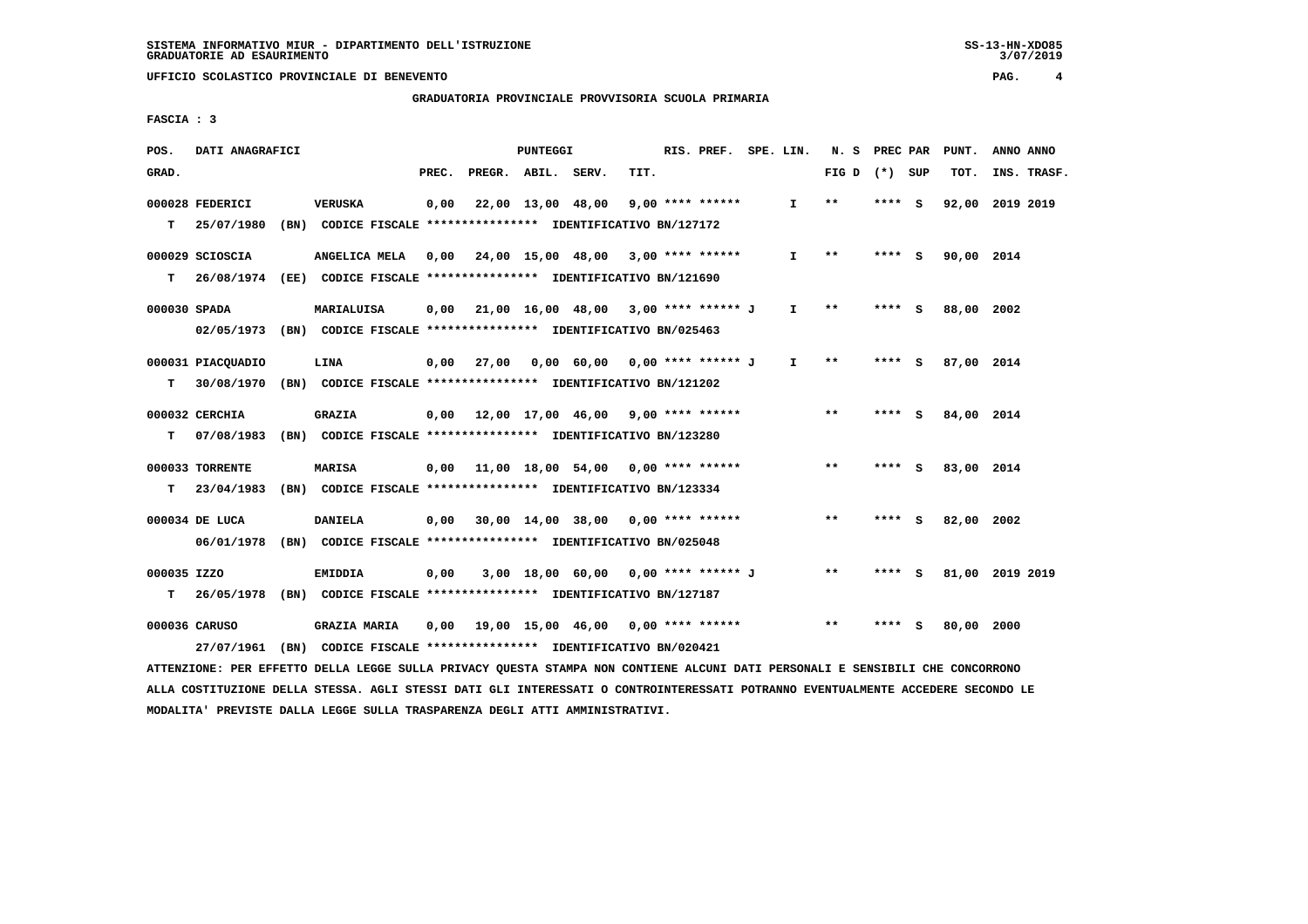SISTEMA INFORMATIVO MIUR - DIPARTIMENTO DELL'ISTRUZIONE
GRADUATORIE AD ESAURIMENTO

UFFICIO SCOLASTICO PROVINCIALE DI BENEVENTO

GRADUATORIA PROVINCIALE PROVVISORIA SCUOLA PRIMARIA

FASCIA : 3

| POS. GRAD. | DATI ANAGRAFICI | | PREC. | PREGR. | ABIL. | SERV. | TIT. | RIS. PREF. | SPE. LIN. | N. S FIG D | PREC PAR (*) SUP | PUNT. TOT. | ANNO ANNO INS. TRASF. |
|---|---|---|---|---|---|---|---|---|---|---|---|---|---|
| 000028 | FEDERICI | VERUSKA | 0,00 | 22,00 | 13,00 | 48,00 | 9,00 | **** ****** | I | ** | **** S | 92,00 | 2019 2019 |
| T | 25/07/1980 (BN) CODICE FISCALE **************** IDENTIFICATIVO BN/127172 | | | | | | | | | | | | |
| 000029 | SCIOSCIA | ANGELICA MELA | 0,00 | 24,00 | 15,00 | 48,00 | 3,00 | **** ****** | I | ** | **** S | 90,00 | 2014 |
| T | 26/08/1974 (EE) CODICE FISCALE **************** IDENTIFICATIVO BN/121690 | | | | | | | | | | | | |
| 000030 | SPADA | MARIALUISA | 0,00 | 21,00 | 16,00 | 48,00 | 3,00 | **** ****** J | I | ** | **** S | 88,00 | 2002 |
| | 02/05/1973 (BN) CODICE FISCALE **************** IDENTIFICATIVO BN/025463 | | | | | | | | | | | | |
| 000031 | PIACQUADIO | LINA | 0,00 | 27,00 | 0,00 | 60,00 | 0,00 | **** ****** J | I | ** | **** S | 87,00 | 2014 |
| T | 30/08/1970 (BN) CODICE FISCALE **************** IDENTIFICATIVO BN/121202 | | | | | | | | | | | | |
| 000032 | CERCHIA | GRAZIA | 0,00 | 12,00 | 17,00 | 46,00 | 9,00 | **** ****** | | ** | **** S | 84,00 | 2014 |
| T | 07/08/1983 (BN) CODICE FISCALE **************** IDENTIFICATIVO BN/123280 | | | | | | | | | | | | |
| 000033 | TORRENTE | MARISA | 0,00 | 11,00 | 18,00 | 54,00 | 0,00 | **** ****** | | ** | **** S | 83,00 | 2014 |
| T | 23/04/1983 (BN) CODICE FISCALE **************** IDENTIFICATIVO BN/123334 | | | | | | | | | | | | |
| 000034 | DE LUCA | DANIELA | 0,00 | 30,00 | 14,00 | 38,00 | 0,00 | **** ****** | | ** | **** S | 82,00 | 2002 |
| | 06/01/1978 (BN) CODICE FISCALE **************** IDENTIFICATIVO BN/025048 | | | | | | | | | | | | |
| 000035 | IZZO | EMIDDIA | 0,00 | 3,00 | 18,00 | 60,00 | 0,00 | **** ****** J | | ** | **** S | 81,00 | 2019 2019 |
| T | 26/05/1978 (BN) CODICE FISCALE **************** IDENTIFICATIVO BN/127187 | | | | | | | | | | | | |
| 000036 | CARUSO | GRAZIA MARIA | 0,00 | 19,00 | 15,00 | 46,00 | 0,00 | **** ****** | | ** | **** S | 80,00 | 2000 |
| | 27/07/1961 (BN) CODICE FISCALE **************** IDENTIFICATIVO BN/020421 | | | | | | | | | | | | |

ATTENZIONE: PER EFFETTO DELLA LEGGE SULLA PRIVACY QUESTA STAMPA NON CONTIENE ALCUNI DATI PERSONALI E SENSIBILI CHE CONCORRONO ALLA COSTITUZIONE DELLA STESSA. AGLI STESSI DATI GLI INTERESSATI O CONTROINTERESSATI POTRANNO EVENTUALMENTE ACCEDERE SECONDO LE MODALITA' PREVISTE DALLA LEGGE SULLA TRASPARENZA DEGLI ATTI AMMINISTRATIVI.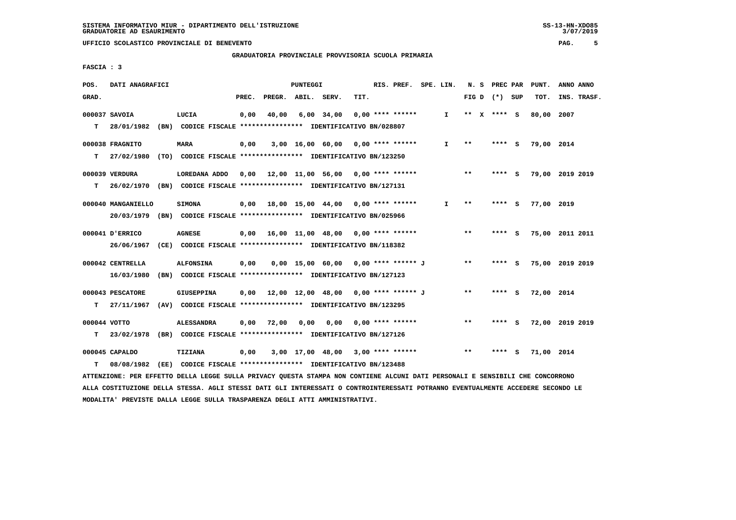SISTEMA INFORMATIVO MIUR - DIPARTIMENTO DELL'ISTRUZIONE
GRADUATORIE AD ESAURIMENTO

UFFICIO SCOLASTICO PROVINCIALE DI BENEVENTO

GRADUATORIA PROVINCIALE PROVVISORIA SCUOLA PRIMARIA

FASCIA : 3

| POS. GRAD. | DATI ANAGRAFICI | | PREC. | PREGR. | ABIL. | SERV. | TIT. | RIS. PREF. | SPE. LIN. | N. S FIG D | PREC PAR (*) | SUP | PUNT. TOT. | ANNO INS. | ANNO TRASF. |
|---|---|---|---|---|---|---|---|---|---|---|---|---|---|---|---|
| 000037 | SAVOIA | LUCIA | 0,00 | 40,00 | 6,00 | 34,00 | 0,00 | **** ****** | I | ** X | **** | S | 80,00 | 2007 | |
| T | 28/01/1982 (BN) | CODICE FISCALE **************** IDENTIFICATIVO BN/028807 | | | | | | | | | | | | | |
| 000038 | FRAGNITO | MARA | 0,00 | 3,00 | 16,00 | 60,00 | 0,00 | **** ****** | I | ** | **** | S | 79,00 | 2014 | |
| T | 27/02/1980 (TO) | CODICE FISCALE **************** IDENTIFICATIVO BN/123250 | | | | | | | | | | | | | |
| 000039 | VERDURA | LOREDANA ADDO | 0,00 | 12,00 | 11,00 | 56,00 | 0,00 | **** ****** | | ** | **** | S | 79,00 | 2019 | 2019 |
| T | 26/02/1970 (BN) | CODICE FISCALE **************** IDENTIFICATIVO BN/127131 | | | | | | | | | | | | | |
| 000040 | MANGANIELLO | SIMONA | 0,00 | 18,00 | 15,00 | 44,00 | 0,00 | **** ****** | I | ** | **** | S | 77,00 | 2019 | |
| | 20/03/1979 (BN) | CODICE FISCALE **************** IDENTIFICATIVO BN/025966 | | | | | | | | | | | | | |
| 000041 | D'ERRICO | AGNESE | 0,00 | 16,00 | 11,00 | 48,00 | 0,00 | **** ****** | | ** | **** | S | 75,00 | 2011 | 2011 |
| | 26/06/1967 (CE) | CODICE FISCALE **************** IDENTIFICATIVO BN/118382 | | | | | | | | | | | | | |
| 000042 | CENTRELLA | ALFONSINA | 0,00 | 0,00 | 15,00 | 60,00 | 0,00 | **** ****** J | | ** | **** | S | 75,00 | 2019 | 2019 |
| | 16/03/1980 (BN) | CODICE FISCALE **************** IDENTIFICATIVO BN/127123 | | | | | | | | | | | | | |
| 000043 | PESCATORE | GIUSEPPINA | 0,00 | 12,00 | 12,00 | 48,00 | 0,00 | **** ****** J | | ** | **** | S | 72,00 | 2014 | |
| T | 27/11/1967 (AV) | CODICE FISCALE **************** IDENTIFICATIVO BN/123295 | | | | | | | | | | | | | |
| 000044 | VOTTO | ALESSANDRA | 0,00 | 72,00 | 0,00 | 0,00 | 0,00 | **** ****** | | ** | **** | S | 72,00 | 2019 | 2019 |
| T | 23/02/1978 (BR) | CODICE FISCALE **************** IDENTIFICATIVO BN/127126 | | | | | | | | | | | | | |
| 000045 | CAPALDO | TIZIANA | 0,00 | 3,00 | 17,00 | 48,00 | 3,00 | **** ****** | | ** | **** | S | 71,00 | 2014 | |
| T | 08/08/1982 (EE) | CODICE FISCALE **************** IDENTIFICATIVO BN/123488 | | | | | | | | | | | | | |

ATTENZIONE: PER EFFETTO DELLA LEGGE SULLA PRIVACY QUESTA STAMPA NON CONTIENE ALCUNI DATI PERSONALI E SENSIBILI CHE CONCORRONO ALLA COSTITUZIONE DELLA STESSA. AGLI STESSI DATI GLI INTERESSATI O CONTROINTERESSATI POTRANNO EVENTUALMENTE ACCEDERE SECONDO LE MODALITA' PREVISTE DALLA LEGGE SULLA TRASPARENZA DEGLI ATTI AMMINISTRATIVI.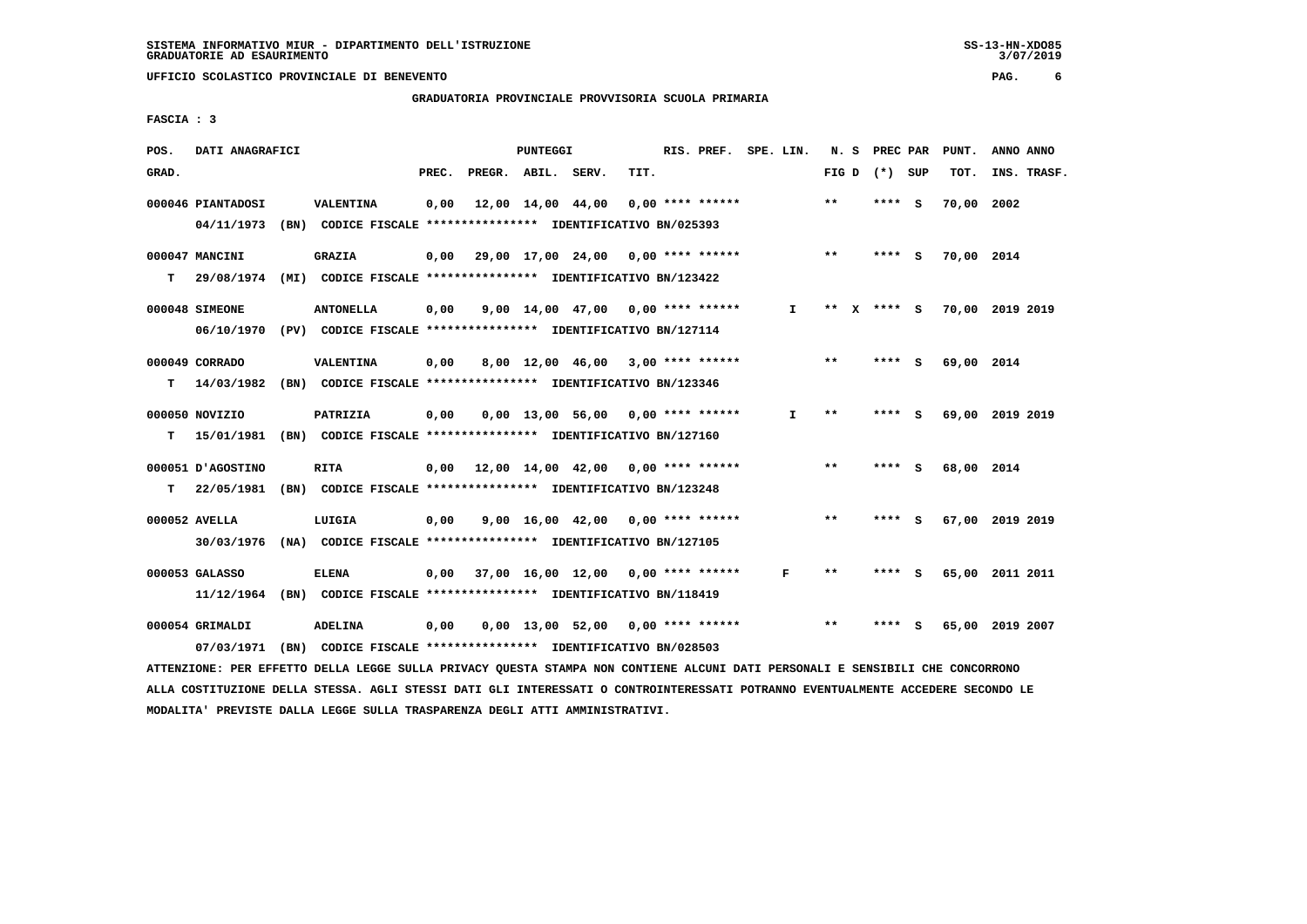SISTEMA INFORMATIVO MIUR - DIPARTIMENTO DELL'ISTRUZIONE
GRADUATORIE AD ESAURIMENTO

UFFICIO SCOLASTICO PROVINCIALE DI BENEVENTO

GRADUATORIA PROVINCIALE PROVVISORIA SCUOLA PRIMARIA

FASCIA : 3

| POS. GRAD. | DATI ANAGRAFICI | | PREC. | PREGR. | ABIL. | SERV. | TIT. | RIS. PREF. | SPE. LIN. | N. S FIG D | PREC PAR (*) SUP | PUNT. TOT. | ANNO INS. | ANNO TRASF. |
|---|---|---|---|---|---|---|---|---|---|---|---|---|---|---|
| 000046 | PIANTADOSI | VALENTINA | 0,00 | 12,00 | 14,00 | 44,00 | 0,00 | **** ****** | | ** | **** S | 70,00 | 2002 | |
| | 04/11/1973 (BN) CODICE FISCALE **************** IDENTIFICATIVO BN/025393 | | | | | | | | | | | | | |
| 000047 | MANCINI | GRAZIA | 0,00 | 29,00 | 17,00 | 24,00 | 0,00 | **** ****** | | ** | **** S | 70,00 | 2014 | |
| T | 29/08/1974 (MI) CODICE FISCALE **************** IDENTIFICATIVO BN/123422 | | | | | | | | | | | | | |
| 000048 | SIMEONE | ANTONELLA | 0,00 | 9,00 | 14,00 | 47,00 | 0,00 | **** ****** | I | ** X | **** S | 70,00 | 2019 | 2019 |
| | 06/10/1970 (PV) CODICE FISCALE **************** IDENTIFICATIVO BN/127114 | | | | | | | | | | | | | |
| 000049 | CORRADO | VALENTINA | 0,00 | 8,00 | 12,00 | 46,00 | 3,00 | **** ****** | | ** | **** S | 69,00 | 2014 | |
| T | 14/03/1982 (BN) CODICE FISCALE **************** IDENTIFICATIVO BN/123346 | | | | | | | | | | | | | |
| 000050 | NOVIZIO | PATRIZIA | 0,00 | 0,00 | 13,00 | 56,00 | 0,00 | **** ****** | I | ** | **** S | 69,00 | 2019 | 2019 |
| T | 15/01/1981 (BN) CODICE FISCALE **************** IDENTIFICATIVO BN/127160 | | | | | | | | | | | | | |
| 000051 | D'AGOSTINO | RITA | 0,00 | 12,00 | 14,00 | 42,00 | 0,00 | **** ****** | | ** | **** S | 68,00 | 2014 | |
| T | 22/05/1981 (BN) CODICE FISCALE **************** IDENTIFICATIVO BN/123248 | | | | | | | | | | | | | |
| 000052 | AVELLA | LUIGIA | 0,00 | 9,00 | 16,00 | 42,00 | 0,00 | **** ****** | | ** | **** S | 67,00 | 2019 | 2019 |
| | 30/03/1976 (NA) CODICE FISCALE **************** IDENTIFICATIVO BN/127105 | | | | | | | | | | | | | |
| 000053 | GALASSO | ELENA | 0,00 | 37,00 | 16,00 | 12,00 | 0,00 | **** ****** | F | ** | **** S | 65,00 | 2011 | 2011 |
| | 11/12/1964 (BN) CODICE FISCALE **************** IDENTIFICATIVO BN/118419 | | | | | | | | | | | | | |
| 000054 | GRIMALDI | ADELINA | 0,00 | 0,00 | 13,00 | 52,00 | 0,00 | **** ****** | | ** | **** S | 65,00 | 2019 | 2007 |
| | 07/03/1971 (BN) CODICE FISCALE **************** IDENTIFICATIVO BN/028503 | | | | | | | | | | | | | |

ATTENZIONE: PER EFFETTO DELLA LEGGE SULLA PRIVACY QUESTA STAMPA NON CONTIENE ALCUNI DATI PERSONALI E SENSIBILI CHE CONCORRONO ALLA COSTITUZIONE DELLA STESSA. AGLI STESSI DATI GLI INTERESSATI O CONTROINTERESSATI POTRANNO EVENTUALMENTE ACCEDERE SECONDO LE MODALITA' PREVISTE DALLA LEGGE SULLA TRASPARENZA DEGLI ATTI AMMINISTRATIVI.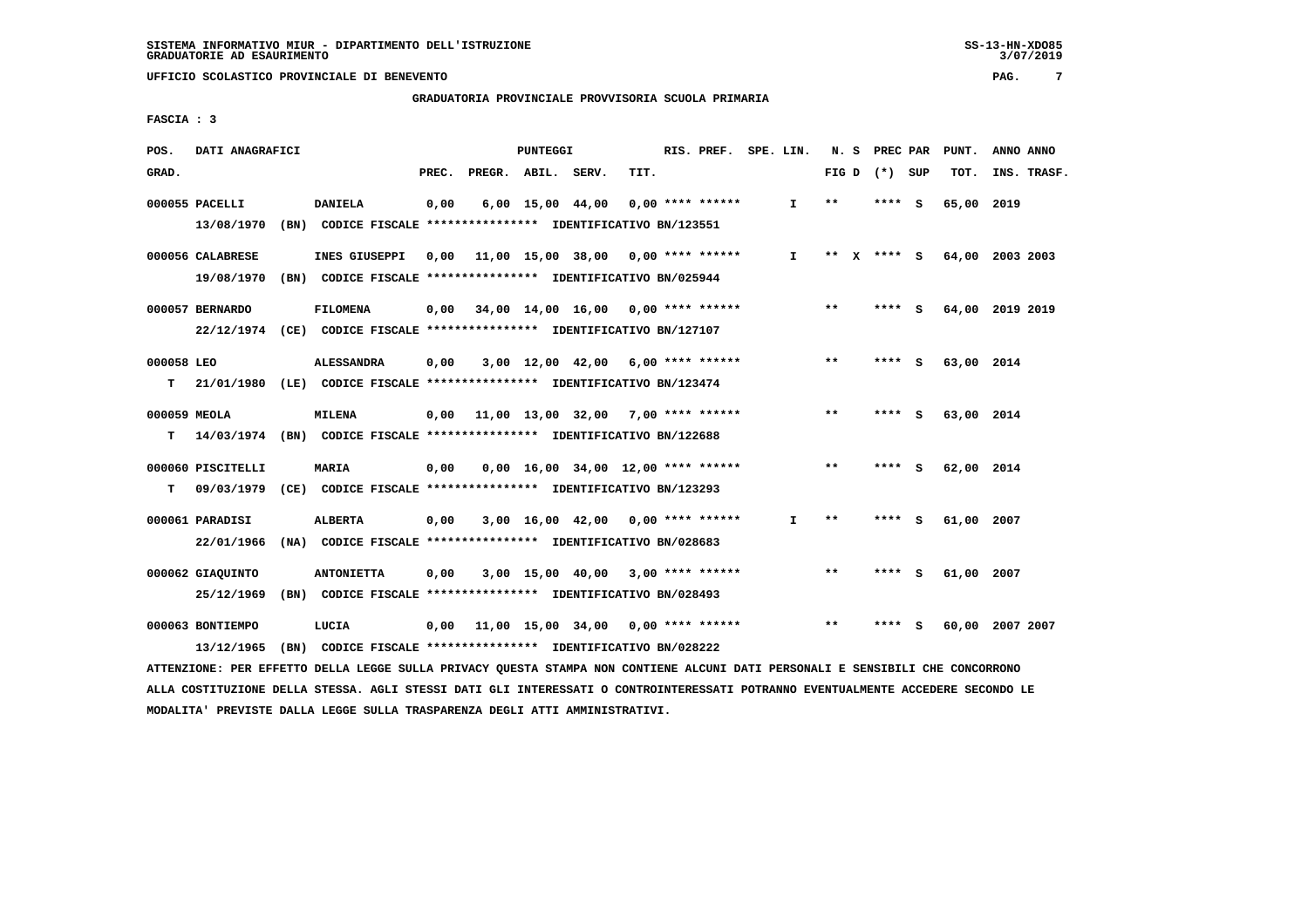GRADUATORIA PROVINCIALE PROVVISORIA SCUOLA PRIMARIA

FASCIA : 3

| POS. GRAD. | DATI ANAGRAFICI | | PREC. | PREGR. | ABIL. | SERV. | TIT. | RIS. PREF. | SPE. LIN. | N. S FIG D | PREC PAR (*) SUP | PUNT. TOT. | ANNO ANNO INS. TRASF. |
|---|---|---|---|---|---|---|---|---|---|---|---|---|---|
| 000055 | PACELLI 13/08/1970 (BN) CODICE FISCALE **************** IDENTIFICATIVO BN/123551 | DANIELA | 0,00 | 6,00 | 15,00 | 44,00 | 0,00 | **** ****** | I | ** | **** S | 65,00 | 2019 |
| 000056 | CALABRESE 19/08/1970 (BN) CODICE FISCALE **************** IDENTIFICATIVO BN/025944 | INES GIUSEPPI | 0,00 | 11,00 | 15,00 | 38,00 | 0,00 | **** ****** | I | ** X | **** S | 64,00 | 2003 2003 |
| 000057 | BERNARDO 22/12/1974 (CE) CODICE FISCALE **************** IDENTIFICATIVO BN/127107 | FILOMENA | 0,00 | 34,00 | 14,00 | 16,00 | 0,00 | **** ****** | | ** | **** S | 64,00 | 2019 2019 |
| 000058 T | LEO 21/01/1980 (LE) CODICE FISCALE **************** IDENTIFICATIVO BN/123474 | ALESSANDRA | 0,00 | 3,00 | 12,00 | 42,00 | 6,00 | **** ****** | | ** | **** S | 63,00 | 2014 |
| 000059 T | MEOLA 14/03/1974 (BN) CODICE FISCALE **************** IDENTIFICATIVO BN/122688 | MILENA | 0,00 | 11,00 | 13,00 | 32,00 | 7,00 | **** ****** | | ** | **** S | 63,00 | 2014 |
| 000060 T | PISCITELLI 09/03/1979 (CE) CODICE FISCALE **************** IDENTIFICATIVO BN/123293 | MARIA | 0,00 | 0,00 | 16,00 | 34,00 | 12,00 | **** ****** | | ** | **** S | 62,00 | 2014 |
| 000061 | PARADISI 22/01/1966 (NA) CODICE FISCALE **************** IDENTIFICATIVO BN/028683 | ALBERTA | 0,00 | 3,00 | 16,00 | 42,00 | 0,00 | **** ****** | I | ** | **** S | 61,00 | 2007 |
| 000062 | GIAQUINTO 25/12/1969 (BN) CODICE FISCALE **************** IDENTIFICATIVO BN/028493 | ANTONIETTA | 0,00 | 3,00 | 15,00 | 40,00 | 3,00 | **** ****** | | ** | **** S | 61,00 | 2007 |
| 000063 | BONTIEMPO 13/12/1965 (BN) CODICE FISCALE **************** IDENTIFICATIVO BN/028222 | LUCIA | 0,00 | 11,00 | 15,00 | 34,00 | 0,00 | **** ****** | | ** | **** S | 60,00 | 2007 2007 |

ATTENZIONE: PER EFFETTO DELLA LEGGE SULLA PRIVACY QUESTA STAMPA NON CONTIENE ALCUNI DATI PERSONALI E SENSIBILI CHE CONCORRONO ALLA COSTITUZIONE DELLA STESSA. AGLI STESSI DATI GLI INTERESSATI O CONTROINTERESSATI POTRANNO EVENTUALMENTE ACCEDERE SECONDO LE MODALITA' PREVISTE DALLA LEGGE SULLA TRASPARENZA DEGLI ATTI AMMINISTRATIVI.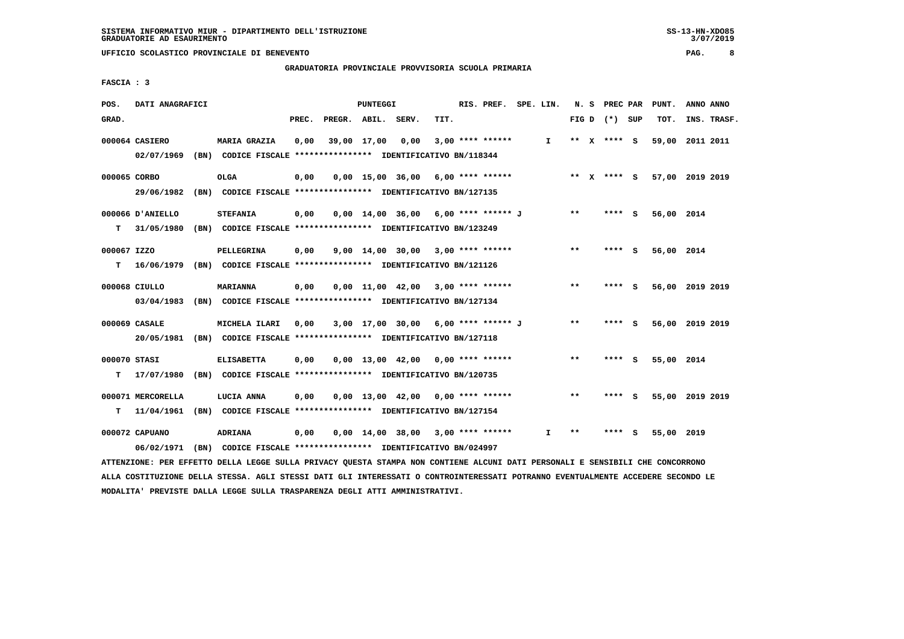SISTEMA INFORMATIVO MIUR - DIPARTIMENTO DELL'ISTRUZIONE
GRADUATORIE AD ESAURIMENTO

UFFICIO SCOLASTICO PROVINCIALE DI BENEVENTO

GRADUATORIA PROVINCIALE PROVVISORIA SCUOLA PRIMARIA

FASCIA : 3

| POS. GRAD. | DATI ANAGRAFICI | | PREC. | PREGR. | ABIL. | SERV. | TIT. | RIS. PREF. | SPE. LIN. | N. S FIG D | PREC PAR (*) | SUP | PUNT. TOT. | ANNO INS. | ANNO TRASF. |
|---|---|---|---|---|---|---|---|---|---|---|---|---|---|---|---|
| 000064 | CASIERO | MARIA GRAZIA | 0,00 | 39,00 | 17,00 | 0,00 | 3,00 | **** ****** | I | ** X | **** | S | 59,00 | 2011 | 2011 |
| | 02/07/1969 (BN) CODICE FISCALE **************** IDENTIFICATIVO BN/118344 | | | | | | | | | | | | | | |
| 000065 | CORBO | OLGA | 0,00 | 0,00 | 15,00 | 36,00 | 6,00 | **** ****** | | ** X | **** | S | 57,00 | 2019 | 2019 |
| | 29/06/1982 (BN) CODICE FISCALE **************** IDENTIFICATIVO BN/127135 | | | | | | | | | | | | | | |
| 000066 | D'ANIELLO | STEFANIA | 0,00 | 0,00 | 14,00 | 36,00 | 6,00 | **** ****** J | | ** | **** | S | 56,00 | 2014 | |
| T | 31/05/1980 (BN) CODICE FISCALE **************** IDENTIFICATIVO BN/123249 | | | | | | | | | | | | | | |
| 000067 | IZZO | PELLEGRINA | 0,00 | 9,00 | 14,00 | 30,00 | 3,00 | **** ****** | | ** | **** | S | 56,00 | 2014 | |
| T | 16/06/1979 (BN) CODICE FISCALE **************** IDENTIFICATIVO BN/121126 | | | | | | | | | | | | | | |
| 000068 | CIULLO | MARIANNA | 0,00 | 0,00 | 11,00 | 42,00 | 3,00 | **** ****** | | ** | **** | S | 56,00 | 2019 | 2019 |
| | 03/04/1983 (BN) CODICE FISCALE **************** IDENTIFICATIVO BN/127134 | | | | | | | | | | | | | | |
| 000069 | CASALE | MICHELA ILARI | 0,00 | 3,00 | 17,00 | 30,00 | 6,00 | **** ****** J | | ** | **** | S | 56,00 | 2019 | 2019 |
| | 20/05/1981 (BN) CODICE FISCALE **************** IDENTIFICATIVO BN/127118 | | | | | | | | | | | | | | |
| 000070 | STASI | ELISABETTA | 0,00 | 0,00 | 13,00 | 42,00 | 0,00 | **** ****** | | ** | **** | S | 55,00 | 2014 | |
| T | 17/07/1980 (BN) CODICE FISCALE **************** IDENTIFICATIVO BN/120735 | | | | | | | | | | | | | | |
| 000071 | MERCORELLA | LUCIA ANNA | 0,00 | 0,00 | 13,00 | 42,00 | 0,00 | **** ****** | | ** | **** | S | 55,00 | 2019 | 2019 |
| T | 11/04/1961 (BN) CODICE FISCALE **************** IDENTIFICATIVO BN/127154 | | | | | | | | | | | | | | |
| 000072 | CAPUANO | ADRIANA | 0,00 | 0,00 | 14,00 | 38,00 | 3,00 | **** ****** | I | ** | **** | S | 55,00 | 2019 | |
| | 06/02/1971 (BN) CODICE FISCALE **************** IDENTIFICATIVO BN/024997 | | | | | | | | | | | | | | |

ATTENZIONE: PER EFFETTO DELLA LEGGE SULLA PRIVACY QUESTA STAMPA NON CONTIENE ALCUNI DATI PERSONALI E SENSIBILI CHE CONCORRONO ALLA COSTITUZIONE DELLA STESSA. AGLI STESSI DATI GLI INTERESSATI O CONTROINTERESSATI POTRANNO EVENTUALMENTE ACCEDERE SECONDO LE MODALITA' PREVISTE DALLA LEGGE SULLA TRASPARENZA DEGLI ATTI AMMINISTRATIVI.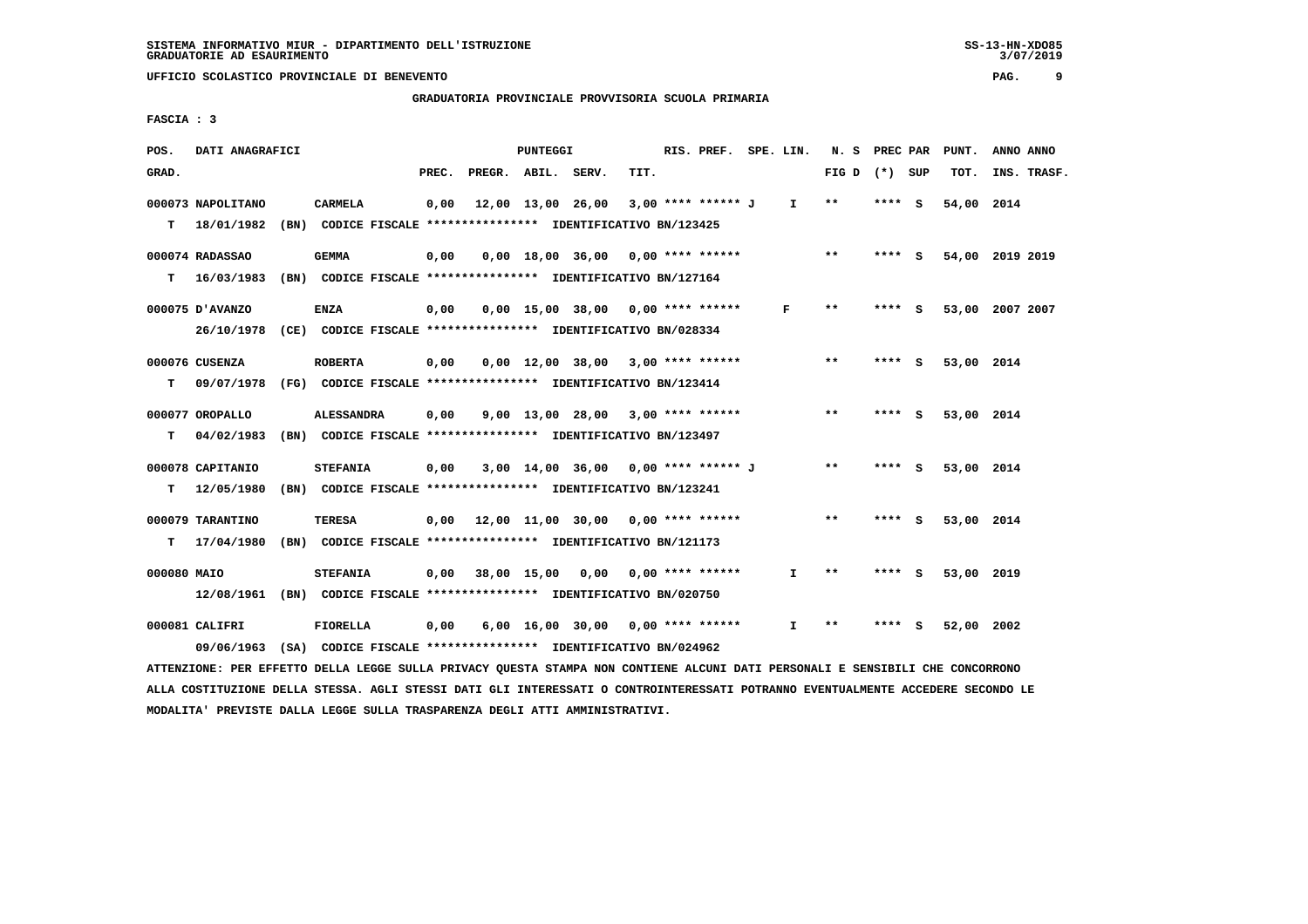SISTEMA INFORMATIVO MIUR - DIPARTIMENTO DELL'ISTRUZIONE
GRADUATORIE AD ESAURIMENTO

UFFICIO SCOLASTICO PROVINCIALE DI BENEVENTO

GRADUATORIA PROVINCIALE PROVVISORIA SCUOLA PRIMARIA

FASCIA : 3

| POS. GRAD. | DATI ANAGRAFICI | | PREC. | PREGR. | ABIL. | SERV. | TIT. | RIS. PREF. | SPE. LIN. | N. S FIG D | PREC PAR (*) SUP | PUNT. TOT. | ANNO INS. | ANNO TRASF. |
|---|---|---|---|---|---|---|---|---|---|---|---|---|---|---|
| 000073 | NAPOLITANO | CARMELA | 0,00 | 12,00 | 13,00 | 26,00 | 3,00 | **** ****** J | I | ** | **** S | 54,00 | 2014 | |
| T | 18/01/1982 (BN) | CODICE FISCALE **************** IDENTIFICATIVO BN/123425 | | | | | | | | | | | | |
| 000074 | RADASSAO | GEMMA | 0,00 | 0,00 | 18,00 | 36,00 | 0,00 | **** ****** | | ** | **** S | 54,00 | 2019 | 2019 |
| T | 16/03/1983 (BN) | CODICE FISCALE **************** IDENTIFICATIVO BN/127164 | | | | | | | | | | | | |
| 000075 | D'AVANZO | ENZA | 0,00 | 0,00 | 15,00 | 38,00 | 0,00 | **** ****** | F | ** | **** S | 53,00 | 2007 | 2007 |
| | 26/10/1978 (CE) | CODICE FISCALE **************** IDENTIFICATIVO BN/028334 | | | | | | | | | | | | |
| 000076 | CUSENZA | ROBERTA | 0,00 | 0,00 | 12,00 | 38,00 | 3,00 | **** ****** | | ** | **** S | 53,00 | 2014 | |
| T | 09/07/1978 (FG) | CODICE FISCALE **************** IDENTIFICATIVO BN/123414 | | | | | | | | | | | | |
| 000077 | OROPALLO | ALESSANDRA | 0,00 | 9,00 | 13,00 | 28,00 | 3,00 | **** ****** | | ** | **** S | 53,00 | 2014 | |
| T | 04/02/1983 (BN) | CODICE FISCALE **************** IDENTIFICATIVO BN/123497 | | | | | | | | | | | | |
| 000078 | CAPITANIO | STEFANIA | 0,00 | 3,00 | 14,00 | 36,00 | 0,00 | **** ****** J | | ** | **** S | 53,00 | 2014 | |
| T | 12/05/1980 (BN) | CODICE FISCALE **************** IDENTIFICATIVO BN/123241 | | | | | | | | | | | | |
| 000079 | TARANTINO | TERESA | 0,00 | 12,00 | 11,00 | 30,00 | 0,00 | **** ****** | | ** | **** S | 53,00 | 2014 | |
| T | 17/04/1980 (BN) | CODICE FISCALE **************** IDENTIFICATIVO BN/121173 | | | | | | | | | | | | |
| 000080 | MAIO | STEFANIA | 0,00 | 38,00 | 15,00 | 0,00 | 0,00 | **** ****** | I | ** | **** S | 53,00 | 2019 | |
| | 12/08/1961 (BN) | CODICE FISCALE **************** IDENTIFICATIVO BN/020750 | | | | | | | | | | | | |
| 000081 | CALIFRI | FIORELLA | 0,00 | 6,00 | 16,00 | 30,00 | 0,00 | **** ****** | I | ** | **** S | 52,00 | 2002 | |
| | 09/06/1963 (SA) | CODICE FISCALE **************** IDENTIFICATIVO BN/024962 | | | | | | | | | | | | |

ATTENZIONE: PER EFFETTO DELLA LEGGE SULLA PRIVACY QUESTA STAMPA NON CONTIENE ALCUNI DATI PERSONALI E SENSIBILI CHE CONCORRONO ALLA COSTITUZIONE DELLA STESSA. AGLI STESSI DATI GLI INTERESSATI O CONTROINTERESSATI POTRANNO EVENTUALMENTE ACCEDERE SECONDO LE MODALITA' PREVISTE DALLA LEGGE SULLA TRASPARENZA DEGLI ATTI AMMINISTRATIVI.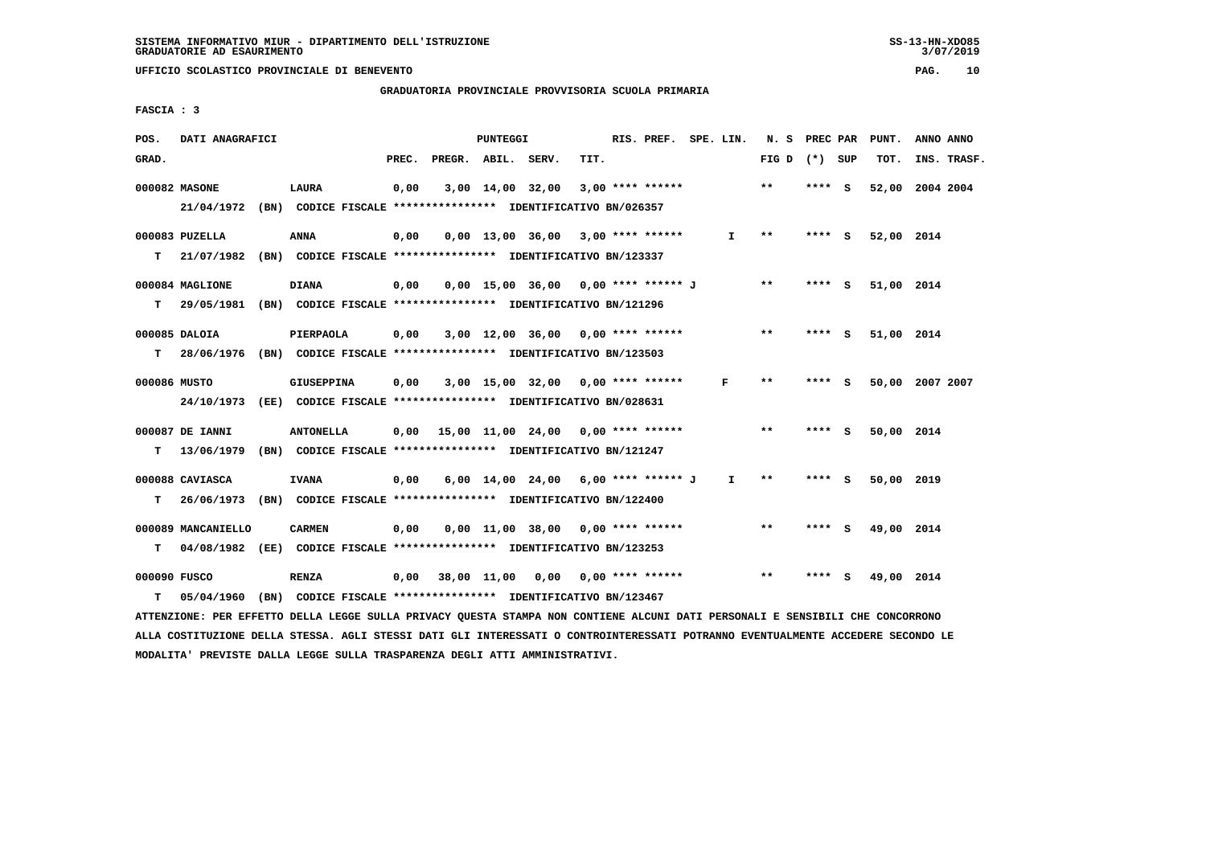SISTEMA INFORMATIVO MIUR - DIPARTIMENTO DELL'ISTRUZIONE
GRADUATORIE AD ESAURIMENTO

UFFICIO SCOLASTICO PROVINCIALE DI BENEVENTO

GRADUATORIA PROVINCIALE PROVVISORIA SCUOLA PRIMARIA

FASCIA : 3

| POS. GRAD. | DATI ANAGRAFICI | | PUNTEGGI PREC. | PREGR. | ABIL. | SERV. | TIT. | RIS. PREF. | SPE. LIN. | N. S FIG D | PREC PAR (*) | SUP | PUNT. TOT. | ANNO ANNO INS. TRASF. |
|---|---|---|---|---|---|---|---|---|---|---|---|---|---|---|
| 000082 | MASONE | LAURA | 0,00 | 3,00 | 14,00 | 32,00 | 3,00 | **** ****** | | ** | **** | S | 52,00 | 2004 2004 |
| | 21/04/1972 (BN) CODICE FISCALE **************** IDENTIFICATIVO BN/026357 | | | | | | | | | | | | | |
| 000083 | PUZELLA | ANNA | 0,00 | 0,00 | 13,00 | 36,00 | 3,00 | **** ****** | I | ** | **** | S | 52,00 | 2014 |
| T | 21/07/1982 (BN) CODICE FISCALE **************** IDENTIFICATIVO BN/123337 | | | | | | | | | | | | | |
| 000084 | MAGLIONE | DIANA | 0,00 | 0,00 | 15,00 | 36,00 | 0,00 | **** ****** J | | ** | **** | S | 51,00 | 2014 |
| T | 29/05/1981 (BN) CODICE FISCALE **************** IDENTIFICATIVO BN/121296 | | | | | | | | | | | | | |
| 000085 | DALOIA | PIERPAOLA | 0,00 | 3,00 | 12,00 | 36,00 | 0,00 | **** ****** | | ** | **** | S | 51,00 | 2014 |
| T | 28/06/1976 (BN) CODICE FISCALE **************** IDENTIFICATIVO BN/123503 | | | | | | | | | | | | | |
| 000086 | MUSTO | GIUSEPPINA | 0,00 | 3,00 | 15,00 | 32,00 | 0,00 | **** ****** | F | ** | **** | S | 50,00 | 2007 2007 |
| | 24/10/1973 (EE) CODICE FISCALE **************** IDENTIFICATIVO BN/028631 | | | | | | | | | | | | | |
| 000087 | DE IANNI | ANTONELLA | 0,00 | 15,00 | 11,00 | 24,00 | 0,00 | **** ****** | | ** | **** | S | 50,00 | 2014 |
| T | 13/06/1979 (BN) CODICE FISCALE **************** IDENTIFICATIVO BN/121247 | | | | | | | | | | | | | |
| 000088 | CAVIASCA | IVANA | 0,00 | 6,00 | 14,00 | 24,00 | 6,00 | **** ****** J | I | ** | **** | S | 50,00 | 2019 |
| T | 26/06/1973 (BN) CODICE FISCALE **************** IDENTIFICATIVO BN/122400 | | | | | | | | | | | | | |
| 000089 | MANCANIELLO | CARMEN | 0,00 | 0,00 | 11,00 | 38,00 | 0,00 | **** ****** | | ** | **** | S | 49,00 | 2014 |
| T | 04/08/1982 (EE) CODICE FISCALE **************** IDENTIFICATIVO BN/123253 | | | | | | | | | | | | | |
| 000090 | FUSCO | RENZA | 0,00 | 38,00 | 11,00 | 0,00 | 0,00 | **** ****** | | ** | **** | S | 49,00 | 2014 |
| T | 05/04/1960 (BN) CODICE FISCALE **************** IDENTIFICATIVO BN/123467 | | | | | | | | | | | | | |

ATTENZIONE: PER EFFETTO DELLA LEGGE SULLA PRIVACY QUESTA STAMPA NON CONTIENE ALCUNI DATI PERSONALI E SENSIBILI CHE CONCORRONO ALLA COSTITUZIONE DELLA STESSA. AGLI STESSI DATI GLI INTERESSATI O CONTROINTERESSATI POTRANNO EVENTUALMENTE ACCEDERE SECONDO LE MODALITA' PREVISTE DALLA LEGGE SULLA TRASPARENZA DEGLI ATTI AMMINISTRATIVI.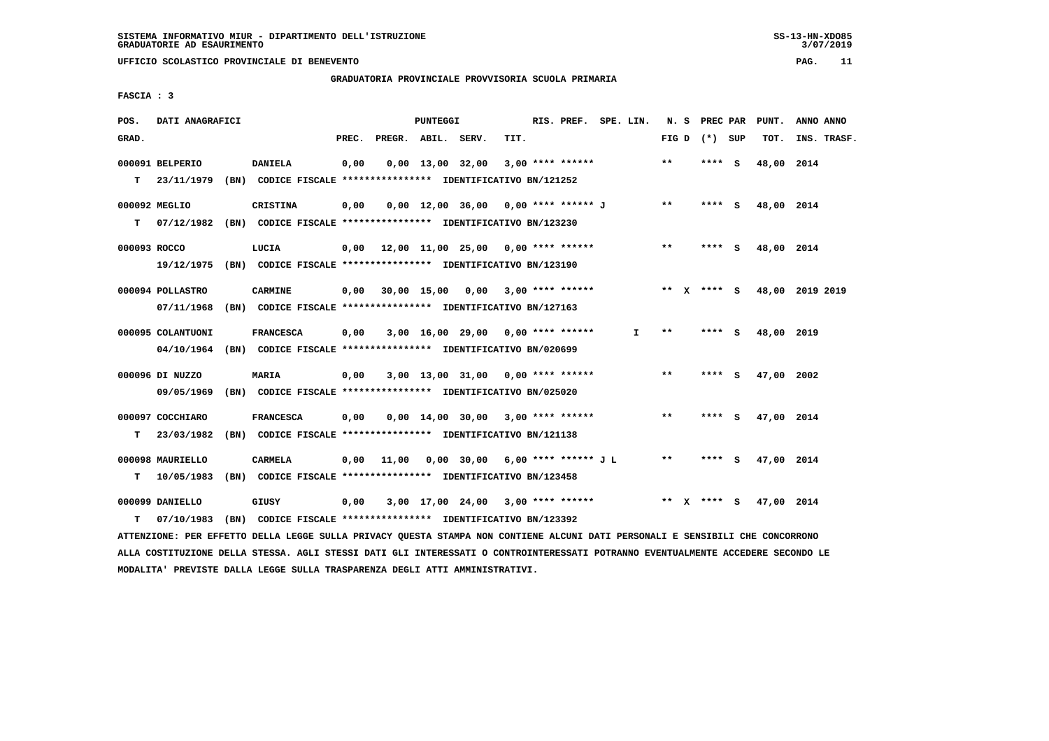SISTEMA INFORMATIVO MIUR - DIPARTIMENTO DELL'ISTRUZIONE
GRADUATORIE AD ESAURIMENTO

UFFICIO SCOLASTICO PROVINCIALE DI BENEVENTO

GRADUATORIA PROVINCIALE PROVVISORIA SCUOLA PRIMARIA

FASCIA : 3

| POS. GRAD. | DATI ANAGRAFICI | | PREC. | PREGR. | ABIL. | SERV. | TIT. | RIS. PREF. | SPE. LIN. | N. S FIG D | PREC PAR (*) | SUP | PUNT. TOT. | ANNO INS. | ANNO TRASF. |
|---|---|---|---|---|---|---|---|---|---|---|---|---|---|---|---|
| 000091 | BELPERIO | DANIELA | 0,00 | 0,00 | 13,00 | 32,00 | 3,00 | **** ****** | | ** | **** | S | 48,00 | 2014 | |
| T | 23/11/1979 (BN) CODICE FISCALE **************** IDENTIFICATIVO BN/121252 | | | | | | | | | | | | | | |
| 000092 | MEGLIO | CRISTINA | 0,00 | 0,00 | 12,00 | 36,00 | 0,00 | **** ****** J | | ** | **** | S | 48,00 | 2014 | |
| T | 07/12/1982 (BN) CODICE FISCALE **************** IDENTIFICATIVO BN/123230 | | | | | | | | | | | | | | |
| 000093 | ROCCO | LUCIA | 0,00 | 12,00 | 11,00 | 25,00 | 0,00 | **** ****** | | ** | **** | S | 48,00 | 2014 | |
| | 19/12/1975 (BN) CODICE FISCALE **************** IDENTIFICATIVO BN/123190 | | | | | | | | | | | | | | |
| 000094 | POLLASTRO | CARMINE | 0,00 | 30,00 | 15,00 | 0,00 | 3,00 | **** ****** | | ** X | **** | S | 48,00 | 2019 | 2019 |
| | 07/11/1968 (BN) CODICE FISCALE **************** IDENTIFICATIVO BN/127163 | | | | | | | | | | | | | | |
| 000095 | COLANTUONI | FRANCESCA | 0,00 | 3,00 | 16,00 | 29,00 | 0,00 | **** ****** | I | ** | **** | S | 48,00 | 2019 | |
| | 04/10/1964 (BN) CODICE FISCALE **************** IDENTIFICATIVO BN/020699 | | | | | | | | | | | | | | |
| 000096 | DI NUZZO | MARIA | 0,00 | 3,00 | 13,00 | 31,00 | 0,00 | **** ****** | | ** | **** | S | 47,00 | 2002 | |
| | 09/05/1969 (BN) CODICE FISCALE **************** IDENTIFICATIVO BN/025020 | | | | | | | | | | | | | | |
| 000097 | COCCHIARO | FRANCESCA | 0,00 | 0,00 | 14,00 | 30,00 | 3,00 | **** ****** | | ** | **** | S | 47,00 | 2014 | |
| T | 23/03/1982 (BN) CODICE FISCALE **************** IDENTIFICATIVO BN/121138 | | | | | | | | | | | | | | |
| 000098 | MAURIELLO | CARMELA | 0,00 | 11,00 | 0,00 | 30,00 | 6,00 | **** ****** J L | | ** | **** | S | 47,00 | 2014 | |
| T | 10/05/1983 (BN) CODICE FISCALE **************** IDENTIFICATIVO BN/123458 | | | | | | | | | | | | | | |
| 000099 | DANIELLO | GIUSY | 0,00 | 3,00 | 17,00 | 24,00 | 3,00 | **** ****** | | ** X | **** | S | 47,00 | 2014 | |
| T | 07/10/1983 (BN) CODICE FISCALE **************** IDENTIFICATIVO BN/123392 | | | | | | | | | | | | | | |

ATTENZIONE: PER EFFETTO DELLA LEGGE SULLA PRIVACY QUESTA STAMPA NON CONTIENE ALCUNI DATI PERSONALI E SENSIBILI CHE CONCORRONO ALLA COSTITUZIONE DELLA STESSA. AGLI STESSI DATI GLI INTERESSATI O CONTROINTERESSATI POTRANNO EVENTUALMENTE ACCEDERE SECONDO LE MODALITA' PREVISTE DALLA LEGGE SULLA TRASPARENZA DEGLI ATTI AMMINISTRATIVI.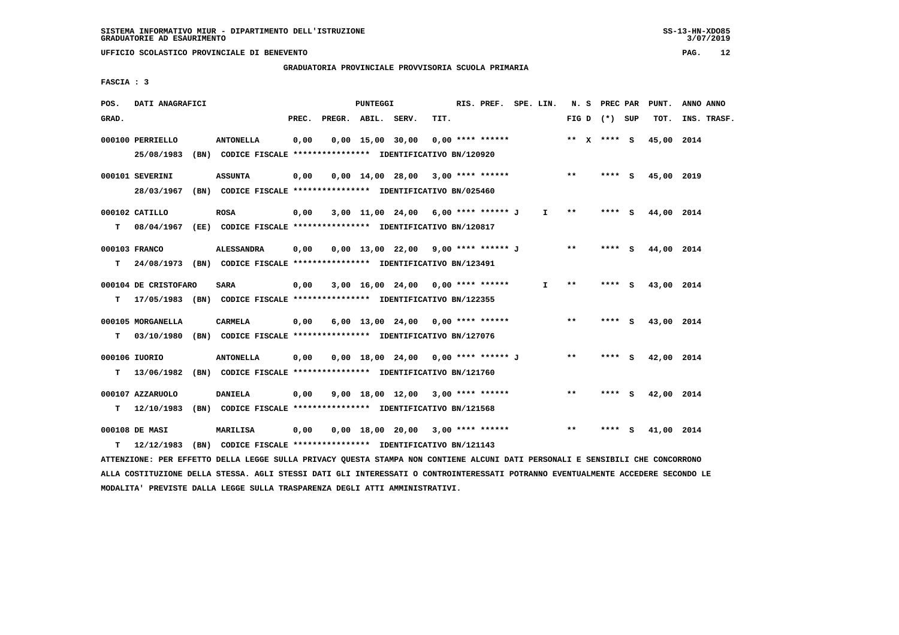SISTEMA INFORMATIVO MIUR - DIPARTIMENTO DELL'ISTRUZIONE
GRADUATORIE AD ESAURIMENTO

UFFICIO SCOLASTICO PROVINCIALE DI BENEVENTO

GRADUATORIA PROVINCIALE PROVVISORIA SCUOLA PRIMARIA

FASCIA : 3

| POS. GRAD. | DATI ANAGRAFICI | | PREC. | PREGR. | ABIL. | SERV. | TIT. | RIS. PREF. | SPE. LIN. | N. S FIG D | PREC PAR (*) SUP | PUNT. TOT. | ANNO INS. | ANNO TRASF. |
|---|---|---|---|---|---|---|---|---|---|---|---|---|---|---|
| 000100 | PERRIELLO | ANTONELLA | 0,00 | 0,00 | 15,00 | 30,00 | 0,00 | **** ****** | | ** X | **** S | 45,00 | 2014 | |
| | 25/08/1983 (BN) CODICE FISCALE **************** IDENTIFICATIVO BN/120920 | | | | | | | | | | | | | |
| 000101 | SEVERINI | ASSUNTA | 0,00 | 0,00 | 14,00 | 28,00 | 3,00 | **** ****** | | ** | **** S | 45,00 | 2019 | |
| | 28/03/1967 (BN) CODICE FISCALE **************** IDENTIFICATIVO BN/025460 | | | | | | | | | | | | | |
| 000102 | CATILLO | ROSA | 0,00 | 3,00 | 11,00 | 24,00 | 6,00 | **** ****** J | I | ** | **** S | 44,00 | 2014 | |
| T | 08/04/1967 (EE) CODICE FISCALE **************** IDENTIFICATIVO BN/120817 | | | | | | | | | | | | | |
| 000103 | FRANCO | ALESSANDRA | 0,00 | 0,00 | 13,00 | 22,00 | 9,00 | **** ****** J | | ** | **** S | 44,00 | 2014 | |
| T | 24/08/1973 (BN) CODICE FISCALE **************** IDENTIFICATIVO BN/123491 | | | | | | | | | | | | | |
| 000104 | DE CRISTOFARO | SARA | 0,00 | 3,00 | 16,00 | 24,00 | 0,00 | **** ****** | I | ** | **** S | 43,00 | 2014 | |
| T | 17/05/1983 (BN) CODICE FISCALE **************** IDENTIFICATIVO BN/122355 | | | | | | | | | | | | | |
| 000105 | MORGANELLA | CARMELA | 0,00 | 6,00 | 13,00 | 24,00 | 0,00 | **** ****** | | ** | **** S | 43,00 | 2014 | |
| T | 03/10/1980 (BN) CODICE FISCALE **************** IDENTIFICATIVO BN/127076 | | | | | | | | | | | | | |
| 000106 | IUORIO | ANTONELLA | 0,00 | 0,00 | 18,00 | 24,00 | 0,00 | **** ****** J | | ** | **** S | 42,00 | 2014 | |
| T | 13/06/1982 (BN) CODICE FISCALE **************** IDENTIFICATIVO BN/121760 | | | | | | | | | | | | | |
| 000107 | AZZARUOLO | DANIELA | 0,00 | 9,00 | 18,00 | 12,00 | 3,00 | **** ****** | | ** | **** S | 42,00 | 2014 | |
| T | 12/10/1983 (BN) CODICE FISCALE **************** IDENTIFICATIVO BN/121568 | | | | | | | | | | | | | |
| 000108 | DE MASI | MARILISA | 0,00 | 0,00 | 18,00 | 20,00 | 3,00 | **** ****** | | ** | **** S | 41,00 | 2014 | |
| T | 12/12/1983 (BN) CODICE FISCALE **************** IDENTIFICATIVO BN/121143 | | | | | | | | | | | | | |

ATTENZIONE: PER EFFETTO DELLA LEGGE SULLA PRIVACY QUESTA STAMPA NON CONTIENE ALCUNI DATI PERSONALI E SENSIBILI CHE CONCORRONO ALLA COSTITUZIONE DELLA STESSA. AGLI STESSI DATI GLI INTERESSATI O CONTROINTERESSATI POTRANNO EVENTUALMENTE ACCEDERE SECONDO LE MODALITA' PREVISTE DALLA LEGGE SULLA TRASPARENZA DEGLI ATTI AMMINISTRATIVI.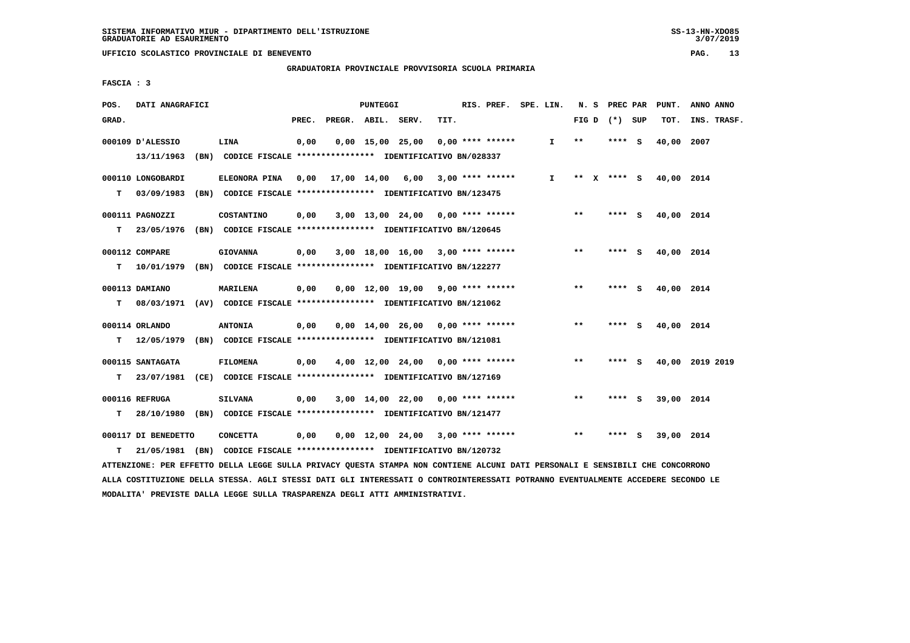GRADUATORIA PROVINCIALE PROVVISORIA SCUOLA PRIMARIA

FASCIA : 3

| POS. GRAD. | DATI ANAGRAFICI | | PREC. | PREGR. | ABIL. | SERV. | TIT. | RIS. PREF. | SPE. LIN. | N. S FIG D | PREC PAR (*) SUP | PUNT. TOT. | ANNO INS. | ANNO TRASF. |
|---|---|---|---|---|---|---|---|---|---|---|---|---|---|---|
| 000109 | D'ALESSIO | LINA | 0,00 | 0,00 | 15,00 | 25,00 | 0,00 | **** ****** | I | ** | **** S | 40,00 | 2007 | |
| | 13/11/1963 (BN) CODICE FISCALE **************** IDENTIFICATIVO BN/028337 | | | | | | | | | | | | | |
| 000110 | LONGOBARDI | ELEONORA PINA | 0,00 | 17,00 | 14,00 | 6,00 | 3,00 | **** ****** | I | ** X | **** S | 40,00 | 2014 | |
| T | 03/09/1983 (BN) CODICE FISCALE **************** IDENTIFICATIVO BN/123475 | | | | | | | | | | | | | |
| 000111 | PAGNOZZI | COSTANTINO | 0,00 | 3,00 | 13,00 | 24,00 | 0,00 | **** ****** | | ** | **** S | 40,00 | 2014 | |
| T | 23/05/1976 (BN) CODICE FISCALE **************** IDENTIFICATIVO BN/120645 | | | | | | | | | | | | | |
| 000112 | COMPARE | GIOVANNA | 0,00 | 3,00 | 18,00 | 16,00 | 3,00 | **** ****** | | ** | **** S | 40,00 | 2014 | |
| T | 10/01/1979 (BN) CODICE FISCALE **************** IDENTIFICATIVO BN/122277 | | | | | | | | | | | | | |
| 000113 | DAMIANO | MARILENA | 0,00 | 0,00 | 12,00 | 19,00 | 9,00 | **** ****** | | ** | **** S | 40,00 | 2014 | |
| T | 08/03/1971 (AV) CODICE FISCALE **************** IDENTIFICATIVO BN/121062 | | | | | | | | | | | | | |
| 000114 | ORLANDO | ANTONIA | 0,00 | 0,00 | 14,00 | 26,00 | 0,00 | **** ****** | | ** | **** S | 40,00 | 2014 | |
| T | 12/05/1979 (BN) CODICE FISCALE **************** IDENTIFICATIVO BN/121081 | | | | | | | | | | | | | |
| 000115 | SANTAGATA | FILOMENA | 0,00 | 4,00 | 12,00 | 24,00 | 0,00 | **** ****** | | ** | **** S | 40,00 | 2019 | 2019 |
| T | 23/07/1981 (CE) CODICE FISCALE **************** IDENTIFICATIVO BN/127169 | | | | | | | | | | | | | |
| 000116 | REFRUGA | SILVANA | 0,00 | 3,00 | 14,00 | 22,00 | 0,00 | **** ****** | | ** | **** S | 39,00 | 2014 | |
| T | 28/10/1980 (BN) CODICE FISCALE **************** IDENTIFICATIVO BN/121477 | | | | | | | | | | | | | |
| 000117 | DI BENEDETTO | CONCETTA | 0,00 | 0,00 | 12,00 | 24,00 | 3,00 | **** ****** | | ** | **** S | 39,00 | 2014 | |
| T | 21/05/1981 (BN) CODICE FISCALE **************** IDENTIFICATIVO BN/120732 | | | | | | | | | | | | | |

ATTENZIONE: PER EFFETTO DELLA LEGGE SULLA PRIVACY QUESTA STAMPA NON CONTIENE ALCUNI DATI PERSONALI E SENSIBILI CHE CONCORRONO ALLA COSTITUZIONE DELLA STESSA. AGLI STESSI DATI GLI INTERESSATI O CONTROINTERESSATI POTRANNO EVENTUALMENTE ACCEDERE SECONDO LE MODALITA' PREVISTE DALLA LEGGE SULLA TRASPARENZA DEGLI ATTI AMMINISTRATIVI.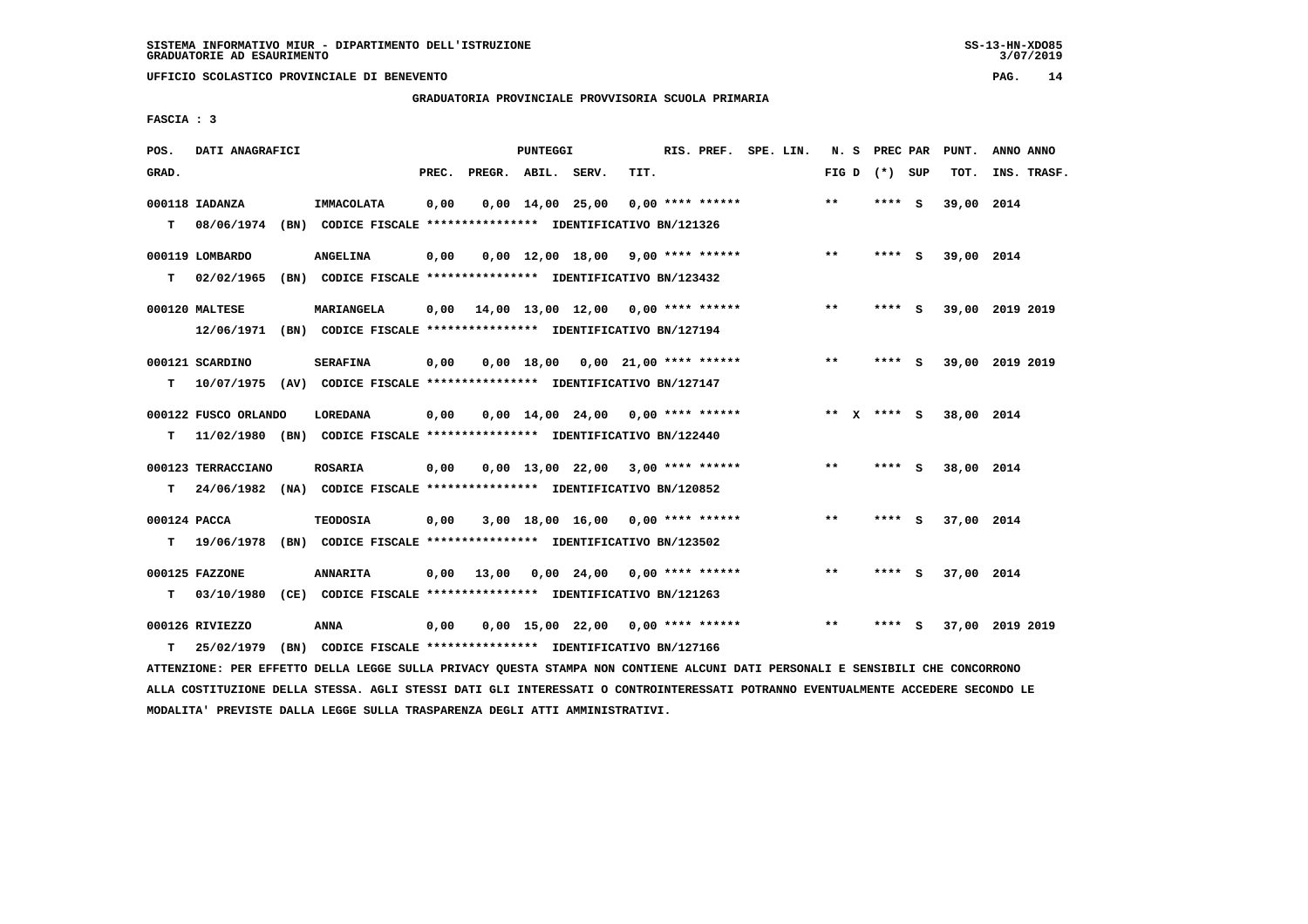SISTEMA INFORMATIVO MIUR - DIPARTIMENTO DELL'ISTRUZIONE
GRADUATORIE AD ESAURIMENTO

UFFICIO SCOLASTICO PROVINCIALE DI BENEVENTO

GRADUATORIA PROVINCIALE PROVVISORIA SCUOLA PRIMARIA

FASCIA : 3

| POS. GRAD. | DATI ANAGRAFICI | | PREC. | PREGR. | ABIL. | SERV. | TIT. | RIS. PREF. | SPE. LIN. | N. S FIG D | PREC PAR (*) SUP | PUNT. TOT. | ANNO INS. | ANNO TRASF. |
|---|---|---|---|---|---|---|---|---|---|---|---|---|---|---|
| 000118 | IADANZA | IMMACOLATA | 0,00 | 0,00 | 14,00 | 25,00 | 0,00 | **** ****** | | ** | **** S | 39,00 | 2014 | |
| T | 08/06/1974 (BN) CODICE FISCALE **************** IDENTIFICATIVO BN/121326 | | | | | | | | | | | | | |
| 000119 | LOMBARDO | ANGELINA | 0,00 | 0,00 | 12,00 | 18,00 | 9,00 | **** ****** | | ** | **** S | 39,00 | 2014 | |
| T | 02/02/1965 (BN) CODICE FISCALE **************** IDENTIFICATIVO BN/123432 | | | | | | | | | | | | | |
| 000120 | MALTESE | MARIANGELA | 0,00 | 14,00 | 13,00 | 12,00 | 0,00 | **** ****** | | ** | **** S | 39,00 | 2019 | 2019 |
| | 12/06/1971 (BN) CODICE FISCALE **************** IDENTIFICATIVO BN/127194 | | | | | | | | | | | | | |
| 000121 | SCARDINO | SERAFINA | 0,00 | 0,00 | 18,00 | 0,00 | 21,00 | **** ****** | | ** | **** S | 39,00 | 2019 | 2019 |
| T | 10/07/1975 (AV) CODICE FISCALE **************** IDENTIFICATIVO BN/127147 | | | | | | | | | | | | | |
| 000122 | FUSCO ORLANDO | LOREDANA | 0,00 | 0,00 | 14,00 | 24,00 | 0,00 | **** ****** | | ** X | **** S | 38,00 | 2014 | |
| T | 11/02/1980 (BN) CODICE FISCALE **************** IDENTIFICATIVO BN/122440 | | | | | | | | | | | | | |
| 000123 | TERRACCIANO | ROSARIA | 0,00 | 0,00 | 13,00 | 22,00 | 3,00 | **** ****** | | ** | **** S | 38,00 | 2014 | |
| T | 24/06/1982 (NA) CODICE FISCALE **************** IDENTIFICATIVO BN/120852 | | | | | | | | | | | | | |
| 000124 | PACCA | TEODOSIA | 0,00 | 3,00 | 18,00 | 16,00 | 0,00 | **** ****** | | ** | **** S | 37,00 | 2014 | |
| T | 19/06/1978 (BN) CODICE FISCALE **************** IDENTIFICATIVO BN/123502 | | | | | | | | | | | | | |
| 000125 | FAZZONE | ANNARITA | 0,00 | 13,00 | 0,00 | 24,00 | 0,00 | **** ****** | | ** | **** S | 37,00 | 2014 | |
| T | 03/10/1980 (CE) CODICE FISCALE **************** IDENTIFICATIVO BN/121263 | | | | | | | | | | | | | |
| 000126 | RIVIEZZO | ANNA | 0,00 | 0,00 | 15,00 | 22,00 | 0,00 | **** ****** | | ** | **** S | 37,00 | 2019 | 2019 |
| T | 25/02/1979 (BN) CODICE FISCALE **************** IDENTIFICATIVO BN/127166 | | | | | | | | | | | | | |

ATTENZIONE: PER EFFETTO DELLA LEGGE SULLA PRIVACY QUESTA STAMPA NON CONTIENE ALCUNI DATI PERSONALI E SENSIBILI CHE CONCORRONO ALLA COSTITUZIONE DELLA STESSA. AGLI STESSI DATI GLI INTERESSATI O CONTROINTERESSATI POTRANNO EVENTUALMENTE ACCEDERE SECONDO LE MODALITA' PREVISTE DALLA LEGGE SULLA TRASPARENZA DEGLI ATTI AMMINISTRATIVI.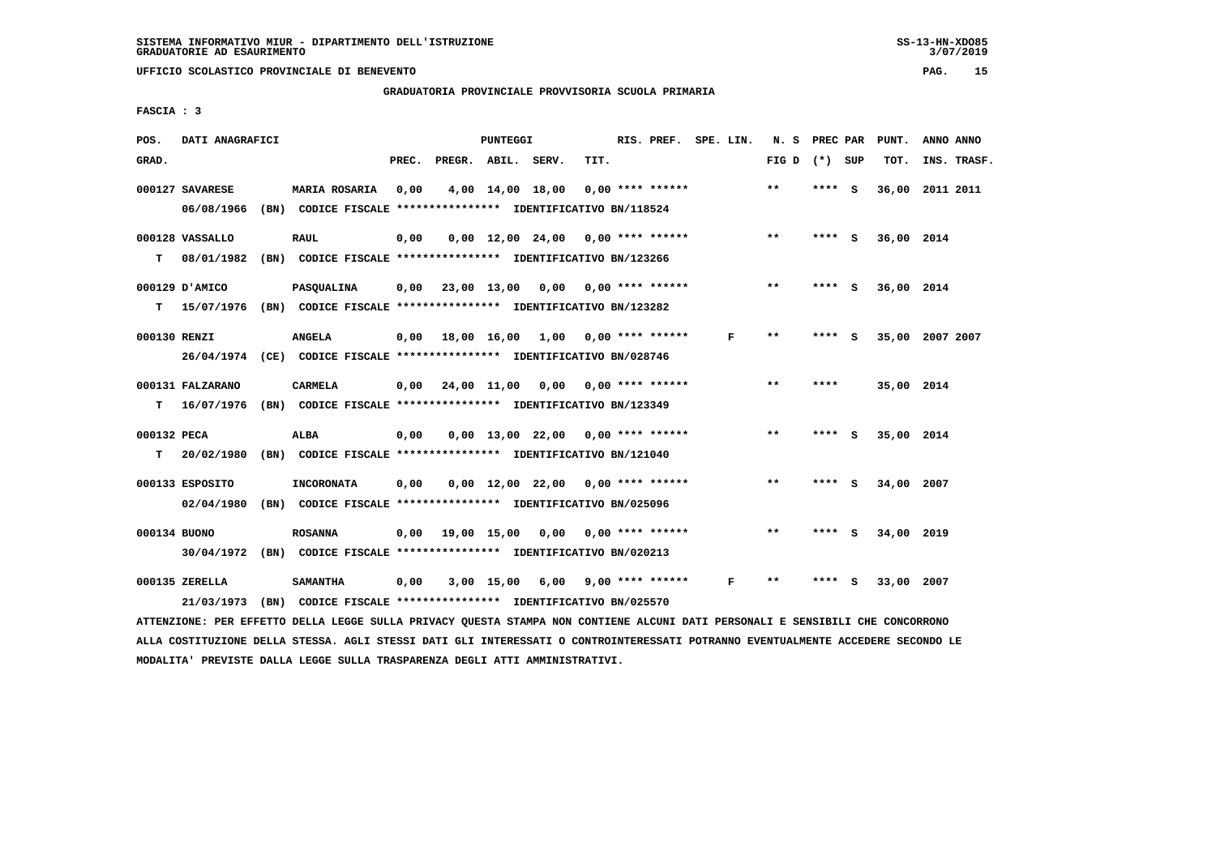SISTEMA INFORMATIVO MIUR - DIPARTIMENTO DELL'ISTRUZIONE
GRADUATORIE AD ESAURIMENTO

UFFICIO SCOLASTICO PROVINCIALE DI BENEVENTO

GRADUATORIA PROVINCIALE PROVVISORIA SCUOLA PRIMARIA

FASCIA : 3

| POS. GRAD. | DATI ANAGRAFICI | | PREC. | PREGR. | ABIL. | SERV. | TIT. | RIS. PREF. | SPE. LIN. | N. S FIG D | PREC PAR (*) | SUP | PUNT. TOT. | ANNO INS. | ANNO TRASF. |
|---|---|---|---|---|---|---|---|---|---|---|---|---|---|---|---|
| 000127 | SAVARESE | MARIA ROSARIA | 0,00 | 4,00 | 14,00 | 18,00 | 0,00 | **** ****** | | ** | **** | S | 36,00 | 2011 | 2011 |
| | 06/08/1966 (BN) CODICE FISCALE **************** IDENTIFICATIVO BN/118524 | | | | | | | | | | | | | | |
| 000128 | VASSALLO | RAUL | 0,00 | 0,00 | 12,00 | 24,00 | 0,00 | **** ****** | | ** | **** | S | 36,00 | 2014 | |
| T | 08/01/1982 (BN) CODICE FISCALE **************** IDENTIFICATIVO BN/123266 | | | | | | | | | | | | | | |
| 000129 | D'AMICO | PASQUALINA | 0,00 | 23,00 | 13,00 | 0,00 | 0,00 | **** ****** | | ** | **** | S | 36,00 | 2014 | |
| T | 15/07/1976 (BN) CODICE FISCALE **************** IDENTIFICATIVO BN/123282 | | | | | | | | | | | | | | |
| 000130 | RENZI | ANGELA | 0,00 | 18,00 | 16,00 | 1,00 | 0,00 | **** ****** | F | ** | **** | S | 35,00 | 2007 | 2007 |
| | 26/04/1974 (CE) CODICE FISCALE **************** IDENTIFICATIVO BN/028746 | | | | | | | | | | | | | | |
| 000131 | FALZARANO | CARMELA | 0,00 | 24,00 | 11,00 | 0,00 | 0,00 | **** ****** | | ** | **** | | 35,00 | 2014 | |
| T | 16/07/1976 (BN) CODICE FISCALE **************** IDENTIFICATIVO BN/123349 | | | | | | | | | | | | | | |
| 000132 | PECA | ALBA | 0,00 | 0,00 | 13,00 | 22,00 | 0,00 | **** ****** | | ** | **** | S | 35,00 | 2014 | |
| T | 20/02/1980 (BN) CODICE FISCALE **************** IDENTIFICATIVO BN/121040 | | | | | | | | | | | | | | |
| 000133 | ESPOSITO | INCORONATA | 0,00 | 0,00 | 12,00 | 22,00 | 0,00 | **** ****** | | ** | **** | S | 34,00 | 2007 | |
| | 02/04/1980 (BN) CODICE FISCALE **************** IDENTIFICATIVO BN/025096 | | | | | | | | | | | | | | |
| 000134 | BUONO | ROSANNA | 0,00 | 19,00 | 15,00 | 0,00 | 0,00 | **** ****** | | ** | **** | S | 34,00 | 2019 | |
| | 30/04/1972 (BN) CODICE FISCALE **************** IDENTIFICATIVO BN/020213 | | | | | | | | | | | | | | |
| 000135 | ZERELLA | SAMANTHA | 0,00 | 3,00 | 15,00 | 6,00 | 9,00 | **** ****** | F | ** | **** | S | 33,00 | 2007 | |
| | 21/03/1973 (BN) CODICE FISCALE **************** IDENTIFICATIVO BN/025570 | | | | | | | | | | | | | | |

ATTENZIONE: PER EFFETTO DELLA LEGGE SULLA PRIVACY QUESTA STAMPA NON CONTIENE ALCUNI DATI PERSONALI E SENSIBILI CHE CONCORRONO ALLA COSTITUZIONE DELLA STESSA. AGLI STESSI DATI GLI INTERESSATI O CONTROINTERESSATI POTRANNO EVENTUALMENTE ACCEDERE SECONDO LE MODALITA' PREVISTE DALLA LEGGE SULLA TRASPARENZA DEGLI ATTI AMMINISTRATIVI.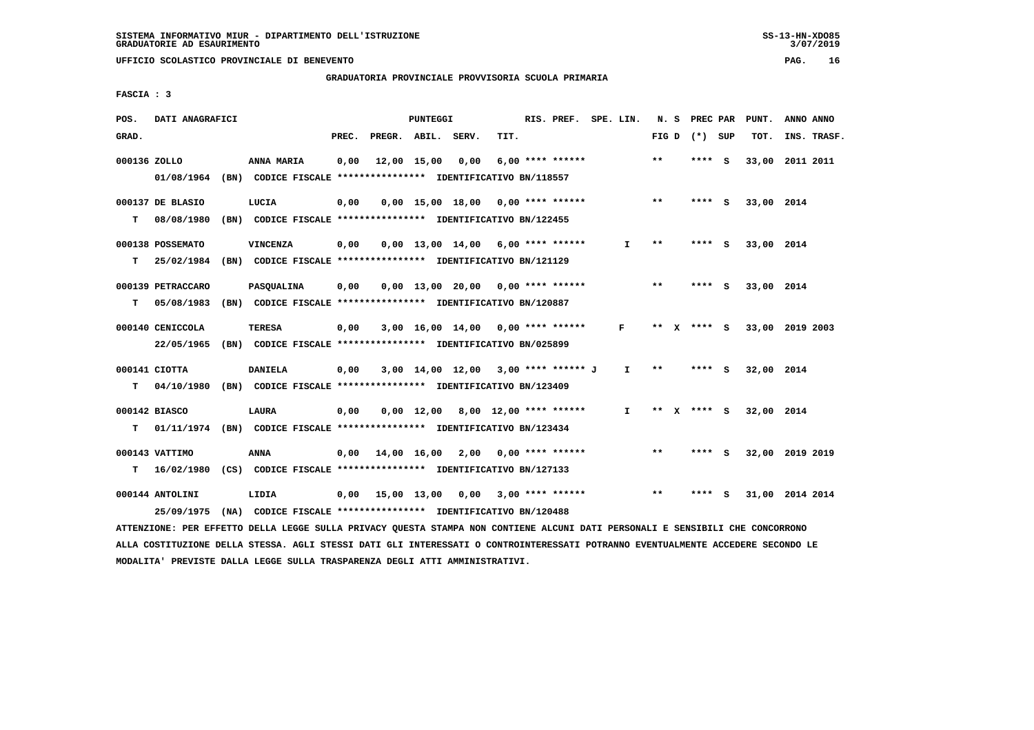GRADUATORIA PROVINCIALE PROVVISORIA SCUOLA PRIMARIA

FASCIA : 3

| POS. GRAD. | DATI ANAGRAFICI | | PREC. | PREGR. | ABIL. | SERV. | TIT. | RIS. PREF. | SPE. LIN. | N. S FIG D | PREC PAR (*) SUP | PUNT. TOT. | ANNO ANNO INS. TRASF. |
|---|---|---|---|---|---|---|---|---|---|---|---|---|---|
| 000136 | ZOLLO | ANNA MARIA | 0,00 | 12,00 | 15,00 | 0,00 | 6,00 | **** ****** | | ** | **** S | 33,00 | 2011 2011 |
| | 01/08/1964 (BN) CODICE FISCALE **************** IDENTIFICATIVO BN/118557 | | | | | | | | | | | | |
| 000137 | DE BLASIO | LUCIA | 0,00 | 0,00 | 15,00 | 18,00 | 0,00 | **** ****** | | ** | **** S | 33,00 | 2014 |
| T | 08/08/1980 (BN) CODICE FISCALE **************** IDENTIFICATIVO BN/122455 | | | | | | | | | | | | |
| 000138 | POSSEMATO | VINCENZA | 0,00 | 0,00 | 13,00 | 14,00 | 6,00 | **** ****** | I | ** | **** S | 33,00 | 2014 |
| T | 25/02/1984 (BN) CODICE FISCALE **************** IDENTIFICATIVO BN/121129 | | | | | | | | | | | | |
| 000139 | PETRACCARO | PASQUALINA | 0,00 | 0,00 | 13,00 | 20,00 | 0,00 | **** ****** | | ** | **** S | 33,00 | 2014 |
| T | 05/08/1983 (BN) CODICE FISCALE **************** IDENTIFICATIVO BN/120887 | | | | | | | | | | | | |
| 000140 | CENICCOLA | TERESA | 0,00 | 3,00 | 16,00 | 14,00 | 0,00 | **** ****** | F | ** X | **** S | 33,00 | 2019 2003 |
| | 22/05/1965 (BN) CODICE FISCALE **************** IDENTIFICATIVO BN/025899 | | | | | | | | | | | | |
| 000141 | CIOTTA | DANIELA | 0,00 | 3,00 | 14,00 | 12,00 | 3,00 | **** ****** J | I | ** | **** S | 32,00 | 2014 |
| T | 04/10/1980 (BN) CODICE FISCALE **************** IDENTIFICATIVO BN/123409 | | | | | | | | | | | | |
| 000142 | BIASCO | LAURA | 0,00 | 0,00 | 12,00 | 8,00 | 12,00 | **** ****** | I | ** X | **** S | 32,00 | 2014 |
| T | 01/11/1974 (BN) CODICE FISCALE **************** IDENTIFICATIVO BN/123434 | | | | | | | | | | | | |
| 000143 | VATTIMO | ANNA | 0,00 | 14,00 | 16,00 | 2,00 | 0,00 | **** ****** | | ** | **** S | 32,00 | 2019 2019 |
| T | 16/02/1980 (CS) CODICE FISCALE **************** IDENTIFICATIVO BN/127133 | | | | | | | | | | | | |
| 000144 | ANTOLINI | LIDIA | 0,00 | 15,00 | 13,00 | 0,00 | 3,00 | **** ****** | | ** | **** S | 31,00 | 2014 2014 |
| | 25/09/1975 (NA) CODICE FISCALE **************** IDENTIFICATIVO BN/120488 | | | | | | | | | | | | |

ATTENZIONE: PER EFFETTO DELLA LEGGE SULLA PRIVACY QUESTA STAMPA NON CONTIENE ALCUNI DATI PERSONALI E SENSIBILI CHE CONCORRONO ALLA COSTITUZIONE DELLA STESSA. AGLI STESSI DATI GLI INTERESSATI O CONTROINTERESSATI POTRANNO EVENTUALMENTE ACCEDERE SECONDO LE MODALITA' PREVISTE DALLA LEGGE SULLA TRASPARENZA DEGLI ATTI AMMINISTRATIVI.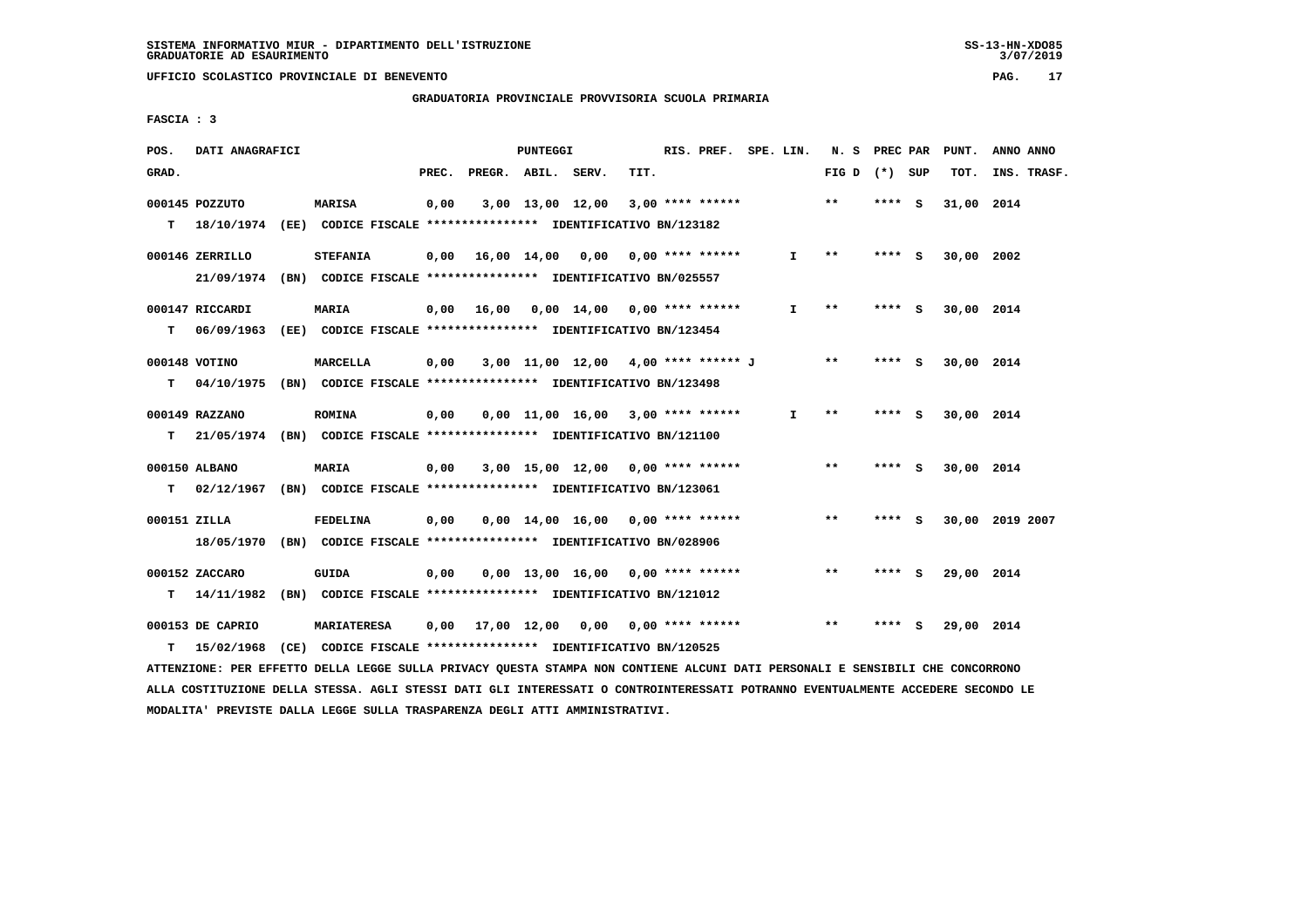SISTEMA INFORMATIVO MIUR - DIPARTIMENTO DELL'ISTRUZIONE
GRADUATORIE AD ESAURIMENTO

UFFICIO SCOLASTICO PROVINCIALE DI BENEVENTO

GRADUATORIA PROVINCIALE PROVVISORIA SCUOLA PRIMARIA

FASCIA : 3

| POS. GRAD. | DATI ANAGRAFICI | | PREC. | PREGR. | ABIL. | SERV. | TIT. | RIS. PREF. | SPE. LIN. | N. S FIG D | PREC PAR (*) | SUP | PUNT. TOT. | ANNO INS. | ANNO TRASF. |
|---|---|---|---|---|---|---|---|---|---|---|---|---|---|---|---|
| 000145 | POZZUTO | MARISA | 0,00 | 3,00 | 13,00 | 12,00 | 3,00 | **** ****** | | ** | **** | S | 31,00 | 2014 | |
| T | 18/10/1974 (EE) | CODICE FISCALE **************** IDENTIFICATIVO BN/123182 | | | | | | | | | | | | | |
| 000146 | ZERRILLO | STEFANIA | 0,00 | 16,00 | 14,00 | 0,00 | 0,00 | **** ****** | I | ** | **** | S | 30,00 | 2002 | |
| | 21/09/1974 (BN) | CODICE FISCALE **************** IDENTIFICATIVO BN/025557 | | | | | | | | | | | | | |
| 000147 | RICCARDI | MARIA | 0,00 | 16,00 | 0,00 | 14,00 | 0,00 | **** ****** | I | ** | **** | S | 30,00 | 2014 | |
| T | 06/09/1963 (EE) | CODICE FISCALE **************** IDENTIFICATIVO BN/123454 | | | | | | | | | | | | | |
| 000148 | VOTINO | MARCELLA | 0,00 | 3,00 | 11,00 | 12,00 | 4,00 | **** ****** J | | ** | **** | S | 30,00 | 2014 | |
| T | 04/10/1975 (BN) | CODICE FISCALE **************** IDENTIFICATIVO BN/123498 | | | | | | | | | | | | | |
| 000149 | RAZZANO | ROMINA | 0,00 | 0,00 | 11,00 | 16,00 | 3,00 | **** ****** | I | ** | **** | S | 30,00 | 2014 | |
| T | 21/05/1974 (BN) | CODICE FISCALE **************** IDENTIFICATIVO BN/121100 | | | | | | | | | | | | | |
| 000150 | ALBANO | MARIA | 0,00 | 3,00 | 15,00 | 12,00 | 0,00 | **** ****** | | ** | **** | S | 30,00 | 2014 | |
| T | 02/12/1967 (BN) | CODICE FISCALE **************** IDENTIFICATIVO BN/123061 | | | | | | | | | | | | | |
| 000151 | ZILLA | FEDELINA | 0,00 | 0,00 | 14,00 | 16,00 | 0,00 | **** ****** | | ** | **** | S | 30,00 | 2019 | 2007 |
| | 18/05/1970 (BN) | CODICE FISCALE **************** IDENTIFICATIVO BN/028906 | | | | | | | | | | | | | |
| 000152 | ZACCARO | GUIDA | 0,00 | 0,00 | 13,00 | 16,00 | 0,00 | **** ****** | | ** | **** | S | 29,00 | 2014 | |
| T | 14/11/1982 (BN) | CODICE FISCALE **************** IDENTIFICATIVO BN/121012 | | | | | | | | | | | | | |
| 000153 | DE CAPRIO | MARIATERESA | 0,00 | 17,00 | 12,00 | 0,00 | 0,00 | **** ****** | | ** | **** | S | 29,00 | 2014 | |
| T | 15/02/1968 (CE) | CODICE FISCALE **************** IDENTIFICATIVO BN/120525 | | | | | | | | | | | | | |

ATTENZIONE: PER EFFETTO DELLA LEGGE SULLA PRIVACY QUESTA STAMPA NON CONTIENE ALCUNI DATI PERSONALI E SENSIBILI CHE CONCORRONO ALLA COSTITUZIONE DELLA STESSA. AGLI STESSI DATI GLI INTERESSATI O CONTROINTERESSATI POTRANNO EVENTUALMENTE ACCEDERE SECONDO LE MODALITA' PREVISTE DALLA LEGGE SULLA TRASPARENZA DEGLI ATTI AMMINISTRATIVI.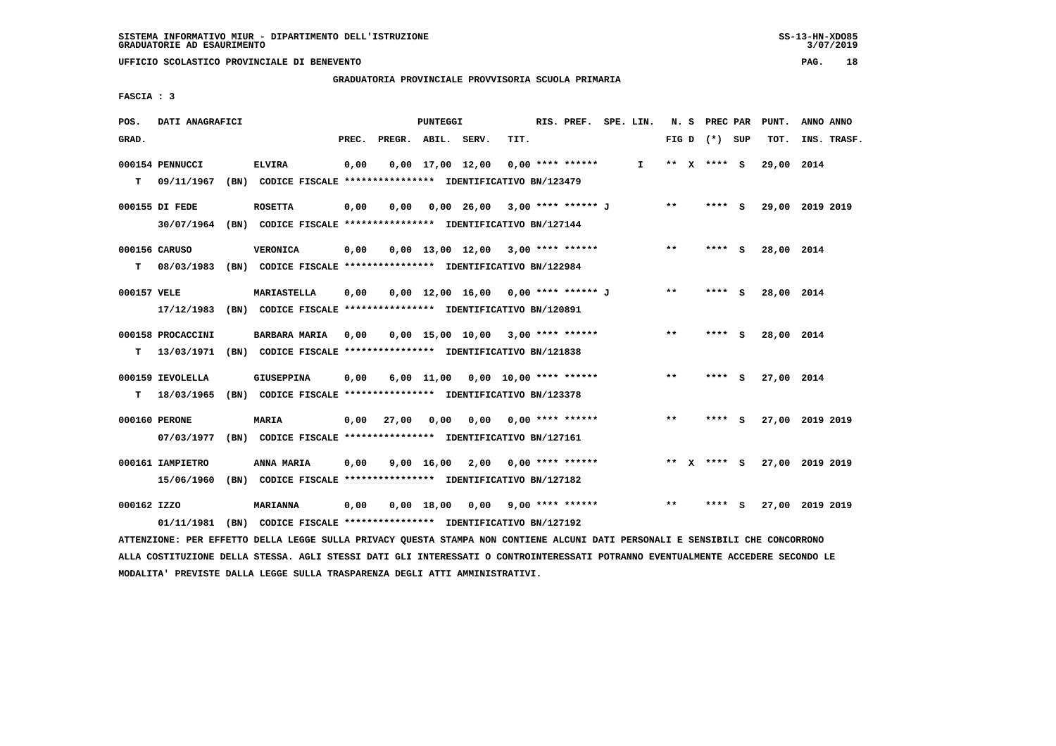SISTEMA INFORMATIVO MIUR - DIPARTIMENTO DELL'ISTRUZIONE
GRADUATORIE AD ESAURIMENTO

UFFICIO SCOLASTICO PROVINCIALE DI BENEVENTO

GRADUATORIA PROVINCIALE PROVVISORIA SCUOLA PRIMARIA

FASCIA : 3

| POS. GRAD. | DATI ANAGRAFICI | | PREC. | PREGR. | ABIL. | SERV. | TIT. | RIS. PREF. | SPE. LIN. | N. S FIG D | PREC PAR (*) SUP | PUNT. TOT. | ANNO ANNO INS. TRASF. |
|---|---|---|---|---|---|---|---|---|---|---|---|---|---|
| 000154 | PENNUCCI | ELVIRA | 0,00 | 0,00 | 17,00 | 12,00 | 0,00 | **** ****** | I | ** X | **** S | 29,00 | 2014 |
| T | 09/11/1967 (BN) CODICE FISCALE **************** IDENTIFICATIVO BN/123479 | | | | | | | | | | | | |
| 000155 | DI FEDE | ROSETTA | 0,00 | 0,00 | 0,00 | 26,00 | 3,00 | **** ****** J | | ** | **** S | 29,00 | 2019 2019 |
| | 30/07/1964 (BN) CODICE FISCALE **************** IDENTIFICATIVO BN/127144 | | | | | | | | | | | | |
| 000156 | CARUSO | VERONICA | 0,00 | 0,00 | 13,00 | 12,00 | 3,00 | **** ****** | | ** | **** S | 28,00 | 2014 |
| T | 08/03/1983 (BN) CODICE FISCALE **************** IDENTIFICATIVO BN/122984 | | | | | | | | | | | | |
| 000157 | VELE | MARIASTELLA | 0,00 | 0,00 | 12,00 | 16,00 | 0,00 | **** ****** J | | ** | **** S | 28,00 | 2014 |
| | 17/12/1983 (BN) CODICE FISCALE **************** IDENTIFICATIVO BN/120891 | | | | | | | | | | | | |
| 000158 | PROCACCINI | BARBARA MARIA | 0,00 | 0,00 | 15,00 | 10,00 | 3,00 | **** ****** | | ** | **** S | 28,00 | 2014 |
| T | 13/03/1971 (BN) CODICE FISCALE **************** IDENTIFICATIVO BN/121838 | | | | | | | | | | | | |
| 000159 | IEVOLELLA | GIUSEPPINA | 0,00 | 6,00 | 11,00 | 0,00 | 10,00 | **** ****** | | ** | **** S | 27,00 | 2014 |
| T | 18/03/1965 (BN) CODICE FISCALE **************** IDENTIFICATIVO BN/123378 | | | | | | | | | | | | |
| 000160 | PERONE | MARIA | 0,00 | 27,00 | 0,00 | 0,00 | 0,00 | **** ****** | | ** | **** S | 27,00 | 2019 2019 |
| | 07/03/1977 (BN) CODICE FISCALE **************** IDENTIFICATIVO BN/127161 | | | | | | | | | | | | |
| 000161 | IAMPIETRO | ANNA MARIA | 0,00 | 9,00 | 16,00 | 2,00 | 0,00 | **** ****** | | ** X | **** S | 27,00 | 2019 2019 |
| | 15/06/1960 (BN) CODICE FISCALE **************** IDENTIFICATIVO BN/127182 | | | | | | | | | | | | |
| 000162 | IZZO | MARIANNA | 0,00 | 0,00 | 18,00 | 0,00 | 9,00 | **** ****** | | ** | **** S | 27,00 | 2019 2019 |
| | 01/11/1981 (BN) CODICE FISCALE **************** IDENTIFICATIVO BN/127192 | | | | | | | | | | | | |

ATTENZIONE: PER EFFETTO DELLA LEGGE SULLA PRIVACY QUESTA STAMPA NON CONTIENE ALCUNI DATI PERSONALI E SENSIBILI CHE CONCORRONO ALLA COSTITUZIONE DELLA STESSA. AGLI STESSI DATI GLI INTERESSATI O CONTROINTERESSATI POTRANNO EVENTUALMENTE ACCEDERE SECONDO LE MODALITA' PREVISTE DALLA LEGGE SULLA TRASPARENZA DEGLI ATTI AMMINISTRATIVI.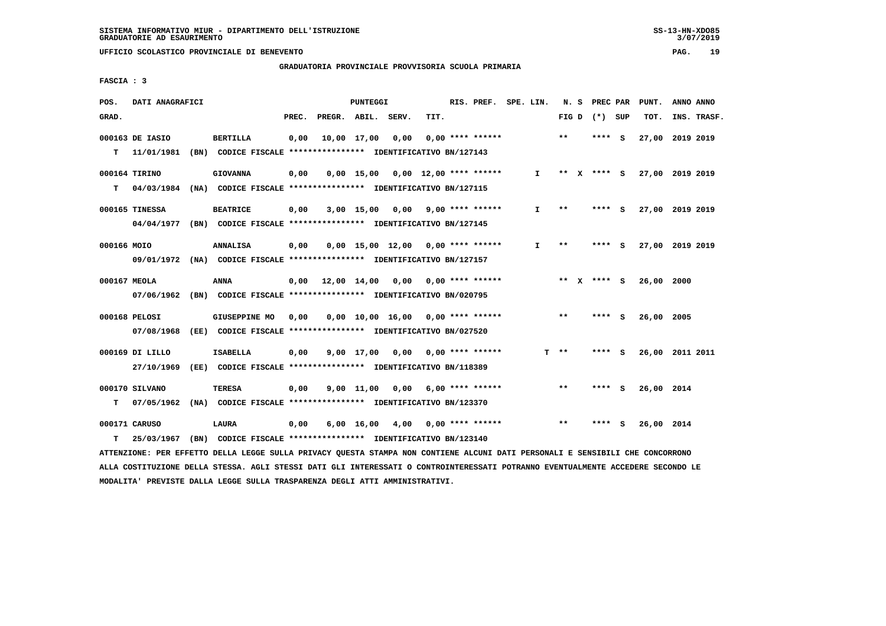SISTEMA INFORMATIVO MIUR - DIPARTIMENTO DELL'ISTRUZIONE
GRADUATORIE AD ESAURIMENTO

UFFICIO SCOLASTICO PROVINCIALE DI BENEVENTO

GRADUATORIA PROVINCIALE PROVVISORIA SCUOLA PRIMARIA

FASCIA : 3

| POS. GRAD. | DATI ANAGRAFICI | | PREC. | PREGR. | ABIL. | SERV. | TIT. | RIS. PREF. | SPE. LIN. | N. S FIG D | PREC PAR (*) SUP | PUNT. TOT. | ANNO ANNO INS. TRASF. |
|---|---|---|---|---|---|---|---|---|---|---|---|---|---|
| 000163 DE IASIO | | BERTILLA | 0,00 | 10,00 | 17,00 | 0,00 | 0,00 | **** ****** | | ** | **** S | 27,00 | 2019 2019 |
| T 11/01/1981 | (BN) CODICE FISCALE **************** IDENTIFICATIVO BN/127143 | | | | | | | | | | | | |
| 000164 TIRINO | | GIOVANNA | 0,00 | 0,00 | 15,00 | 0,00 | 12,00 | **** ****** | I | ** X | **** S | 27,00 | 2019 2019 |
| T 04/03/1984 | (NA) CODICE FISCALE **************** IDENTIFICATIVO BN/127115 | | | | | | | | | | | | |
| 000165 TINESSA | | BEATRICE | 0,00 | 3,00 | 15,00 | 0,00 | 9,00 | **** ****** | I | ** | **** S | 27,00 | 2019 2019 |
| 04/04/1977 | (BN) CODICE FISCALE **************** IDENTIFICATIVO BN/127145 | | | | | | | | | | | | |
| 000166 MOIO | | ANNALISA | 0,00 | 0,00 | 15,00 | 12,00 | 0,00 | **** ****** | I | ** | **** S | 27,00 | 2019 2019 |
| 09/01/1972 | (NA) CODICE FISCALE **************** IDENTIFICATIVO BN/127157 | | | | | | | | | | | | |
| 000167 MEOLA | | ANNA | 0,00 | 12,00 | 14,00 | 0,00 | 0,00 | **** ****** | | ** X | **** S | 26,00 | 2000 |
| 07/06/1962 | (BN) CODICE FISCALE **************** IDENTIFICATIVO BN/020795 | | | | | | | | | | | | |
| 000168 PELOSI | | GIUSEPPINE MO | 0,00 | 0,00 | 10,00 | 16,00 | 0,00 | **** ****** | | ** | **** S | 26,00 | 2005 |
| 07/08/1968 | (EE) CODICE FISCALE **************** IDENTIFICATIVO BN/027520 | | | | | | | | | | | | |
| 000169 DI LILLO | | ISABELLA | 0,00 | 9,00 | 17,00 | 0,00 | 0,00 | **** ****** | T | ** | **** S | 26,00 | 2011 2011 |
| 27/10/1969 | (EE) CODICE FISCALE **************** IDENTIFICATIVO BN/118389 | | | | | | | | | | | | |
| 000170 SILVANO | | TERESA | 0,00 | 9,00 | 11,00 | 0,00 | 6,00 | **** ****** | | ** | **** S | 26,00 | 2014 |
| T 07/05/1962 | (NA) CODICE FISCALE **************** IDENTIFICATIVO BN/123370 | | | | | | | | | | | | |
| 000171 CARUSO | | LAURA | 0,00 | 6,00 | 16,00 | 4,00 | 0,00 | **** ****** | | ** | **** S | 26,00 | 2014 |
| T 25/03/1967 | (BN) CODICE FISCALE **************** IDENTIFICATIVO BN/123140 | | | | | | | | | | | | |

ATTENZIONE: PER EFFETTO DELLA LEGGE SULLA PRIVACY QUESTA STAMPA NON CONTIENE ALCUNI DATI PERSONALI E SENSIBILI CHE CONCORRONO ALLA COSTITUZIONE DELLA STESSA. AGLI STESSI DATI GLI INTERESSATI O CONTROINTERESSATI POTRANNO EVENTUALMENTE ACCEDERE SECONDO LE MODALITA' PREVISTE DALLA LEGGE SULLA TRASPARENZA DEGLI ATTI AMMINISTRATIVI.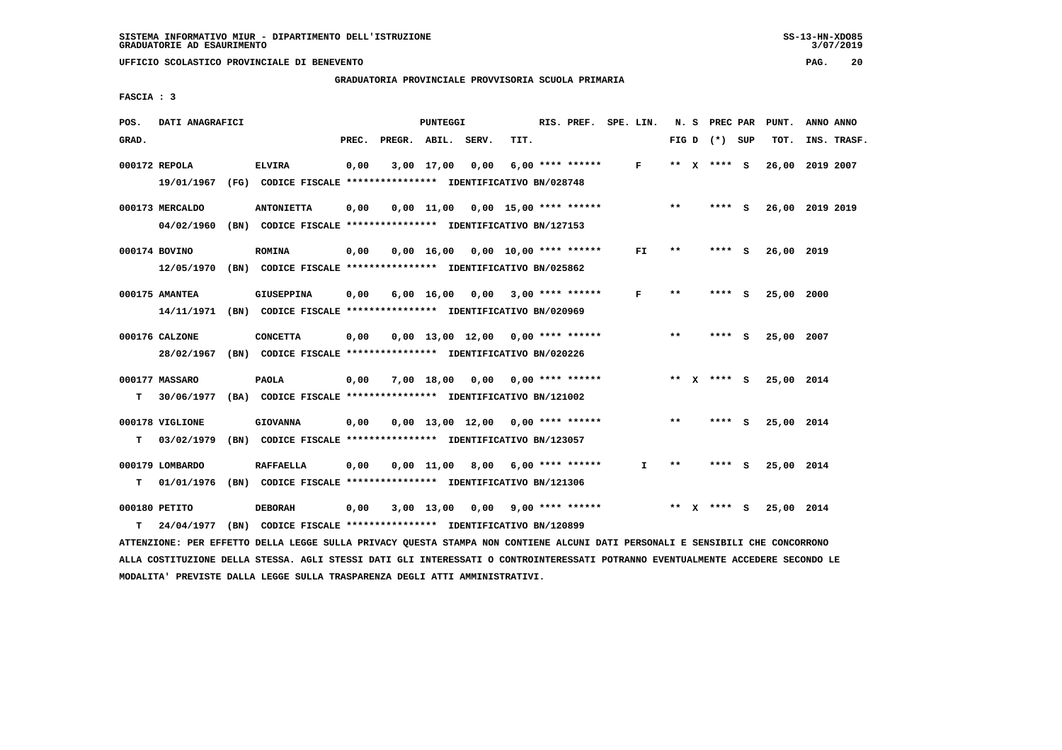SISTEMA INFORMATIVO MIUR - DIPARTIMENTO DELL'ISTRUZIONE
GRADUATORIE AD ESAURIMENTO

UFFICIO SCOLASTICO PROVINCIALE DI BENEVENTO

GRADUATORIA PROVINCIALE PROVVISORIA SCUOLA PRIMARIA

FASCIA : 3

| POS. GRAD. | DATI ANAGRAFICI | | PREC. | PREGR. | ABIL. | SERV. | TIT. | RIS. PREF. | SPE. LIN. | N. S FIG D | PREC PAR (*) SUP | PUNT. TOT. | ANNO INS. | ANNO TRASF. |
|---|---|---|---|---|---|---|---|---|---|---|---|---|---|---|
| 000172 | REPOLA ELVIRA | 19/01/1967 (FG) CODICE FISCALE **************** IDENTIFICATIVO BN/028748 | 0,00 | 3,00 | 17,00 | 0,00 | 6,00 | **** ****** | F | ** X | **** S | 26,00 | 2019 | 2007 |
| 000173 | MERCALDO ANTONIETTA | 04/02/1960 (BN) CODICE FISCALE **************** IDENTIFICATIVO BN/127153 | 0,00 | 0,00 | 11,00 | 0,00 | 15,00 | **** ****** | | ** | **** S | 26,00 | 2019 | 2019 |
| 000174 | BOVINO ROMINA | 12/05/1970 (BN) CODICE FISCALE **************** IDENTIFICATIVO BN/025862 | 0,00 | 0,00 | 16,00 | 0,00 | 10,00 | **** ****** | FI | ** | **** S | 26,00 | 2019 | |
| 000175 | AMANTEA GIUSEPPINA | 14/11/1971 (BN) CODICE FISCALE **************** IDENTIFICATIVO BN/020969 | 0,00 | 6,00 | 16,00 | 0,00 | 3,00 | **** ****** | F | ** | **** S | 25,00 | 2000 | |
| 000176 | CALZONE CONCETTA | 28/02/1967 (BN) CODICE FISCALE **************** IDENTIFICATIVO BN/020226 | 0,00 | 0,00 | 13,00 | 12,00 | 0,00 | **** ****** | | ** | **** S | 25,00 | 2007 | |
| 000177 | MASSARO PAOLA | T 30/06/1977 (BA) CODICE FISCALE **************** IDENTIFICATIVO BN/121002 | 0,00 | 7,00 | 18,00 | 0,00 | 0,00 | **** ****** | | ** X | **** S | 25,00 | 2014 | |
| 000178 | VIGLIONE GIOVANNA | T 03/02/1979 (BN) CODICE FISCALE **************** IDENTIFICATIVO BN/123057 | 0,00 | 0,00 | 13,00 | 12,00 | 0,00 | **** ****** | | ** | **** S | 25,00 | 2014 | |
| 000179 | LOMBARDO RAFFAELLA | T 01/01/1976 (BN) CODICE FISCALE **************** IDENTIFICATIVO BN/121306 | 0,00 | 0,00 | 11,00 | 8,00 | 6,00 | **** ****** | I | ** | **** S | 25,00 | 2014 | |
| 000180 | PETITO DEBORAH | T 24/04/1977 (BN) CODICE FISCALE **************** IDENTIFICATIVO BN/120899 | 0,00 | 3,00 | 13,00 | 0,00 | 9,00 | **** ****** | | ** X | **** S | 25,00 | 2014 | |

ATTENZIONE: PER EFFETTO DELLA LEGGE SULLA PRIVACY QUESTA STAMPA NON CONTIENE ALCUNI DATI PERSONALI E SENSIBILI CHE CONCORRONO ALLA COSTITUZIONE DELLA STESSA. AGLI STESSI DATI GLI INTERESSATI O CONTROINTERESSATI POTRANNO EVENTUALMENTE ACCEDERE SECONDO LE MODALITA' PREVISTE DALLA LEGGE SULLA TRASPARENZA DEGLI ATTI AMMINISTRATIVI.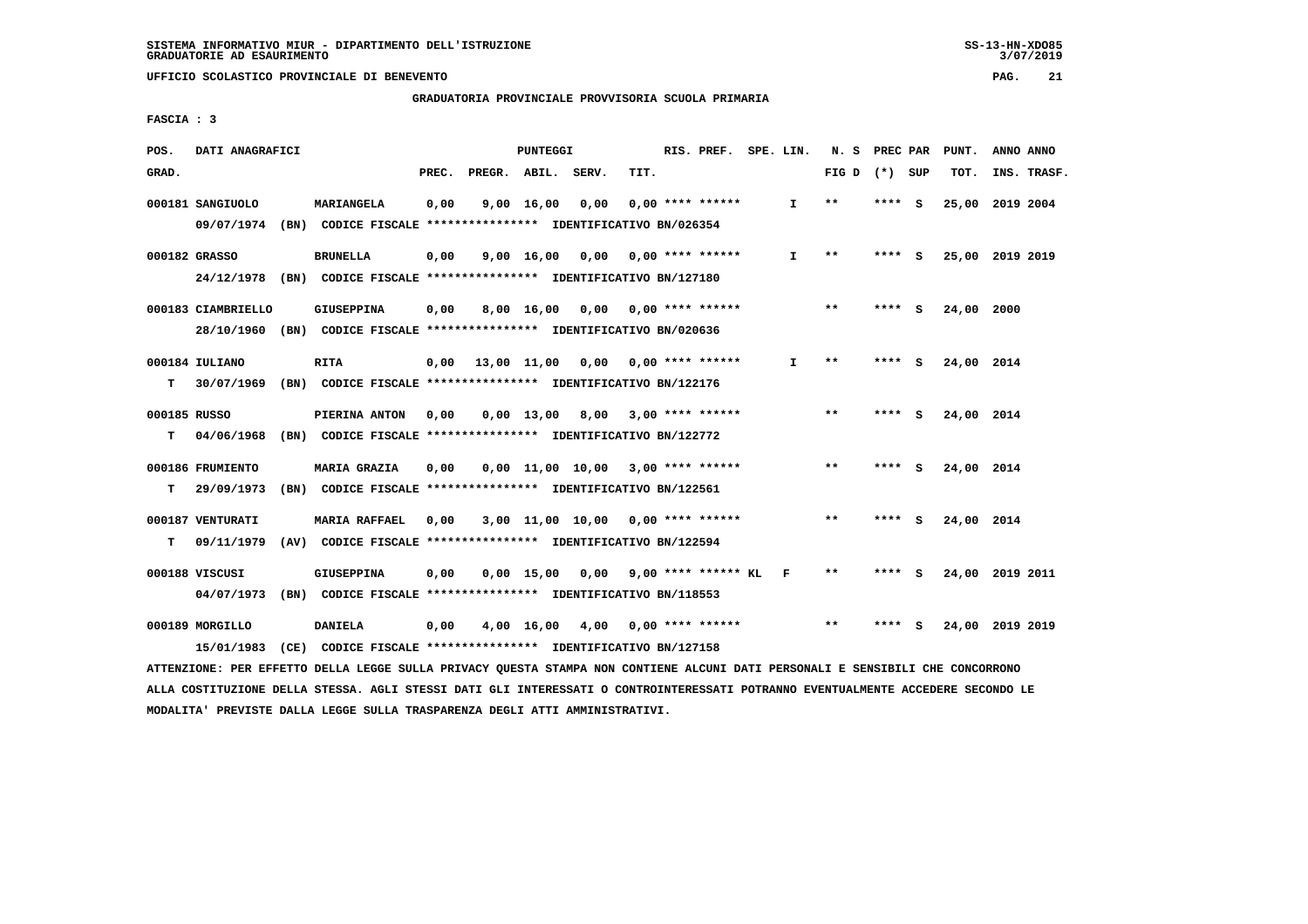SISTEMA INFORMATIVO MIUR - DIPARTIMENTO DELL'ISTRUZIONE
GRADUATORIE AD ESAURIMENTO

UFFICIO SCOLASTICO PROVINCIALE DI BENEVENTO

GRADUATORIA PROVINCIALE PROVVISORIA SCUOLA PRIMARIA

FASCIA : 3

| POS. GRAD. | DATI ANAGRAFICI | | PREC. | PREGR. | ABIL. | SERV. | TIT. | RIS. PREF. | SPE. LIN. | N. S FIG D | PREC PAR (*) | SUP | PUNT. TOT. | ANNO INS. | ANNO TRASF. |
|---|---|---|---|---|---|---|---|---|---|---|---|---|---|---|---|
| 000181 | SANGIUOLO 09/07/1974 (BN) CODICE FISCALE **************** IDENTIFICATIVO BN/026354 | MARIANGELA | 0,00 | 9,00 | 16,00 | 0,00 | 0,00 | **** ****** | I | ** | **** | S | 25,00 | 2019 | 2004 |
| 000182 | GRASSO 24/12/1978 (BN) CODICE FISCALE **************** IDENTIFICATIVO BN/127180 | BRUNELLA | 0,00 | 9,00 | 16,00 | 0,00 | 0,00 | **** ****** | I | ** | **** | S | 25,00 | 2019 | 2019 |
| 000183 | CIAMBRIELLO 28/10/1960 (BN) CODICE FISCALE **************** IDENTIFICATIVO BN/020636 | GIUSEPPINA | 0,00 | 8,00 | 16,00 | 0,00 | 0,00 | **** ****** | | ** | **** | S | 24,00 | 2000 | |
| 000184 | IULIANO T 30/07/1969 (BN) CODICE FISCALE **************** IDENTIFICATIVO BN/122176 | RITA | 0,00 | 13,00 | 11,00 | 0,00 | 0,00 | **** ****** | I | ** | **** | S | 24,00 | 2014 | |
| 000185 | RUSSO T 04/06/1968 (BN) CODICE FISCALE **************** IDENTIFICATIVO BN/122772 | PIERINA ANTON | 0,00 | 0,00 | 13,00 | 8,00 | 3,00 | **** ****** | | ** | **** | S | 24,00 | 2014 | |
| 000186 | FRUMIENTO T 29/09/1973 (BN) CODICE FISCALE **************** IDENTIFICATIVO BN/122561 | MARIA GRAZIA | 0,00 | 0,00 | 11,00 | 10,00 | 3,00 | **** ****** | | ** | **** | S | 24,00 | 2014 | |
| 000187 | VENTURATI T 09/11/1979 (AV) CODICE FISCALE **************** IDENTIFICATIVO BN/122594 | MARIA RAFFAEL | 0,00 | 3,00 | 11,00 | 10,00 | 0,00 | **** ****** | | ** | **** | S | 24,00 | 2014 | |
| 000188 | VISCUSI 04/07/1973 (BN) CODICE FISCALE **************** IDENTIFICATIVO BN/118553 | GIUSEPPINA | 0,00 | 0,00 | 15,00 | 0,00 | 9,00 | **** ****** KL | F | ** | **** | S | 24,00 | 2019 | 2011 |
| 000189 | MORGILLO 15/01/1983 (CE) CODICE FISCALE **************** IDENTIFICATIVO BN/127158 | DANIELA | 0,00 | 4,00 | 16,00 | 4,00 | 0,00 | **** ****** | | ** | **** | S | 24,00 | 2019 | 2019 |

ATTENZIONE: PER EFFETTO DELLA LEGGE SULLA PRIVACY QUESTA STAMPA NON CONTIENE ALCUNI DATI PERSONALI E SENSIBILI CHE CONCORRONO ALLA COSTITUZIONE DELLA STESSA. AGLI STESSI DATI GLI INTERESSATI O CONTROINTERESSATI POTRANNO EVENTUALMENTE ACCEDERE SECONDO LE MODALITA' PREVISTE DALLA LEGGE SULLA TRASPARENZA DEGLI ATTI AMMINISTRATIVI.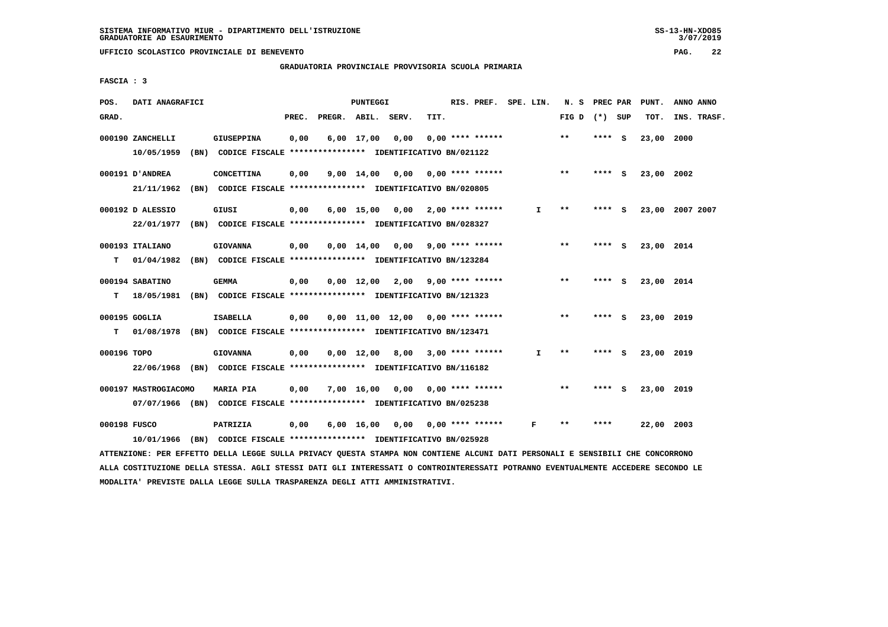SISTEMA INFORMATIVO MIUR - DIPARTIMENTO DELL'ISTRUZIONE
GRADUATORIE AD ESAURIMENTO

UFFICIO SCOLASTICO PROVINCIALE DI BENEVENTO

GRADUATORIA PROVINCIALE PROVVISORIA SCUOLA PRIMARIA

FASCIA : 3

| POS. GRAD. | DATI ANAGRAFICI | | PREC. | PREGR. | ABIL. | SERV. | TIT. | RIS. PREF. | SPE. LIN. | N. S FIG D | PREC PAR (*) | SUP | PUNT. TOT. | ANNO INS. | ANNO TRASF. |
|---|---|---|---|---|---|---|---|---|---|---|---|---|---|---|---|
| 000190 | ZANCHELLI 10/05/1959 (BN) CODICE FISCALE **************** IDENTIFICATIVO BN/021122 | GIUSEPPINA | 0,00 | 6,00 | 17,00 | 0,00 | 0,00 | **** ****** | | ** | **** | S | 23,00 | 2000 | |
| 000191 | D'ANDREA 21/11/1962 (BN) CODICE FISCALE **************** IDENTIFICATIVO BN/020805 | CONCETTINA | 0,00 | 9,00 | 14,00 | 0,00 | 0,00 | **** ****** | | ** | **** | S | 23,00 | 2002 | |
| 000192 | D ALESSIO 22/01/1977 (BN) CODICE FISCALE **************** IDENTIFICATIVO BN/028327 | GIUSI | 0,00 | 6,00 | 15,00 | 0,00 | 2,00 | **** ****** | I | ** | **** | S | 23,00 | 2007 | 2007 |
| 000193 | ITALIANO T 01/04/1982 (BN) CODICE FISCALE **************** IDENTIFICATIVO BN/123284 | GIOVANNA | 0,00 | 0,00 | 14,00 | 0,00 | 9,00 | **** ****** | | ** | **** | S | 23,00 | 2014 | |
| 000194 | SABATINO T 18/05/1981 (BN) CODICE FISCALE **************** IDENTIFICATIVO BN/121323 | GEMMA | 0,00 | 0,00 | 12,00 | 2,00 | 9,00 | **** ****** | | ** | **** | S | 23,00 | 2014 | |
| 000195 | GOGLIA T 01/08/1978 (BN) CODICE FISCALE **************** IDENTIFICATIVO BN/123471 | ISABELLA | 0,00 | 0,00 | 11,00 | 12,00 | 0,00 | **** ****** | | ** | **** | S | 23,00 | 2019 | |
| 000196 | TOPO 22/06/1968 (BN) CODICE FISCALE **************** IDENTIFICATIVO BN/116182 | GIOVANNA | 0,00 | 0,00 | 12,00 | 8,00 | 3,00 | **** ****** | I | ** | **** | S | 23,00 | 2019 | |
| 000197 | MASTROGIACOMO 07/07/1966 (BN) CODICE FISCALE **************** IDENTIFICATIVO BN/025238 | MARIA PIA | 0,00 | 7,00 | 16,00 | 0,00 | 0,00 | **** ****** | | ** | **** | S | 23,00 | 2019 | |
| 000198 | FUSCO 10/01/1966 (BN) CODICE FISCALE **************** IDENTIFICATIVO BN/025928 | PATRIZIA | 0,00 | 6,00 | 16,00 | 0,00 | 0,00 | **** ****** | F | ** | **** | | 22,00 | 2003 | |

ATTENZIONE: PER EFFETTO DELLA LEGGE SULLA PRIVACY QUESTA STAMPA NON CONTIENE ALCUNI DATI PERSONALI E SENSIBILI CHE CONCORRONO ALLA COSTITUZIONE DELLA STESSA. AGLI STESSI DATI GLI INTERESSATI O CONTROINTERESSATI POTRANNO EVENTUALMENTE ACCEDERE SECONDO LE MODALITA' PREVISTE DALLA LEGGE SULLA TRASPARENZA DEGLI ATTI AMMINISTRATIVI.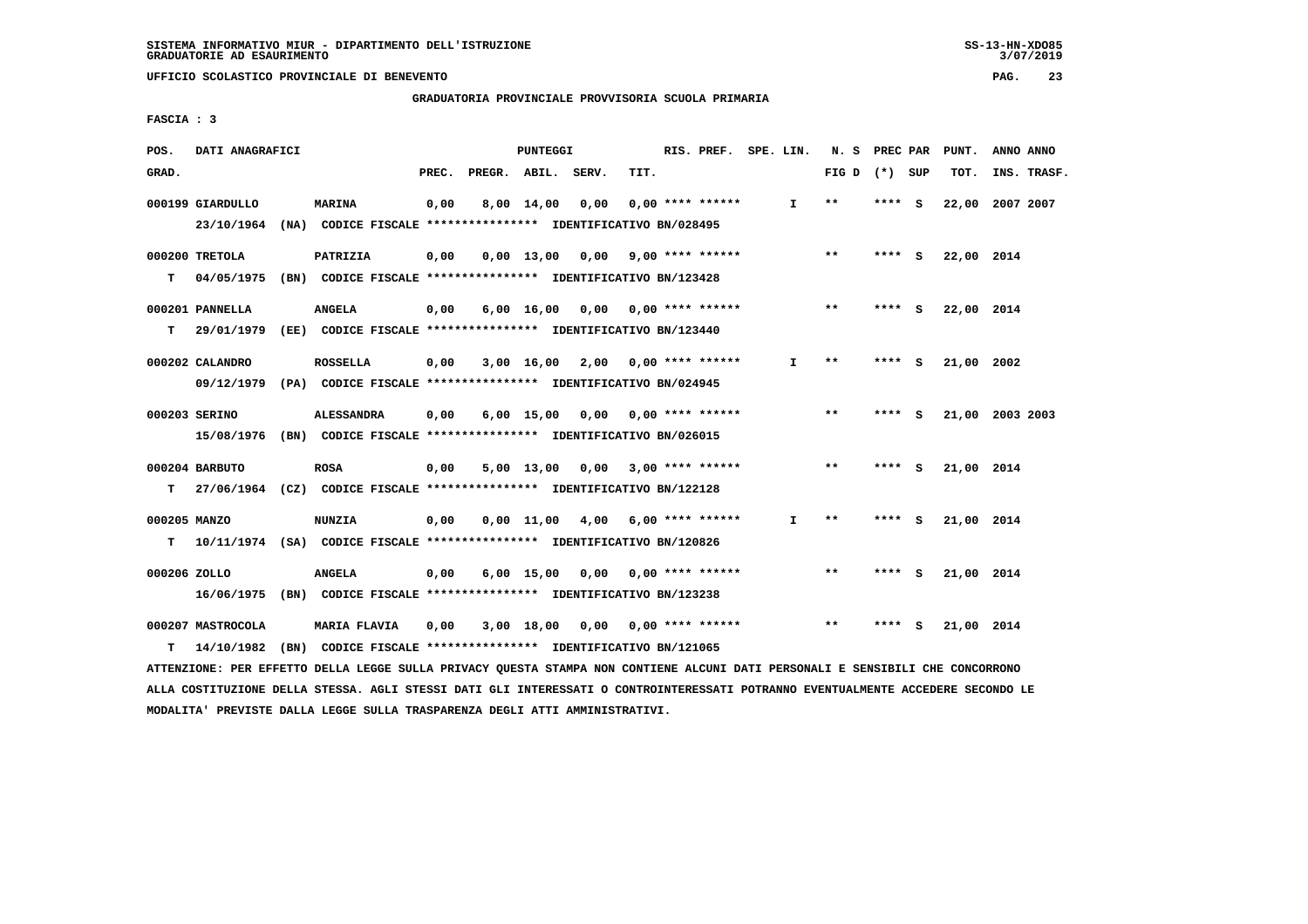SISTEMA INFORMATIVO MIUR - DIPARTIMENTO DELL'ISTRUZIONE
GRADUATORIE AD ESAURIMENTO

UFFICIO SCOLASTICO PROVINCIALE DI BENEVENTO

GRADUATORIA PROVINCIALE PROVVISORIA SCUOLA PRIMARIA

FASCIA : 3

| POS. GRAD. | DATI ANAGRAFICI | | PUNTEGGI PREC. | PREGR. | ABIL. | SERV. | TIT. | RIS. PREF. | SPE. LIN. | N. S FIG D | PREC PAR (*) | SUP | PUNT. TOT. | ANNO ANNO INS. TRASF. |
|---|---|---|---|---|---|---|---|---|---|---|---|---|---|---|
| 000199 | GIARDULLO | MARINA | 0,00 | 8,00 | 14,00 | 0,00 | 0,00 | **** ****** | I | ** | **** | S | 22,00 | 2007 2007 |
| | 23/10/1964 (NA) CODICE FISCALE **************** IDENTIFICATIVO BN/028495 | | | | | | | | | | | | | |
| 000200 | TRETOLA | PATRIZIA | 0,00 | 0,00 | 13,00 | 0,00 | 9,00 | **** ****** | | ** | **** | S | 22,00 | 2014 |
| T | 04/05/1975 (BN) CODICE FISCALE **************** IDENTIFICATIVO BN/123428 | | | | | | | | | | | | | |
| 000201 | PANNELLA | ANGELA | 0,00 | 6,00 | 16,00 | 0,00 | 0,00 | **** ****** | | ** | **** | S | 22,00 | 2014 |
| T | 29/01/1979 (EE) CODICE FISCALE **************** IDENTIFICATIVO BN/123440 | | | | | | | | | | | | | |
| 000202 | CALANDRO | ROSSELLA | 0,00 | 3,00 | 16,00 | 2,00 | 0,00 | **** ****** | I | ** | **** | S | 21,00 | 2002 |
| | 09/12/1979 (PA) CODICE FISCALE **************** IDENTIFICATIVO BN/024945 | | | | | | | | | | | | | |
| 000203 | SERINO | ALESSANDRA | 0,00 | 6,00 | 15,00 | 0,00 | 0,00 | **** ****** | | ** | **** | S | 21,00 | 2003 2003 |
| | 15/08/1976 (BN) CODICE FISCALE **************** IDENTIFICATIVO BN/026015 | | | | | | | | | | | | | |
| 000204 | BARBUTO | ROSA | 0,00 | 5,00 | 13,00 | 0,00 | 3,00 | **** ****** | | ** | **** | S | 21,00 | 2014 |
| T | 27/06/1964 (CZ) CODICE FISCALE **************** IDENTIFICATIVO BN/122128 | | | | | | | | | | | | | |
| 000205 | MANZO | NUNZIA | 0,00 | 0,00 | 11,00 | 4,00 | 6,00 | **** ****** | I | ** | **** | S | 21,00 | 2014 |
| T | 10/11/1974 (SA) CODICE FISCALE **************** IDENTIFICATIVO BN/120826 | | | | | | | | | | | | | |
| 000206 | ZOLLO | ANGELA | 0,00 | 6,00 | 15,00 | 0,00 | 0,00 | **** ****** | | ** | **** | S | 21,00 | 2014 |
| | 16/06/1975 (BN) CODICE FISCALE **************** IDENTIFICATIVO BN/123238 | | | | | | | | | | | | | |
| 000207 | MASTROCOLA | MARIA FLAVIA | 0,00 | 3,00 | 18,00 | 0,00 | 0,00 | **** ****** | | ** | **** | S | 21,00 | 2014 |
| T | 14/10/1982 (BN) CODICE FISCALE **************** IDENTIFICATIVO BN/121065 | | | | | | | | | | | | | |

ATTENZIONE: PER EFFETTO DELLA LEGGE SULLA PRIVACY QUESTA STAMPA NON CONTIENE ALCUNI DATI PERSONALI E SENSIBILI CHE CONCORRONO ALLA COSTITUZIONE DELLA STESSA. AGLI STESSI DATI GLI INTERESSATI O CONTROINTERESSATI POTRANNO EVENTUALMENTE ACCEDERE SECONDO LE MODALITA' PREVISTE DALLA LEGGE SULLA TRASPARENZA DEGLI ATTI AMMINISTRATIVI.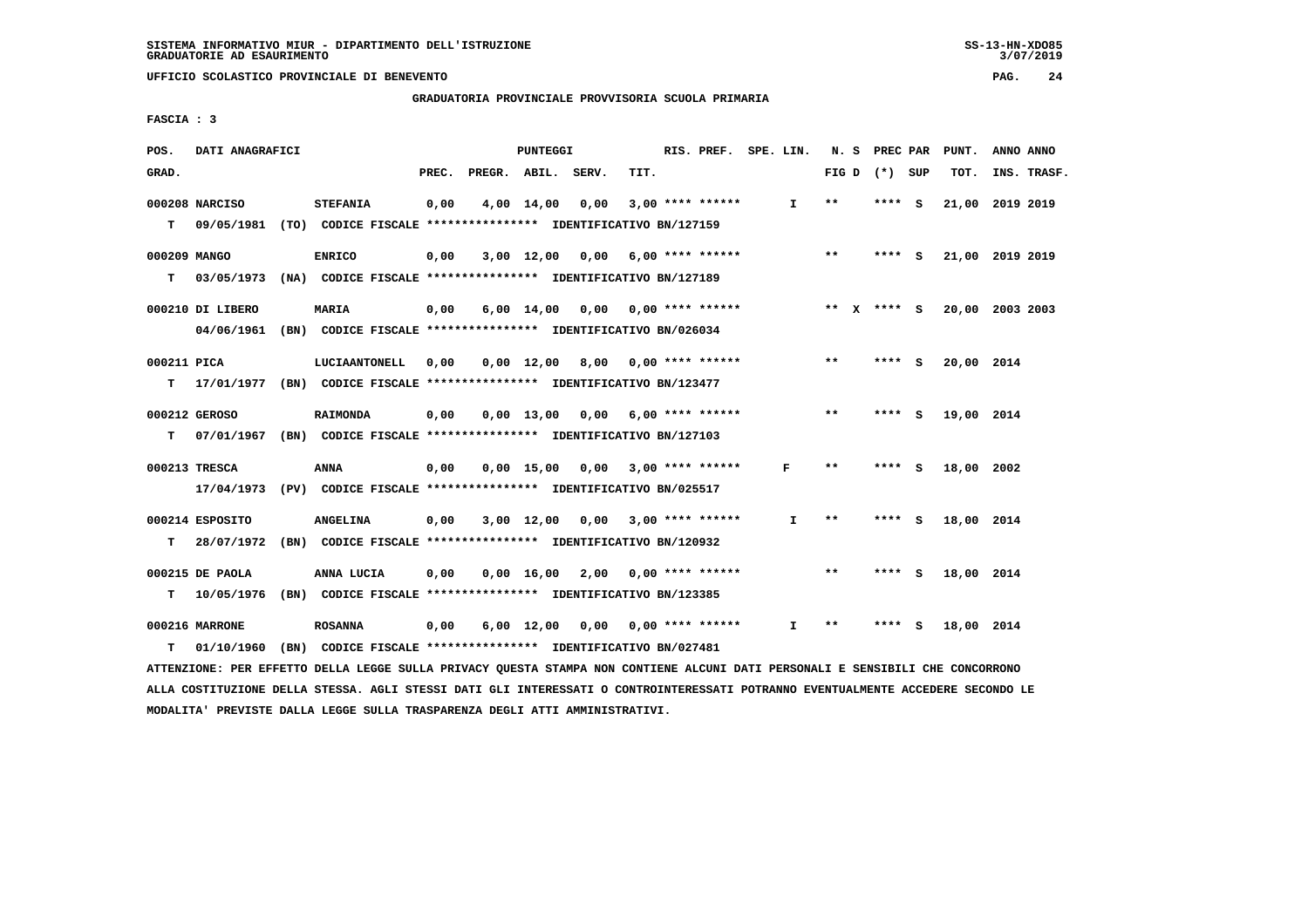SISTEMA INFORMATIVO MIUR - DIPARTIMENTO DELL'ISTRUZIONE
GRADUATORIE AD ESAURIMENTO

UFFICIO SCOLASTICO PROVINCIALE DI BENEVENTO

GRADUATORIA PROVINCIALE PROVVISORIA SCUOLA PRIMARIA

FASCIA : 3

| POS. GRAD. | DATI ANAGRAFICI | | PREC. | PREGR. | ABIL. | SERV. | TIT. | RIS. PREF. | SPE. LIN. | N. S FIG D | PREC PAR (*) SUP | PUNT. TOT. | ANNO ANNO INS. TRASF. |
|---|---|---|---|---|---|---|---|---|---|---|---|---|---|
| 000208 | NARCISO | STEFANIA | 0,00 | 4,00 | 14,00 | 0,00 | 3,00 | **** ****** | I | ** | **** S | 21,00 | 2019 2019 |
| T | 09/05/1981 (TO) | CODICE FISCALE **************** IDENTIFICATIVO BN/127159 | | | | | | | | | | | |
| 000209 | MANGO | ENRICO | 0,00 | 3,00 | 12,00 | 0,00 | 6,00 | **** ****** | | ** | **** S | 21,00 | 2019 2019 |
| T | 03/05/1973 (NA) | CODICE FISCALE **************** IDENTIFICATIVO BN/127189 | | | | | | | | | | | |
| 000210 | DI LIBERO | MARIA | 0,00 | 6,00 | 14,00 | 0,00 | 0,00 | **** ****** | | ** X | **** S | 20,00 | 2003 2003 |
| | 04/06/1961 (BN) | CODICE FISCALE **************** IDENTIFICATIVO BN/026034 | | | | | | | | | | | |
| 000211 | PICA | LUCIAANTONELL | 0,00 | 0,00 | 12,00 | 8,00 | 0,00 | **** ****** | | ** | **** S | 20,00 | 2014 |
| T | 17/01/1977 (BN) | CODICE FISCALE **************** IDENTIFICATIVO BN/123477 | | | | | | | | | | | |
| 000212 | GEROSO | RAIMONDA | 0,00 | 0,00 | 13,00 | 0,00 | 6,00 | **** ****** | | ** | **** S | 19,00 | 2014 |
| T | 07/01/1967 (BN) | CODICE FISCALE **************** IDENTIFICATIVO BN/127103 | | | | | | | | | | | |
| 000213 | TRESCA | ANNA | 0,00 | 0,00 | 15,00 | 0,00 | 3,00 | **** ****** | F | ** | **** S | 18,00 | 2002 |
| | 17/04/1973 (PV) | CODICE FISCALE **************** IDENTIFICATIVO BN/025517 | | | | | | | | | | | |
| 000214 | ESPOSITO | ANGELINA | 0,00 | 3,00 | 12,00 | 0,00 | 3,00 | **** ****** | I | ** | **** S | 18,00 | 2014 |
| T | 28/07/1972 (BN) | CODICE FISCALE **************** IDENTIFICATIVO BN/120932 | | | | | | | | | | | |
| 000215 | DE PAOLA | ANNA LUCIA | 0,00 | 0,00 | 16,00 | 2,00 | 0,00 | **** ****** | | ** | **** S | 18,00 | 2014 |
| T | 10/05/1976 (BN) | CODICE FISCALE **************** IDENTIFICATIVO BN/123385 | | | | | | | | | | | |
| 000216 | MARRONE | ROSANNA | 0,00 | 6,00 | 12,00 | 0,00 | 0,00 | **** ****** | I | ** | **** S | 18,00 | 2014 |
| T | 01/10/1960 (BN) | CODICE FISCALE **************** IDENTIFICATIVO BN/027481 | | | | | | | | | | | |

ATTENZIONE: PER EFFETTO DELLA LEGGE SULLA PRIVACY QUESTA STAMPA NON CONTIENE ALCUNI DATI PERSONALI E SENSIBILI CHE CONCORRONO ALLA COSTITUZIONE DELLA STESSA. AGLI STESSI DATI GLI INTERESSATI O CONTROINTERESSATI POTRANNO EVENTUALMENTE ACCEDERE SECONDO LE MODALITA' PREVISTE DALLA LEGGE SULLA TRASPARENZA DEGLI ATTI AMMINISTRATIVI.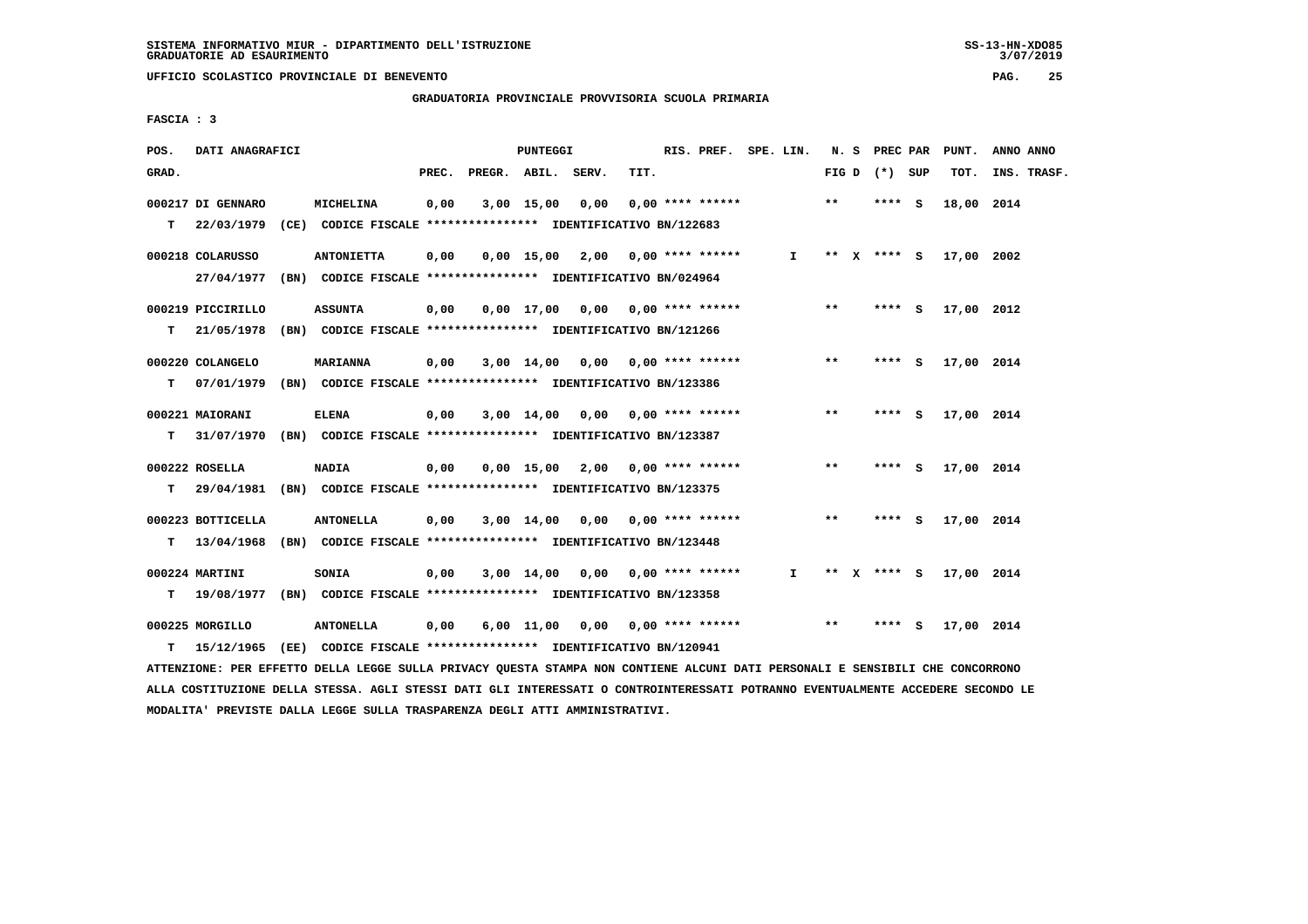SISTEMA INFORMATIVO MIUR - DIPARTIMENTO DELL'ISTRUZIONE
GRADUATORIE AD ESAURIMENTO

UFFICIO SCOLASTICO PROVINCIALE DI BENEVENTO

GRADUATORIA PROVINCIALE PROVVISORIA SCUOLA PRIMARIA

FASCIA : 3

| POS. GRAD. | DATI ANAGRAFICI | | PREC. | PREGR. | ABIL. | SERV. | TIT. | RIS. PREF. | SPE. LIN. | N. S FIG D | PREC PAR (*) SUP | PUNT. TOT. | ANNO ANNO INS. TRASF. |
|---|---|---|---|---|---|---|---|---|---|---|---|---|---|
| 000217 | DI GENNARO | MICHELINA | 0,00 | 3,00 | 15,00 | 0,00 | 0,00 | **** ****** | | ** | **** S | 18,00 | 2014 |
| T | 22/03/1979 (CE) CODICE FISCALE **************** IDENTIFICATIVO BN/122683 | | | | | | | | | | | | |
| 000218 | COLARUSSO | ANTONIETTA | 0,00 | 0,00 | 15,00 | 2,00 | 0,00 | **** ****** | I | ** X | **** S | 17,00 | 2002 |
| | 27/04/1977 (BN) CODICE FISCALE **************** IDENTIFICATIVO BN/024964 | | | | | | | | | | | | |
| 000219 | PICCIRILLO | ASSUNTA | 0,00 | 0,00 | 17,00 | 0,00 | 0,00 | **** ****** | | ** | **** S | 17,00 | 2012 |
| T | 21/05/1978 (BN) CODICE FISCALE **************** IDENTIFICATIVO BN/121266 | | | | | | | | | | | | |
| 000220 | COLANGELO | MARIANNA | 0,00 | 3,00 | 14,00 | 0,00 | 0,00 | **** ****** | | ** | **** S | 17,00 | 2014 |
| T | 07/01/1979 (BN) CODICE FISCALE **************** IDENTIFICATIVO BN/123386 | | | | | | | | | | | | |
| 000221 | MAIORANI | ELENA | 0,00 | 3,00 | 14,00 | 0,00 | 0,00 | **** ****** | | ** | **** S | 17,00 | 2014 |
| T | 31/07/1970 (BN) CODICE FISCALE **************** IDENTIFICATIVO BN/123387 | | | | | | | | | | | | |
| 000222 | ROSELLA | NADIA | 0,00 | 0,00 | 15,00 | 2,00 | 0,00 | **** ****** | | ** | **** S | 17,00 | 2014 |
| T | 29/04/1981 (BN) CODICE FISCALE **************** IDENTIFICATIVO BN/123375 | | | | | | | | | | | | |
| 000223 | BOTTICELLA | ANTONELLA | 0,00 | 3,00 | 14,00 | 0,00 | 0,00 | **** ****** | | ** | **** S | 17,00 | 2014 |
| T | 13/04/1968 (BN) CODICE FISCALE **************** IDENTIFICATIVO BN/123448 | | | | | | | | | | | | |
| 000224 | MARTINI | SONIA | 0,00 | 3,00 | 14,00 | 0,00 | 0,00 | **** ****** | I | ** X | **** S | 17,00 | 2014 |
| T | 19/08/1977 (BN) CODICE FISCALE **************** IDENTIFICATIVO BN/123358 | | | | | | | | | | | | |
| 000225 | MORGILLO | ANTONELLA | 0,00 | 6,00 | 11,00 | 0,00 | 0,00 | **** ****** | | ** | **** S | 17,00 | 2014 |
| T | 15/12/1965 (EE) CODICE FISCALE **************** IDENTIFICATIVO BN/120941 | | | | | | | | | | | | |

ATTENZIONE: PER EFFETTO DELLA LEGGE SULLA PRIVACY QUESTA STAMPA NON CONTIENE ALCUNI DATI PERSONALI E SENSIBILI CHE CONCORRONO ALLA COSTITUZIONE DELLA STESSA. AGLI STESSI DATI GLI INTERESSATI O CONTROINTERESSATI POTRANNO EVENTUALMENTE ACCEDERE SECONDO LE MODALITA' PREVISTE DALLA LEGGE SULLA TRASPARENZA DEGLI ATTI AMMINISTRATIVI.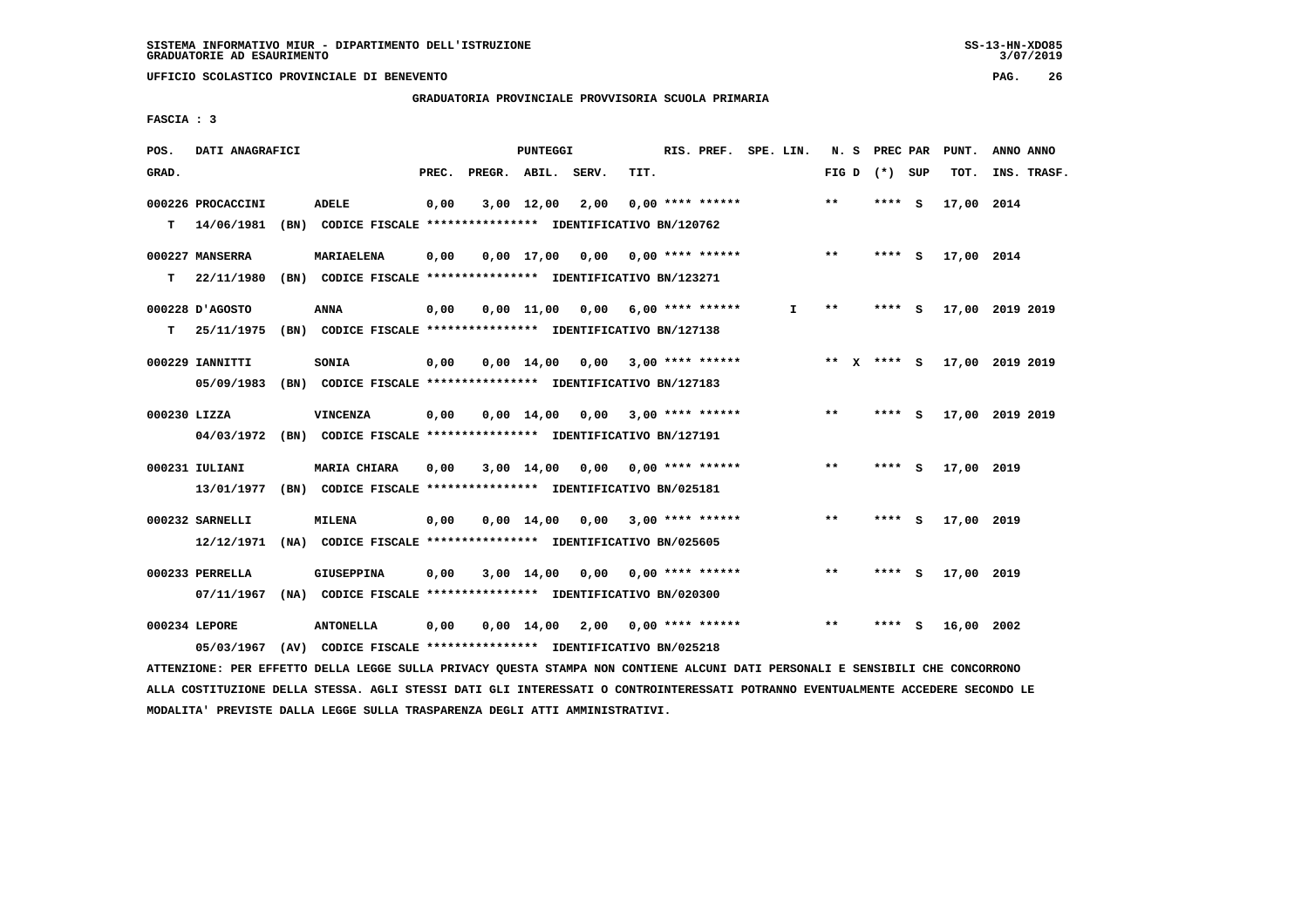SISTEMA INFORMATIVO MIUR - DIPARTIMENTO DELL'ISTRUZIONE
GRADUATORIE AD ESAURIMENTO

UFFICIO SCOLASTICO PROVINCIALE DI BENEVENTO

GRADUATORIA PROVINCIALE PROVVISORIA SCUOLA PRIMARIA

FASCIA : 3

| POS. GRAD. | DATI ANAGRAFICI | | PREC. | PREGR. | ABIL. | SERV. | TIT. | RIS. PREF. | SPE. LIN. | N. S FIG D | PREC PAR (*) SUP | PUNT. TOT. | ANNO INS. | ANNO TRASF. |
|---|---|---|---|---|---|---|---|---|---|---|---|---|---|---|
| 000226 | PROCACCINI | ADELE | 0,00 | 3,00 | 12,00 | 2,00 | 0,00 | **** ****** | | ** | **** S | 17,00 | 2014 | |
| T | 14/06/1981 (BN) | CODICE FISCALE **************** IDENTIFICATIVO BN/120762 | | | | | | | | | | | | |
| 000227 | MANSERRA | MARIAELENA | 0,00 | 0,00 | 17,00 | 0,00 | 0,00 | **** ****** | | ** | **** S | 17,00 | 2014 | |
| T | 22/11/1980 (BN) | CODICE FISCALE **************** IDENTIFICATIVO BN/123271 | | | | | | | | | | | | |
| 000228 | D'AGOSTO | ANNA | 0,00 | 0,00 | 11,00 | 0,00 | 6,00 | **** ****** | I | ** | **** S | 17,00 | 2019 | 2019 |
| T | 25/11/1975 (BN) | CODICE FISCALE **************** IDENTIFICATIVO BN/127138 | | | | | | | | | | | | |
| 000229 | IANNITTI | SONIA | 0,00 | 0,00 | 14,00 | 0,00 | 3,00 | **** ****** | | ** X | **** S | 17,00 | 2019 | 2019 |
| | 05/09/1983 (BN) | CODICE FISCALE **************** IDENTIFICATIVO BN/127183 | | | | | | | | | | | | |
| 000230 | LIZZA | VINCENZA | 0,00 | 0,00 | 14,00 | 0,00 | 3,00 | **** ****** | | ** | **** S | 17,00 | 2019 | 2019 |
| | 04/03/1972 (BN) | CODICE FISCALE **************** IDENTIFICATIVO BN/127191 | | | | | | | | | | | | |
| 000231 | IULIANI | MARIA CHIARA | 0,00 | 3,00 | 14,00 | 0,00 | 0,00 | **** ****** | | ** | **** S | 17,00 | 2019 | |
| | 13/01/1977 (BN) | CODICE FISCALE **************** IDENTIFICATIVO BN/025181 | | | | | | | | | | | | |
| 000232 | SARNELLI | MILENA | 0,00 | 0,00 | 14,00 | 0,00 | 3,00 | **** ****** | | ** | **** S | 17,00 | 2019 | |
| | 12/12/1971 (NA) | CODICE FISCALE **************** IDENTIFICATIVO BN/025605 | | | | | | | | | | | | |
| 000233 | PERRELLA | GIUSEPPINA | 0,00 | 3,00 | 14,00 | 0,00 | 0,00 | **** ****** | | ** | **** S | 17,00 | 2019 | |
| | 07/11/1967 (NA) | CODICE FISCALE **************** IDENTIFICATIVO BN/020300 | | | | | | | | | | | | |
| 000234 | LEPORE | ANTONELLA | 0,00 | 0,00 | 14,00 | 2,00 | 0,00 | **** ****** | | ** | **** S | 16,00 | 2002 | |
| | 05/03/1967 (AV) | CODICE FISCALE **************** IDENTIFICATIVO BN/025218 | | | | | | | | | | | | |

ATTENZIONE: PER EFFETTO DELLA LEGGE SULLA PRIVACY QUESTA STAMPA NON CONTIENE ALCUNI DATI PERSONALI E SENSIBILI CHE CONCORRONO ALLA COSTITUZIONE DELLA STESSA. AGLI STESSI DATI GLI INTERESSATI O CONTROINTERESSATI POTRANNO EVENTUALMENTE ACCEDERE SECONDO LE MODALITA' PREVISTE DALLA LEGGE SULLA TRASPARENZA DEGLI ATTI AMMINISTRATIVI.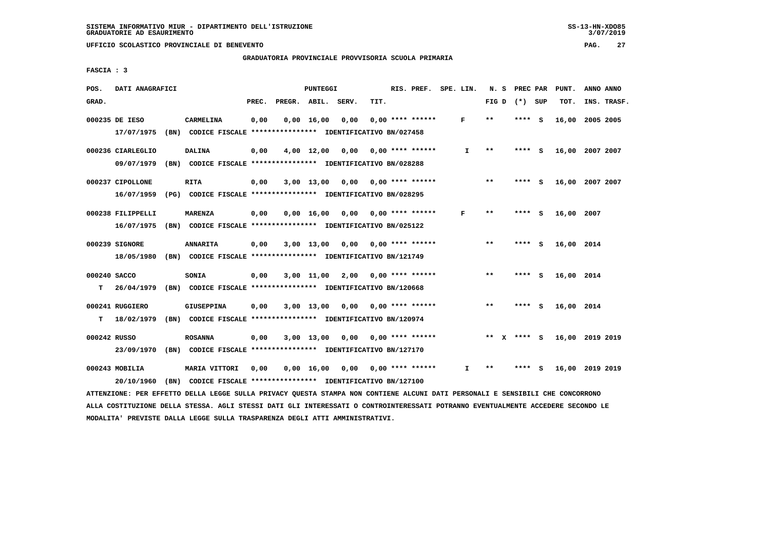SISTEMA INFORMATIVO MIUR - DIPARTIMENTO DELL'ISTRUZIONE
GRADUATORIE AD ESAURIMENTO

UFFICIO SCOLASTICO PROVINCIALE DI BENEVENTO

GRADUATORIA PROVINCIALE PROVVISORIA SCUOLA PRIMARIA

FASCIA : 3

| POS. GRAD. | DATI ANAGRAFICI | | PREC. | PREGR. | ABIL. | SERV. | TIT. | RIS. PREF. | SPE. LIN. | N. S FIG D | PREC PAR (*) SUP | PUNT. TOT. | ANNO INS. | ANNO TRASF. |
|---|---|---|---|---|---|---|---|---|---|---|---|---|---|---|
| 000235 | DE IESO | CARMELINA | 0,00 | 0,00 | 16,00 | 0,00 | 0,00 | **** ****** | F | ** | **** S | 16,00 | 2005 | 2005 |
| | 17/07/1975 (BN) CODICE FISCALE **************** IDENTIFICATIVO BN/027458 | | | | | | | | | | | | | |
| 000236 | CIARLEGLIO | DALINA | 0,00 | 4,00 | 12,00 | 0,00 | 0,00 | **** ****** | I | ** | **** S | 16,00 | 2007 | 2007 |
| | 09/07/1979 (BN) CODICE FISCALE **************** IDENTIFICATIVO BN/028288 | | | | | | | | | | | | | |
| 000237 | CIPOLLONE | RITA | 0,00 | 3,00 | 13,00 | 0,00 | 0,00 | **** ****** | | ** | **** S | 16,00 | 2007 | 2007 |
| | 16/07/1959 (PG) CODICE FISCALE **************** IDENTIFICATIVO BN/028295 | | | | | | | | | | | | | |
| 000238 | FILIPPELLI | MARENZA | 0,00 | 0,00 | 16,00 | 0,00 | 0,00 | **** ****** | F | ** | **** S | 16,00 | 2007 | |
| | 16/07/1975 (BN) CODICE FISCALE **************** IDENTIFICATIVO BN/025122 | | | | | | | | | | | | | |
| 000239 | SIGNORE | ANNARITA | 0,00 | 3,00 | 13,00 | 0,00 | 0,00 | **** ****** | | ** | **** S | 16,00 | 2014 | |
| | 18/05/1980 (BN) CODICE FISCALE **************** IDENTIFICATIVO BN/121749 | | | | | | | | | | | | | |
| 000240 | SACCO | SONIA | 0,00 | 3,00 | 11,00 | 2,00 | 0,00 | **** ****** | | ** | **** S | 16,00 | 2014 | |
| T | 26/04/1979 (BN) CODICE FISCALE **************** IDENTIFICATIVO BN/120668 | | | | | | | | | | | | | |
| 000241 | RUGGIERO | GIUSEPPINA | 0,00 | 3,00 | 13,00 | 0,00 | 0,00 | **** ****** | | ** | **** S | 16,00 | 2014 | |
| T | 18/02/1979 (BN) CODICE FISCALE **************** IDENTIFICATIVO BN/120974 | | | | | | | | | | | | | |
| 000242 | RUSSO | ROSANNA | 0,00 | 3,00 | 13,00 | 0,00 | 0,00 | **** ****** | | ** X | **** S | 16,00 | 2019 | 2019 |
| | 23/09/1970 (BN) CODICE FISCALE **************** IDENTIFICATIVO BN/127170 | | | | | | | | | | | | | |
| 000243 | MOBILIA | MARIA VITTORI | 0,00 | 0,00 | 16,00 | 0,00 | 0,00 | **** ****** | I | ** | **** S | 16,00 | 2019 | 2019 |
| | 20/10/1960 (BN) CODICE FISCALE **************** IDENTIFICATIVO BN/127100 | | | | | | | | | | | | | |

ATTENZIONE: PER EFFETTO DELLA LEGGE SULLA PRIVACY QUESTA STAMPA NON CONTIENE ALCUNI DATI PERSONALI E SENSIBILI CHE CONCORRONO ALLA COSTITUZIONE DELLA STESSA. AGLI STESSI DATI GLI INTERESSATI O CONTROINTERESSATI POTRANNO EVENTUALMENTE ACCEDERE SECONDO LE MODALITA' PREVISTE DALLA LEGGE SULLA TRASPARENZA DEGLI ATTI AMMINISTRATIVI.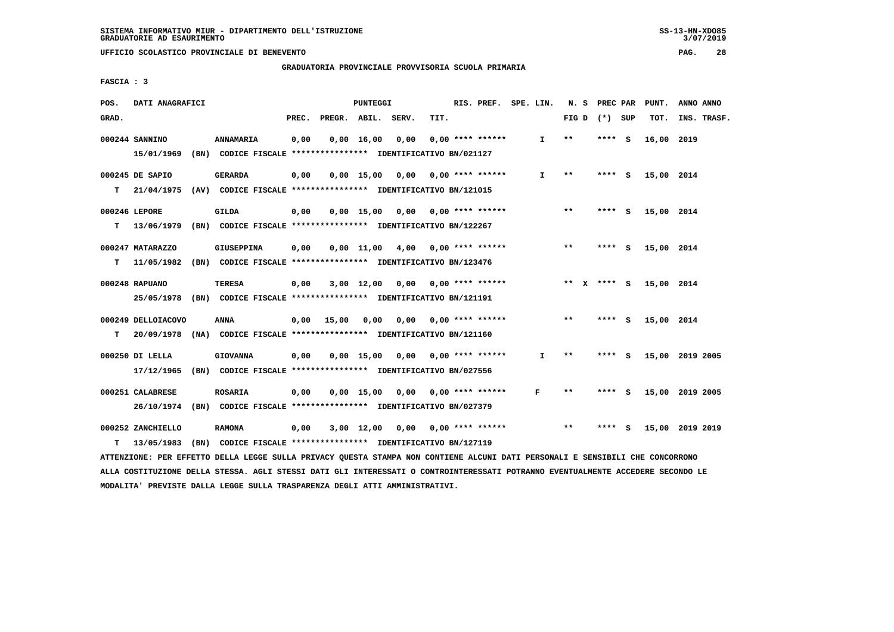SISTEMA INFORMATIVO MIUR - DIPARTIMENTO DELL'ISTRUZIONE
GRADUATORIE AD ESAURIMENTO

UFFICIO SCOLASTICO PROVINCIALE DI BENEVENTO

GRADUATORIA PROVINCIALE PROVVISORIA SCUOLA PRIMARIA

FASCIA : 3

| POS. GRAD. | DATI ANAGRAFICI | | PREC. | PREGR. | ABIL. | SERV. | TIT. | RIS. PREF. | SPE. LIN. | N. S FIG D | PREC PAR (*) | SUP | PUNT. TOT. | ANNO INS. | ANNO TRASF. |
|---|---|---|---|---|---|---|---|---|---|---|---|---|---|---|---|
| 000244 | SANNINO | ANNAMARIA | 0,00 | 0,00 | 16,00 | 0,00 | 0,00 | **** ****** | I | ** | **** | S | 16,00 | 2019 | |
| | 15/01/1969 (BN) CODICE FISCALE **************** IDENTIFICATIVO BN/021127 | | | | | | | | | | | | | | |
| 000245 | DE SAPIO | GERARDA | 0,00 | 0,00 | 15,00 | 0,00 | 0,00 | **** ****** | I | ** | **** | S | 15,00 | 2014 | |
| T | 21/04/1975 (AV) CODICE FISCALE **************** IDENTIFICATIVO BN/121015 | | | | | | | | | | | | | | |
| 000246 | LEPORE | GILDA | 0,00 | 0,00 | 15,00 | 0,00 | 0,00 | **** ****** | | ** | **** | S | 15,00 | 2014 | |
| T | 13/06/1979 (BN) CODICE FISCALE **************** IDENTIFICATIVO BN/122267 | | | | | | | | | | | | | | |
| 000247 | MATARAZZO | GIUSEPPINA | 0,00 | 0,00 | 11,00 | 4,00 | 0,00 | **** ****** | | ** | **** | S | 15,00 | 2014 | |
| T | 11/05/1982 (BN) CODICE FISCALE **************** IDENTIFICATIVO BN/123476 | | | | | | | | | | | | | | |
| 000248 | RAPUANO | TERESA | 0,00 | 3,00 | 12,00 | 0,00 | 0,00 | **** ****** | | ** X | **** | S | 15,00 | 2014 | |
| | 25/05/1978 (BN) CODICE FISCALE **************** IDENTIFICATIVO BN/121191 | | | | | | | | | | | | | | |
| 000249 | DELLOIACOVO | ANNA | 0,00 | 15,00 | 0,00 | 0,00 | 0,00 | **** ****** | | ** | **** | S | 15,00 | 2014 | |
| T | 20/09/1978 (NA) CODICE FISCALE **************** IDENTIFICATIVO BN/121160 | | | | | | | | | | | | | | |
| 000250 | DI LELLA | GIOVANNA | 0,00 | 0,00 | 15,00 | 0,00 | 0,00 | **** ****** | I | ** | **** | S | 15,00 | 2019 | 2005 |
| | 17/12/1965 (BN) CODICE FISCALE **************** IDENTIFICATIVO BN/027556 | | | | | | | | | | | | | | |
| 000251 | CALABRESE | ROSARIA | 0,00 | 0,00 | 15,00 | 0,00 | 0,00 | **** ****** | F | ** | **** | S | 15,00 | 2019 | 2005 |
| | 26/10/1974 (BN) CODICE FISCALE **************** IDENTIFICATIVO BN/027379 | | | | | | | | | | | | | | |
| 000252 | ZANCHIELLO | RAMONA | 0,00 | 3,00 | 12,00 | 0,00 | 0,00 | **** ****** | | ** | **** | S | 15,00 | 2019 | 2019 |
| T | 13/05/1983 (BN) CODICE FISCALE **************** IDENTIFICATIVO BN/127119 | | | | | | | | | | | | | | |

ATTENZIONE: PER EFFETTO DELLA LEGGE SULLA PRIVACY QUESTA STAMPA NON CONTIENE ALCUNI DATI PERSONALI E SENSIBILI CHE CONCORRONO ALLA COSTITUZIONE DELLA STESSA. AGLI STESSI DATI GLI INTERESSATI O CONTROINTERESSATI POTRANNO EVENTUALMENTE ACCEDERE SECONDO LE MODALITA' PREVISTE DALLA LEGGE SULLA TRASPARENZA DEGLI ATTI AMMINISTRATIVI.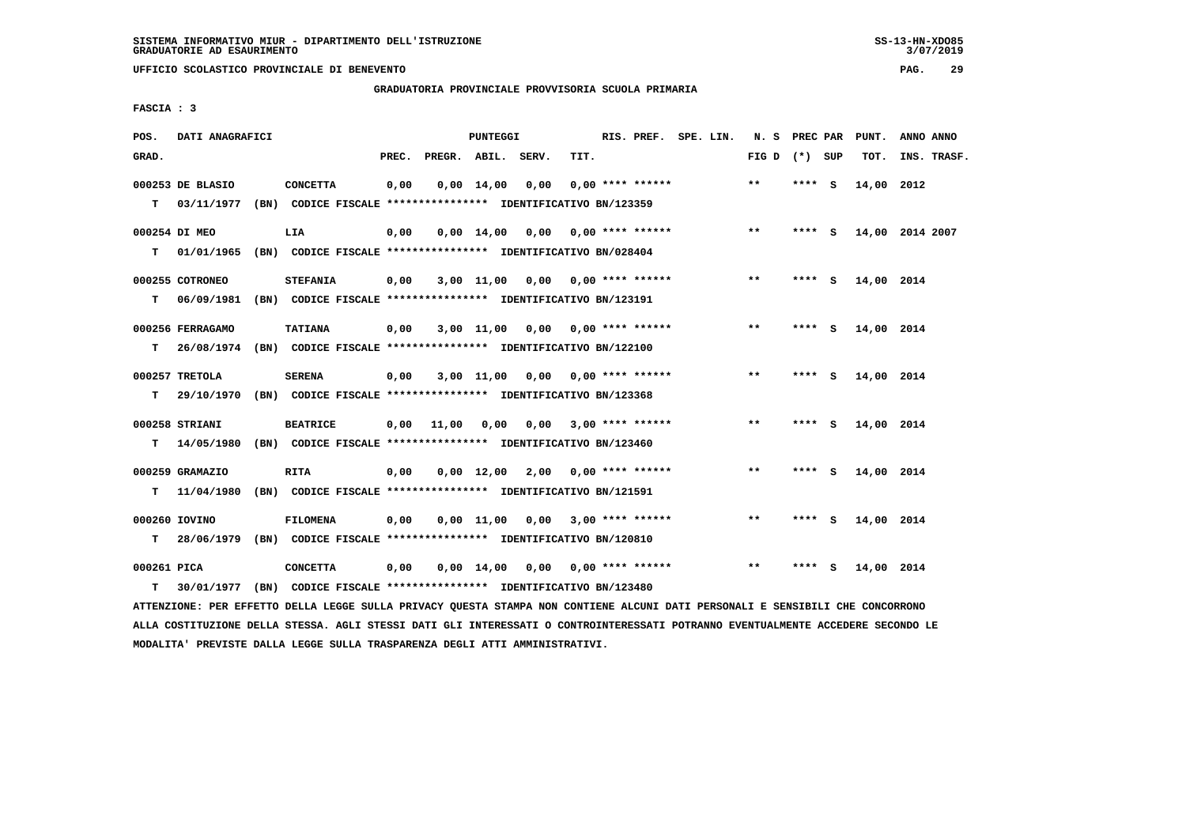SISTEMA INFORMATIVO MIUR - DIPARTIMENTO DELL'ISTRUZIONE
GRADUATORIE AD ESAURIMENTO

UFFICIO SCOLASTICO PROVINCIALE DI BENEVENTO

GRADUATORIA PROVINCIALE PROVVISORIA SCUOLA PRIMARIA

FASCIA : 3

| POS. GRAD. | DATI ANAGRAFICI | | PREC. | PREGR. | ABIL. | SERV. | TIT. | RIS. PREF. | SPE. LIN. | N. S FIG D | PREC PAR (*) | SUP | PUNT. TOT. | ANNO INS. | ANNO TRASF. |
|---|---|---|---|---|---|---|---|---|---|---|---|---|---|---|---|
| 000253 | DE BLASIO | CONCETTA | 0,00 | 0,00 | 14,00 | 0,00 | 0,00 | **** ****** | | ** | **** | S | 14,00 | 2012 | |
| T | 03/11/1977 (BN) | CODICE FISCALE **************** IDENTIFICATIVO BN/123359 | | | | | | | | | | | | | |
| 000254 | DI MEO | LIA | 0,00 | 0,00 | 14,00 | 0,00 | 0,00 | **** ****** | | ** | **** | S | 14,00 | 2014 | 2007 |
| T | 01/01/1965 (BN) | CODICE FISCALE **************** IDENTIFICATIVO BN/028404 | | | | | | | | | | | | | |
| 000255 | COTRONEO | STEFANIA | 0,00 | 3,00 | 11,00 | 0,00 | 0,00 | **** ****** | | ** | **** | S | 14,00 | 2014 | |
| T | 06/09/1981 (BN) | CODICE FISCALE **************** IDENTIFICATIVO BN/123191 | | | | | | | | | | | | | |
| 000256 | FERRAGAMO | TATIANA | 0,00 | 3,00 | 11,00 | 0,00 | 0,00 | **** ****** | | ** | **** | S | 14,00 | 2014 | |
| T | 26/08/1974 (BN) | CODICE FISCALE **************** IDENTIFICATIVO BN/122100 | | | | | | | | | | | | | |
| 000257 | TRETOLA | SERENA | 0,00 | 3,00 | 11,00 | 0,00 | 0,00 | **** ****** | | ** | **** | S | 14,00 | 2014 | |
| T | 29/10/1970 (BN) | CODICE FISCALE **************** IDENTIFICATIVO BN/123368 | | | | | | | | | | | | | |
| 000258 | STRIANI | BEATRICE | 0,00 | 11,00 | 0,00 | 0,00 | 3,00 | **** ****** | | ** | **** | S | 14,00 | 2014 | |
| T | 14/05/1980 (BN) | CODICE FISCALE **************** IDENTIFICATIVO BN/123460 | | | | | | | | | | | | | |
| 000259 | GRAMAZIO | RITA | 0,00 | 0,00 | 12,00 | 2,00 | 0,00 | **** ****** | | ** | **** | S | 14,00 | 2014 | |
| T | 11/04/1980 (BN) | CODICE FISCALE **************** IDENTIFICATIVO BN/121591 | | | | | | | | | | | | | |
| 000260 | IOVINO | FILOMENA | 0,00 | 0,00 | 11,00 | 0,00 | 3,00 | **** ****** | | ** | **** | S | 14,00 | 2014 | |
| T | 28/06/1979 (BN) | CODICE FISCALE **************** IDENTIFICATIVO BN/120810 | | | | | | | | | | | | | |
| 000261 | PICA | CONCETTA | 0,00 | 0,00 | 14,00 | 0,00 | 0,00 | **** ****** | | ** | **** | S | 14,00 | 2014 | |
| T | 30/01/1977 (BN) | CODICE FISCALE **************** IDENTIFICATIVO BN/123480 | | | | | | | | | | | | | |

ATTENZIONE: PER EFFETTO DELLA LEGGE SULLA PRIVACY QUESTA STAMPA NON CONTIENE ALCUNI DATI PERSONALI E SENSIBILI CHE CONCORRONO ALLA COSTITUZIONE DELLA STESSA. AGLI STESSI DATI GLI INTERESSATI O CONTROINTERESSATI POTRANNO EVENTUALMENTE ACCEDERE SECONDO LE MODALITA' PREVISTE DALLA LEGGE SULLA TRASPARENZA DEGLI ATTI AMMINISTRATIVI.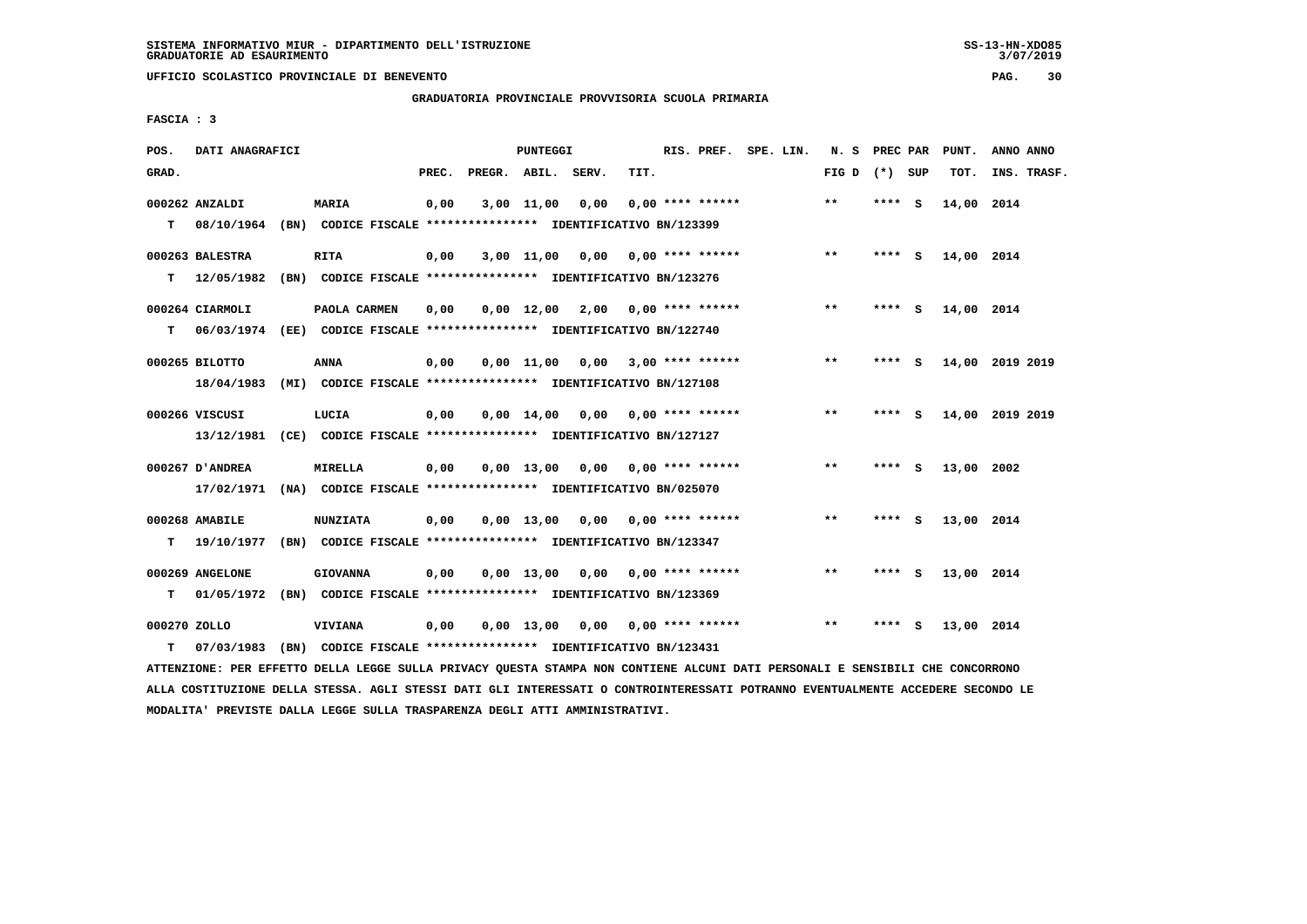SISTEMA INFORMATIVO MIUR - DIPARTIMENTO DELL'ISTRUZIONE
GRADUATORIE AD ESAURIMENTO

UFFICIO SCOLASTICO PROVINCIALE DI BENEVENTO

GRADUATORIA PROVINCIALE PROVVISORIA SCUOLA PRIMARIA

FASCIA : 3

| POS. GRAD. | DATI ANAGRAFICI | | PREC. | PREGR. | ABIL. | SERV. | TIT. | RIS. PREF. | SPE. LIN. | N. S FIG D | PREC PAR (*) SUP | PUNT. TOT. | ANNO ANNO INS. TRASF. |
|---|---|---|---|---|---|---|---|---|---|---|---|---|---|
| 000262 | ANZALDI | MARIA | 0,00 | 3,00 | 11,00 | 0,00 | 0,00 | **** ****** | | ** | **** S | 14,00 | 2014 |
| T | 08/10/1964 (BN) | CODICE FISCALE **************** IDENTIFICATIVO BN/123399 | | | | | | | | | | | |
| 000263 | BALESTRA | RITA | 0,00 | 3,00 | 11,00 | 0,00 | 0,00 | **** ****** | | ** | **** S | 14,00 | 2014 |
| T | 12/05/1982 (BN) | CODICE FISCALE **************** IDENTIFICATIVO BN/123276 | | | | | | | | | | | |
| 000264 | CIARMOLI | PAOLA CARMEN | 0,00 | 0,00 | 12,00 | 2,00 | 0,00 | **** ****** | | ** | **** S | 14,00 | 2014 |
| T | 06/03/1974 (EE) | CODICE FISCALE **************** IDENTIFICATIVO BN/122740 | | | | | | | | | | | |
| 000265 | BILOTTO | ANNA | 0,00 | 0,00 | 11,00 | 0,00 | 3,00 | **** ****** | | ** | **** S | 14,00 | 2019 2019 |
| | 18/04/1983 (MI) | CODICE FISCALE **************** IDENTIFICATIVO BN/127108 | | | | | | | | | | | |
| 000266 | VISCUSI | LUCIA | 0,00 | 0,00 | 14,00 | 0,00 | 0,00 | **** ****** | | ** | **** S | 14,00 | 2019 2019 |
| | 13/12/1981 (CE) | CODICE FISCALE **************** IDENTIFICATIVO BN/127127 | | | | | | | | | | | |
| 000267 | D'ANDREA | MIRELLA | 0,00 | 0,00 | 13,00 | 0,00 | 0,00 | **** ****** | | ** | **** S | 13,00 | 2002 |
| | 17/02/1971 (NA) | CODICE FISCALE **************** IDENTIFICATIVO BN/025070 | | | | | | | | | | | |
| 000268 | AMABILE | NUNZIATA | 0,00 | 0,00 | 13,00 | 0,00 | 0,00 | **** ****** | | ** | **** S | 13,00 | 2014 |
| T | 19/10/1977 (BN) | CODICE FISCALE **************** IDENTIFICATIVO BN/123347 | | | | | | | | | | | |
| 000269 | ANGELONE | GIOVANNA | 0,00 | 0,00 | 13,00 | 0,00 | 0,00 | **** ****** | | ** | **** S | 13,00 | 2014 |
| T | 01/05/1972 (BN) | CODICE FISCALE **************** IDENTIFICATIVO BN/123369 | | | | | | | | | | | |
| 000270 | ZOLLO | VIVIANA | 0,00 | 0,00 | 13,00 | 0,00 | 0,00 | **** ****** | | ** | **** S | 13,00 | 2014 |
| T | 07/03/1983 (BN) | CODICE FISCALE **************** IDENTIFICATIVO BN/123431 | | | | | | | | | | | |

ATTENZIONE: PER EFFETTO DELLA LEGGE SULLA PRIVACY QUESTA STAMPA NON CONTIENE ALCUNI DATI PERSONALI E SENSIBILI CHE CONCORRONO ALLA COSTITUZIONE DELLA STESSA. AGLI STESSI DATI GLI INTERESSATI O CONTROINTERESSATI POTRANNO EVENTUALMENTE ACCEDERE SECONDO LE MODALITA' PREVISTE DALLA LEGGE SULLA TRASPARENZA DEGLI ATTI AMMINISTRATIVI.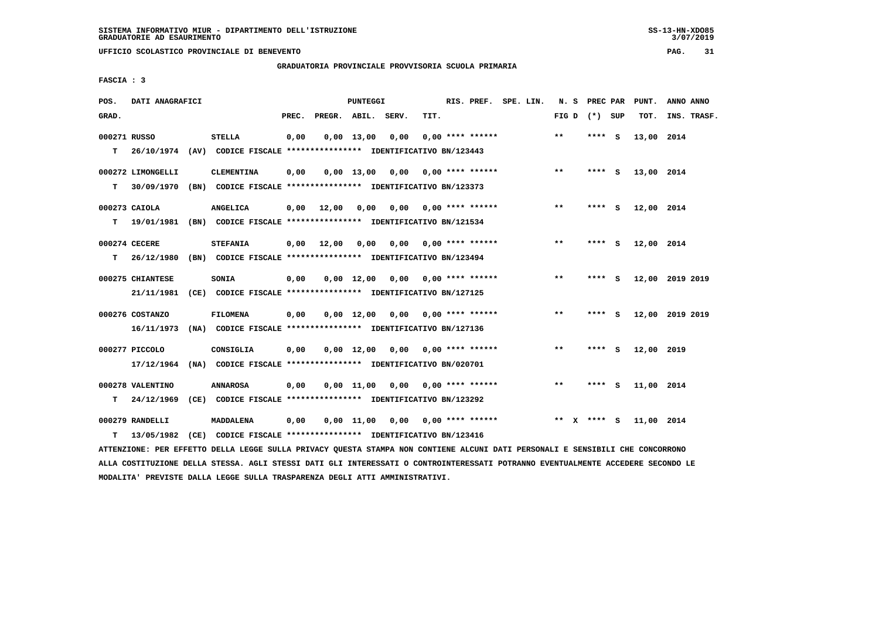SISTEMA INFORMATIVO MIUR - DIPARTIMENTO DELL'ISTRUZIONE
GRADUATORIE AD ESAURIMENTO

UFFICIO SCOLASTICO PROVINCIALE DI BENEVENTO

GRADUATORIA PROVINCIALE PROVVISORIA SCUOLA PRIMARIA

FASCIA : 3

| POS. GRAD. | DATI ANAGRAFICI | | PREC. | PREGR. | ABIL. | SERV. | TIT. | RIS. PREF. | SPE. LIN. | N. S FIG D | PREC PAR (*) SUP | PUNT. TOT. | ANNO INS. | ANNO TRASF. |
|---|---|---|---|---|---|---|---|---|---|---|---|---|---|---|
| 000271 RUSSO | STELLA | | 0,00 | 0,00 | 13,00 | 0,00 | 0,00 | **** ****** | | ** | **** S | 13,00 | 2014 | |
| T | 26/10/1974 (AV) | CODICE FISCALE **************** IDENTIFICATIVO BN/123443 | | | | | | | | | | | | |
| 000272 LIMONGELLI | CLEMENTINA | | 0,00 | 0,00 | 13,00 | 0,00 | 0,00 | **** ****** | | ** | **** S | 13,00 | 2014 | |
| T | 30/09/1970 (BN) | CODICE FISCALE **************** IDENTIFICATIVO BN/123373 | | | | | | | | | | | | |
| 000273 CAIOLA | ANGELICA | | 0,00 | 12,00 | 0,00 | 0,00 | 0,00 | **** ****** | | ** | **** S | 12,00 | 2014 | |
| T | 19/01/1981 (BN) | CODICE FISCALE **************** IDENTIFICATIVO BN/121534 | | | | | | | | | | | | |
| 000274 CECERE | STEFANIA | | 0,00 | 12,00 | 0,00 | 0,00 | 0,00 | **** ****** | | ** | **** S | 12,00 | 2014 | |
| T | 26/12/1980 (BN) | CODICE FISCALE **************** IDENTIFICATIVO BN/123494 | | | | | | | | | | | | |
| 000275 CHIANTESE | SONIA | | 0,00 | 0,00 | 12,00 | 0,00 | 0,00 | **** ****** | | ** | **** S | 12,00 | 2019 | 2019 |
| | 21/11/1981 (CE) | CODICE FISCALE **************** IDENTIFICATIVO BN/127125 | | | | | | | | | | | | |
| 000276 COSTANZO | FILOMENA | | 0,00 | 0,00 | 12,00 | 0,00 | 0,00 | **** ****** | | ** | **** S | 12,00 | 2019 | 2019 |
| | 16/11/1973 (NA) | CODICE FISCALE **************** IDENTIFICATIVO BN/127136 | | | | | | | | | | | | |
| 000277 PICCOLO | CONSIGLIA | | 0,00 | 0,00 | 12,00 | 0,00 | 0,00 | **** ****** | | ** | **** S | 12,00 | 2019 | |
| | 17/12/1964 (NA) | CODICE FISCALE **************** IDENTIFICATIVO BN/020701 | | | | | | | | | | | | |
| 000278 VALENTINO | ANNAROSA | | 0,00 | 0,00 | 11,00 | 0,00 | 0,00 | **** ****** | | ** | **** S | 11,00 | 2014 | |
| T | 24/12/1969 (CE) | CODICE FISCALE **************** IDENTIFICATIVO BN/123292 | | | | | | | | | | | | |
| 000279 RANDELLI | MADDALENA | | 0,00 | 0,00 | 11,00 | 0,00 | 0,00 | **** ****** | | ** X | **** S | 11,00 | 2014 | |
| T | 13/05/1982 (CE) | CODICE FISCALE **************** IDENTIFICATIVO BN/123416 | | | | | | | | | | | | |

ATTENZIONE: PER EFFETTO DELLA LEGGE SULLA PRIVACY QUESTA STAMPA NON CONTIENE ALCUNI DATI PERSONALI E SENSIBILI CHE CONCORRONO ALLA COSTITUZIONE DELLA STESSA. AGLI STESSI DATI GLI INTERESSATI O CONTROINTERESSATI POTRANNO EVENTUALMENTE ACCEDERE SECONDO LE MODALITA' PREVISTE DALLA LEGGE SULLA TRASPARENZA DEGLI ATTI AMMINISTRATIVI.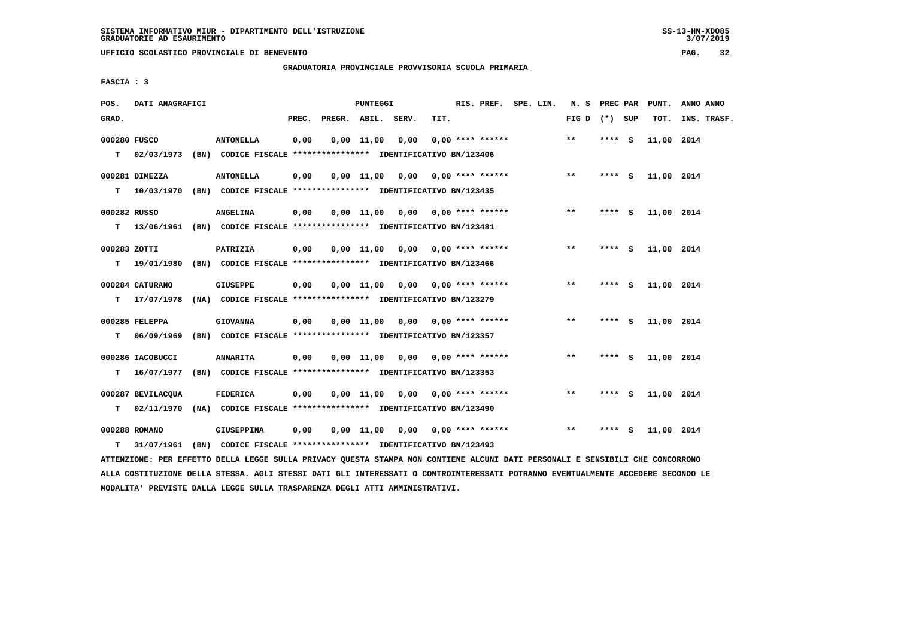SISTEMA INFORMATIVO MIUR - DIPARTIMENTO DELL'ISTRUZIONE
GRADUATORIE AD ESAURIMENTO

UFFICIO SCOLASTICO PROVINCIALE DI BENEVENTO

## GRADUATORIA PROVINCIALE PROVVISORIA SCUOLA PRIMARIA

FASCIA : 3

| POS. GRAD. | DATI ANAGRAFICI | | PREC. | PREGR. | ABIL. | SERV. | TIT. | RIS. PREF. | SPE. LIN. | N. S FIG D | PREC PAR (*) | SUP | PUNT. TOT. | ANNO INS. | ANNO TRASF. |
|---|---|---|---|---|---|---|---|---|---|---|---|---|---|---|---|
| 000280 | FUSCO | ANTONELLA | 0,00 | 0,00 | 11,00 | 0,00 | 0,00 | **** ****** | | ** | **** | S | 11,00 | 2014 | |
| T | 02/03/1973 (BN) | CODICE FISCALE **************** IDENTIFICATIVO BN/123406 | | | | | | | | | | | | | |
| 000281 | DIMEZZA | ANTONELLA | 0,00 | 0,00 | 11,00 | 0,00 | 0,00 | **** ****** | | ** | **** | S | 11,00 | 2014 | |
| T | 10/03/1970 (BN) | CODICE FISCALE **************** IDENTIFICATIVO BN/123435 | | | | | | | | | | | | | |
| 000282 | RUSSO | ANGELINA | 0,00 | 0,00 | 11,00 | 0,00 | 0,00 | **** ****** | | ** | **** | S | 11,00 | 2014 | |
| T | 13/06/1961 (BN) | CODICE FISCALE **************** IDENTIFICATIVO BN/123481 | | | | | | | | | | | | | |
| 000283 | ZOTTI | PATRIZIA | 0,00 | 0,00 | 11,00 | 0,00 | 0,00 | **** ****** | | ** | **** | S | 11,00 | 2014 | |
| T | 19/01/1980 (BN) | CODICE FISCALE **************** IDENTIFICATIVO BN/123466 | | | | | | | | | | | | | |
| 000284 | CATURANO | GIUSEPPE | 0,00 | 0,00 | 11,00 | 0,00 | 0,00 | **** ****** | | ** | **** | S | 11,00 | 2014 | |
| T | 17/07/1978 (NA) | CODICE FISCALE **************** IDENTIFICATIVO BN/123279 | | | | | | | | | | | | | |
| 000285 | FELEPPA | GIOVANNA | 0,00 | 0,00 | 11,00 | 0,00 | 0,00 | **** ****** | | ** | **** | S | 11,00 | 2014 | |
| T | 06/09/1969 (BN) | CODICE FISCALE **************** IDENTIFICATIVO BN/123357 | | | | | | | | | | | | | |
| 000286 | IACOBUCCI | ANNARITA | 0,00 | 0,00 | 11,00 | 0,00 | 0,00 | **** ****** | | ** | **** | S | 11,00 | 2014 | |
| T | 16/07/1977 (BN) | CODICE FISCALE **************** IDENTIFICATIVO BN/123353 | | | | | | | | | | | | | |
| 000287 | BEVILACQUA | FEDERICA | 0,00 | 0,00 | 11,00 | 0,00 | 0,00 | **** ****** | | ** | **** | S | 11,00 | 2014 | |
| T | 02/11/1970 (NA) | CODICE FISCALE **************** IDENTIFICATIVO BN/123490 | | | | | | | | | | | | | |
| 000288 | ROMANO | GIUSEPPINA | 0,00 | 0,00 | 11,00 | 0,00 | 0,00 | **** ****** | | ** | **** | S | 11,00 | 2014 | |
| T | 31/07/1961 (BN) | CODICE FISCALE **************** IDENTIFICATIVO BN/123493 | | | | | | | | | | | | | |

ATTENZIONE: PER EFFETTO DELLA LEGGE SULLA PRIVACY QUESTA STAMPA NON CONTIENE ALCUNI DATI PERSONALI E SENSIBILI CHE CONCORRONO ALLA COSTITUZIONE DELLA STESSA. AGLI STESSI DATI GLI INTERESSATI O CONTROINTERESSATI POTRANNO EVENTUALMENTE ACCEDERE SECONDO LE MODALITA' PREVISTE DALLA LEGGE SULLA TRASPARENZA DEGLI ATTI AMMINISTRATIVI.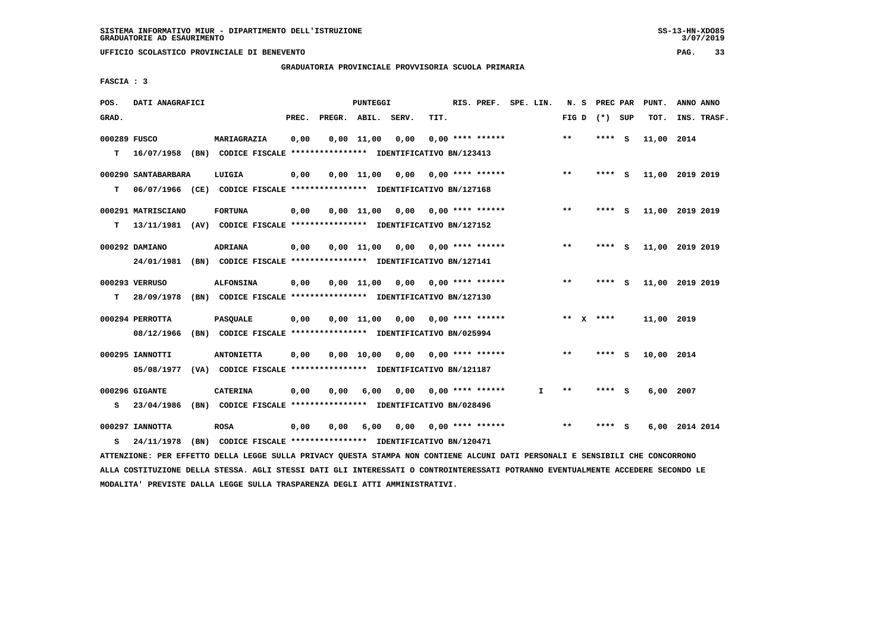SISTEMA INFORMATIVO MIUR - DIPARTIMENTO DELL'ISTRUZIONE
GRADUATORIE AD ESAURIMENTO

UFFICIO SCOLASTICO PROVINCIALE DI BENEVENTO

GRADUATORIA PROVINCIALE PROVVISORIA SCUOLA PRIMARIA

FASCIA : 3

| POS. GRAD. | DATI ANAGRAFICI | | PREC. | PREGR. | ABIL. | SERV. | TIT. | RIS. PREF. | SPE. LIN. | N. S FIG D | PREC PAR (*) SUP | PUNT. TOT. | ANNO ANNO INS. TRASF. |
|---|---|---|---|---|---|---|---|---|---|---|---|---|---|
| 000289 | FUSCO | MARIAGRAZIA | 0,00 | 0,00 | 11,00 | 0,00 | 0,00 | **** ****** | | ** | **** S | 11,00 | 2014 |
| T | 16/07/1958 (BN) CODICE FISCALE **************** IDENTIFICATIVO BN/123413 | | | | | | | | | | | | |
| 000290 | SANTABARBARA | LUIGIA | 0,00 | 0,00 | 11,00 | 0,00 | 0,00 | **** ****** | | ** | **** S | 11,00 | 2019 2019 |
| T | 06/07/1966 (CE) CODICE FISCALE **************** IDENTIFICATIVO BN/127168 | | | | | | | | | | | | |
| 000291 | MATRISCIANO | FORTUNA | 0,00 | 0,00 | 11,00 | 0,00 | 0,00 | **** ****** | | ** | **** S | 11,00 | 2019 2019 |
| T | 13/11/1981 (AV) CODICE FISCALE **************** IDENTIFICATIVO BN/127152 | | | | | | | | | | | | |
| 000292 | DAMIANO | ADRIANA | 0,00 | 0,00 | 11,00 | 0,00 | 0,00 | **** ****** | | ** | **** S | 11,00 | 2019 2019 |
| | 24/01/1981 (BN) CODICE FISCALE **************** IDENTIFICATIVO BN/127141 | | | | | | | | | | | | |
| 000293 | VERRUSO | ALFONSINA | 0,00 | 0,00 | 11,00 | 0,00 | 0,00 | **** ****** | | ** | **** S | 11,00 | 2019 2019 |
| T | 28/09/1978 (BN) CODICE FISCALE **************** IDENTIFICATIVO BN/127130 | | | | | | | | | | | | |
| 000294 | PERROTTA | PASQUALE | 0,00 | 0,00 | 11,00 | 0,00 | 0,00 | **** ****** | | ** X | **** | 11,00 | 2019 |
| | 08/12/1966 (BN) CODICE FISCALE **************** IDENTIFICATIVO BN/025994 | | | | | | | | | | | | |
| 000295 | IANNOTTI | ANTONIETTA | 0,00 | 0,00 | 10,00 | 0,00 | 0,00 | **** ****** | | ** | **** S | 10,00 | 2014 |
| | 05/08/1977 (VA) CODICE FISCALE **************** IDENTIFICATIVO BN/121187 | | | | | | | | | | | | |
| 000296 | GIGANTE | CATERINA | 0,00 | 0,00 | 6,00 | 0,00 | 0,00 | **** ****** | I | ** | **** S | 6,00 | 2007 |
| S | 23/04/1986 (BN) CODICE FISCALE **************** IDENTIFICATIVO BN/028496 | | | | | | | | | | | | |
| 000297 | IANNOTTA | ROSA | 0,00 | 0,00 | 6,00 | 0,00 | 0,00 | **** ****** | | ** | **** S | 6,00 | 2014 2014 |
| S | 24/11/1978 (BN) CODICE FISCALE **************** IDENTIFICATIVO BN/120471 | | | | | | | | | | | | |

ATTENZIONE: PER EFFETTO DELLA LEGGE SULLA PRIVACY QUESTA STAMPA NON CONTIENE ALCUNI DATI PERSONALI E SENSIBILI CHE CONCORRONO ALLA COSTITUZIONE DELLA STESSA. AGLI STESSI DATI GLI INTERESSATI O CONTROINTERESSATI POTRANNO EVENTUALMENTE ACCEDERE SECONDO LE MODALITA' PREVISTE DALLA LEGGE SULLA TRASPARENZA DEGLI ATTI AMMINISTRATIVI.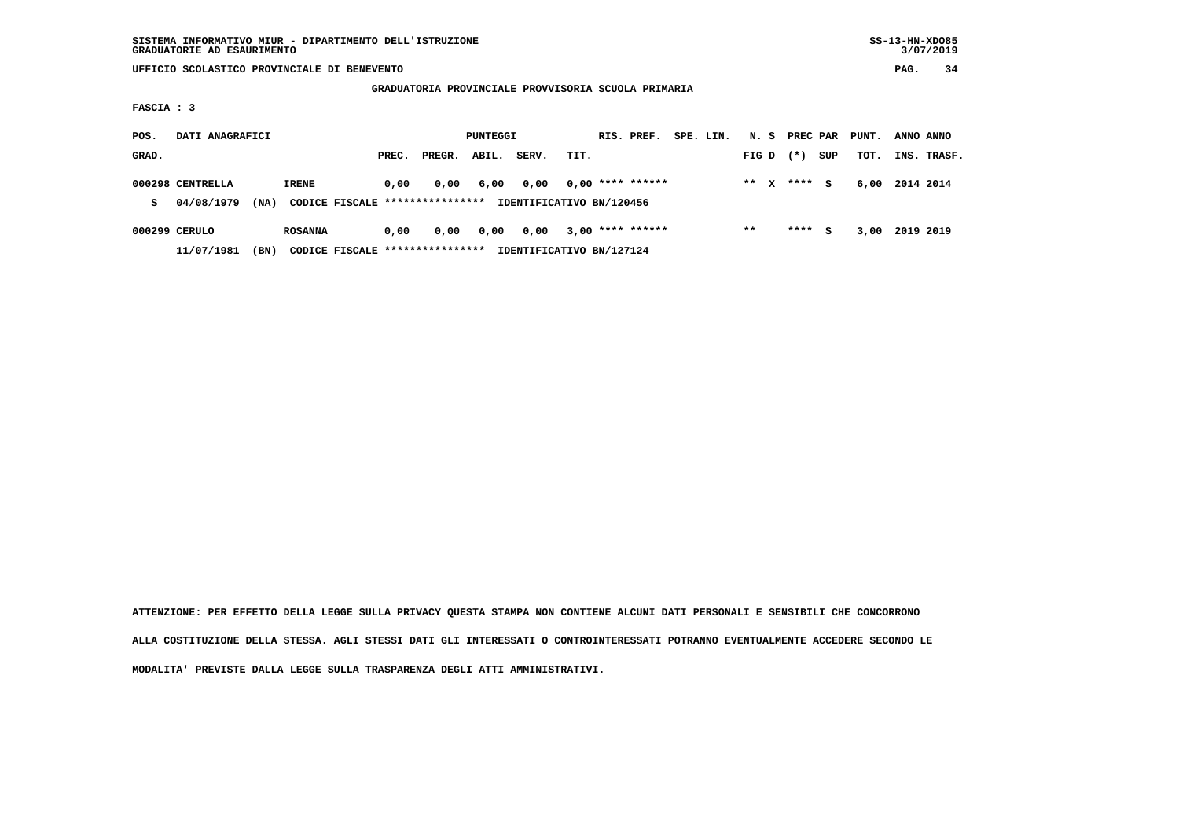SISTEMA INFORMATIVO MIUR - DIPARTIMENTO DELL'ISTRUZIONE
GRADUATORIE AD ESAURIMENTO

UFFICIO SCOLASTICO PROVINCIALE DI BENEVENTO

**GRADUATORIA PROVINCIALE PROVVISORIA SCUOLA PRIMARIA**

**FASCIA : 3**

| POS. GRAD. | DATI ANAGRAFICI | | PUNTEGGI PREC. | PREGR. | ABIL. | SERV. | TIT. | RIS. PREF. | SPE. LIN. | N. S FIG D | PREC PAR (*) SUP | PUNT. TOT. | ANNO INS. | ANNO TRASF. |
|---|---|---|---|---|---|---|---|---|---|---|---|---|---|---|
| 000298 | CENTRELLA | IRENE | 0,00 | 0,00 | 6,00 | 0,00 | 0,00 | **** ****** | | ** X | **** S | 6,00 | 2014 | 2014 |
| S | 04/08/1979 (NA) | CODICE FISCALE **************** | IDENTIFICATIVO BN/120456 | | | | | | | | | | | |
| 000299 | CERULO | ROSANNA | 0,00 | 0,00 | 0,00 | 0,00 | 3,00 | **** ****** | | ** | **** S | 3,00 | 2019 | 2019 |
| | 11/07/1981 (BN) | CODICE FISCALE **************** | IDENTIFICATIVO BN/127124 | | | | | | | | | | | |

**ATTENZIONE: PER EFFETTO DELLA LEGGE SULLA PRIVACY QUESTA STAMPA NON CONTIENE ALCUNI DATI PERSONALI E SENSIBILI CHE CONCORRONO ALLA COSTITUZIONE DELLA STESSA. AGLI STESSI DATI GLI INTERESSATI O CONTROINTERESSATI POTRANNO EVENTUALMENTE ACCEDERE SECONDO LE MODALITA' PREVISTE DALLA LEGGE SULLA TRASPARENZA DEGLI ATTI AMMINISTRATIVI.**